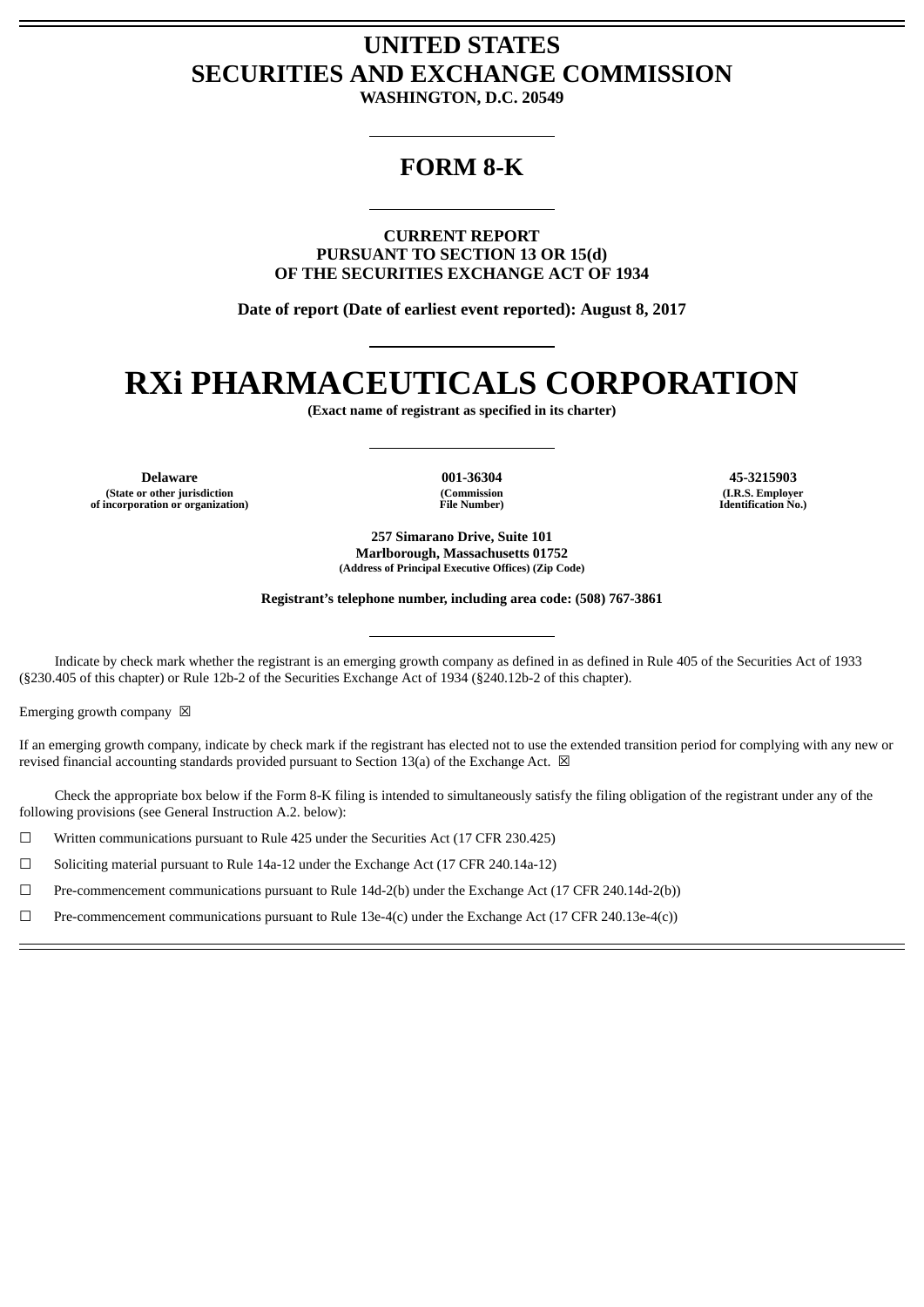# UNITED STATES
# SECURITIES AND EXCHANGE COMMISSION

**WASHINGTON, D.C. 20549**

---

## FORM 8-K

---

**CURRENT REPORT**
**PURSUANT TO SECTION 13 OR 15(d)**
**OF THE SECURITIES EXCHANGE ACT OF 1934**

**Date of report (Date of earliest event reported): August 8, 2017**

---

# RXi PHARMACEUTICALS CORPORATION

**(Exact name of registrant as specified in its charter)**

---

| **Delaware** | **001-36304** | **45-3215903** |
|---|---|---|
| **(State or other jurisdiction of incorporation or organization)** | **(Commission File Number)** | **(I.R.S. Employer Identification No.)** |

**257 Simarano Drive, Suite 101**
**Marlborough, Massachusetts 01752**
**(Address of Principal Executive Offices) (Zip Code)**

**Registrant's telephone number, including area code: (508) 767-3861**

---

Indicate by check mark whether the registrant is an emerging growth company as defined in as defined in Rule 405 of the Securities Act of 1933 (§230.405 of this chapter) or Rule 12b-2 of the Securities Exchange Act of 1934 (§240.12b-2 of this chapter).

Emerging growth company ☒

If an emerging growth company, indicate by check mark if the registrant has elected not to use the extended transition period for complying with any new or revised financial accounting standards provided pursuant to Section 13(a) of the Exchange Act. ☒

Check the appropriate box below if the Form 8-K filing is intended to simultaneously satisfy the filing obligation of the registrant under any of the following provisions (see General Instruction A.2. below):

☐ Written communications pursuant to Rule 425 under the Securities Act (17 CFR 230.425)

☐ Soliciting material pursuant to Rule 14a-12 under the Exchange Act (17 CFR 240.14a-12)

☐ Pre-commencement communications pursuant to Rule 14d-2(b) under the Exchange Act (17 CFR 240.14d-2(b))

☐ Pre-commencement communications pursuant to Rule 13e-4(c) under the Exchange Act (17 CFR 240.13e-4(c))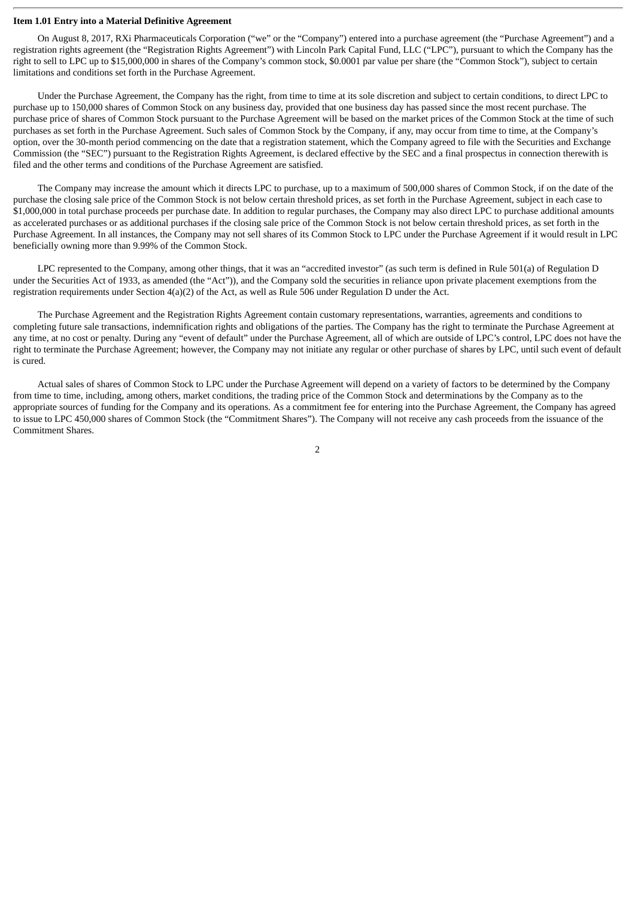**Item 1.01 Entry into a Material Definitive Agreement**

On August 8, 2017, RXi Pharmaceuticals Corporation ("we" or the "Company") entered into a purchase agreement (the "Purchase Agreement") and a registration rights agreement (the "Registration Rights Agreement") with Lincoln Park Capital Fund, LLC ("LPC"), pursuant to which the Company has the right to sell to LPC up to $15,000,000 in shares of the Company's common stock, $0.0001 par value per share (the "Common Stock"), subject to certain limitations and conditions set forth in the Purchase Agreement.

Under the Purchase Agreement, the Company has the right, from time to time at its sole discretion and subject to certain conditions, to direct LPC to purchase up to 150,000 shares of Common Stock on any business day, provided that one business day has passed since the most recent purchase. The purchase price of shares of Common Stock pursuant to the Purchase Agreement will be based on the market prices of the Common Stock at the time of such purchases as set forth in the Purchase Agreement. Such sales of Common Stock by the Company, if any, may occur from time to time, at the Company's option, over the 30-month period commencing on the date that a registration statement, which the Company agreed to file with the Securities and Exchange Commission (the "SEC") pursuant to the Registration Rights Agreement, is declared effective by the SEC and a final prospectus in connection therewith is filed and the other terms and conditions of the Purchase Agreement are satisfied.

The Company may increase the amount which it directs LPC to purchase, up to a maximum of 500,000 shares of Common Stock, if on the date of the purchase the closing sale price of the Common Stock is not below certain threshold prices, as set forth in the Purchase Agreement, subject in each case to $1,000,000 in total purchase proceeds per purchase date. In addition to regular purchases, the Company may also direct LPC to purchase additional amounts as accelerated purchases or as additional purchases if the closing sale price of the Common Stock is not below certain threshold prices, as set forth in the Purchase Agreement. In all instances, the Company may not sell shares of its Common Stock to LPC under the Purchase Agreement if it would result in LPC beneficially owning more than 9.99% of the Common Stock.

LPC represented to the Company, among other things, that it was an "accredited investor" (as such term is defined in Rule 501(a) of Regulation D under the Securities Act of 1933, as amended (the "Act")), and the Company sold the securities in reliance upon private placement exemptions from the registration requirements under Section 4(a)(2) of the Act, as well as Rule 506 under Regulation D under the Act.

The Purchase Agreement and the Registration Rights Agreement contain customary representations, warranties, agreements and conditions to completing future sale transactions, indemnification rights and obligations of the parties. The Company has the right to terminate the Purchase Agreement at any time, at no cost or penalty. During any "event of default" under the Purchase Agreement, all of which are outside of LPC's control, LPC does not have the right to terminate the Purchase Agreement; however, the Company may not initiate any regular or other purchase of shares by LPC, until such event of default is cured.

Actual sales of shares of Common Stock to LPC under the Purchase Agreement will depend on a variety of factors to be determined by the Company from time to time, including, among others, market conditions, the trading price of the Common Stock and determinations by the Company as to the appropriate sources of funding for the Company and its operations. As a commitment fee for entering into the Purchase Agreement, the Company has agreed to issue to LPC 450,000 shares of Common Stock (the "Commitment Shares"). The Company will not receive any cash proceeds from the issuance of the Commitment Shares.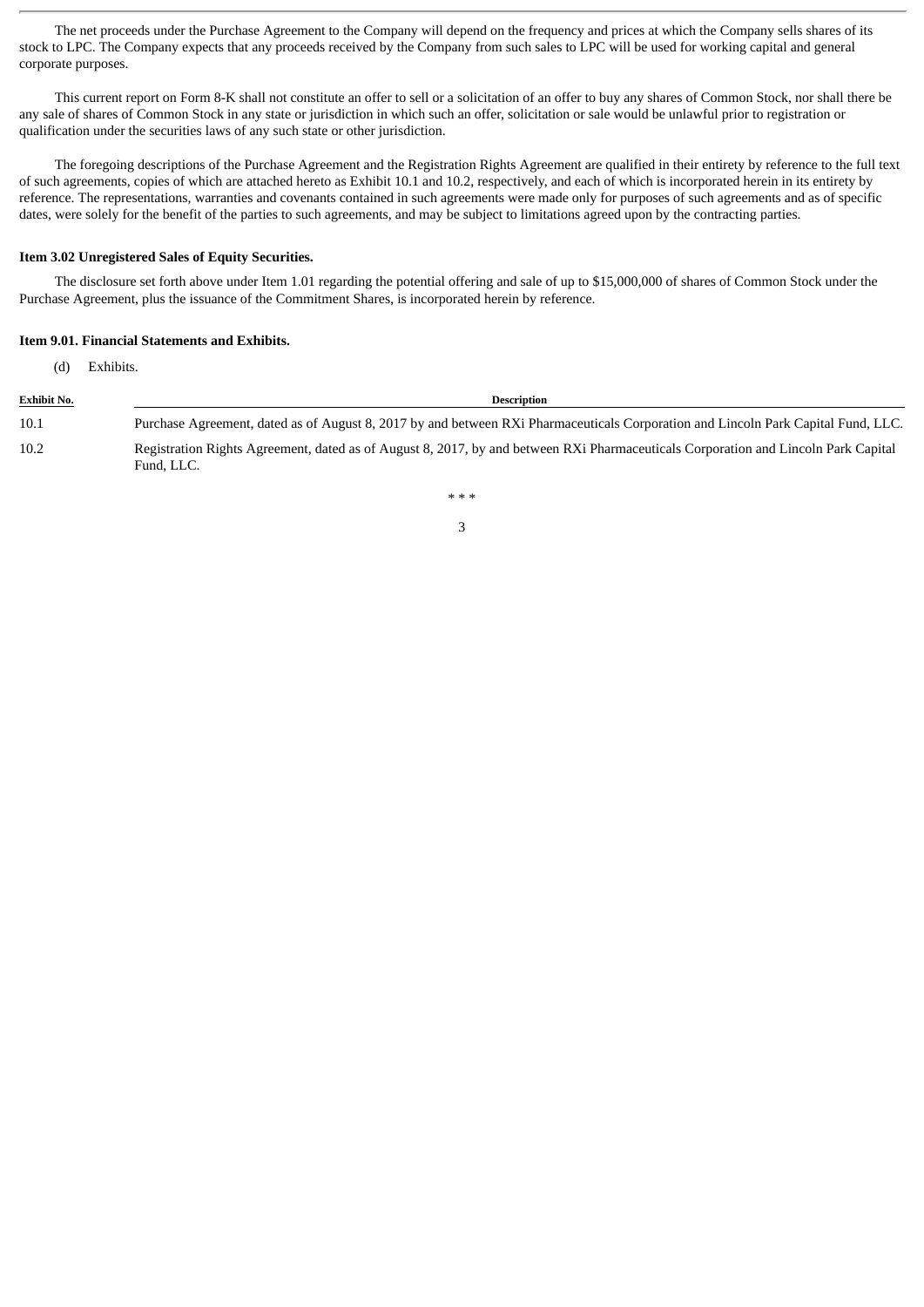The net proceeds under the Purchase Agreement to the Company will depend on the frequency and prices at which the Company sells shares of its stock to LPC. The Company expects that any proceeds received by the Company from such sales to LPC will be used for working capital and general corporate purposes.

This current report on Form 8-K shall not constitute an offer to sell or a solicitation of an offer to buy any shares of Common Stock, nor shall there be any sale of shares of Common Stock in any state or jurisdiction in which such an offer, solicitation or sale would be unlawful prior to registration or qualification under the securities laws of any such state or other jurisdiction.

The foregoing descriptions of the Purchase Agreement and the Registration Rights Agreement are qualified in their entirety by reference to the full text of such agreements, copies of which are attached hereto as Exhibit 10.1 and 10.2, respectively, and each of which is incorporated herein in its entirety by reference. The representations, warranties and covenants contained in such agreements were made only for purposes of such agreements and as of specific dates, were solely for the benefit of the parties to such agreements, and may be subject to limitations agreed upon by the contracting parties.

**Item 3.02 Unregistered Sales of Equity Securities.**

The disclosure set forth above under Item 1.01 regarding the potential offering and sale of up to $15,000,000 of shares of Common Stock under the Purchase Agreement, plus the issuance of the Commitment Shares, is incorporated herein by reference.

**Item 9.01. Financial Statements and Exhibits.**

(d) Exhibits.

| Exhibit No. | Description |
|---|---|
| 10.1 | Purchase Agreement, dated as of August 8, 2017 by and between RXi Pharmaceuticals Corporation and Lincoln Park Capital Fund, LLC. |
| 10.2 | Registration Rights Agreement, dated as of August 8, 2017, by and between RXi Pharmaceuticals Corporation and Lincoln Park Capital Fund, LLC. |

\* \* \*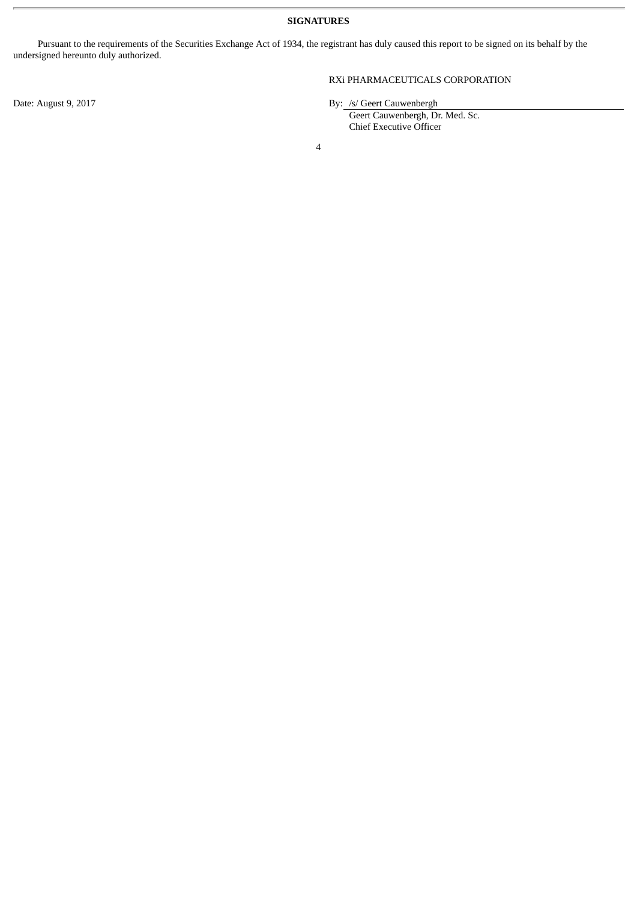**SIGNATURES**

Pursuant to the requirements of the Securities Exchange Act of 1934, the registrant has duly caused this report to be signed on its behalf by the undersigned hereunto duly authorized.

RXi PHARMACEUTICALS CORPORATION

Date: August 9, 2017

By: /s/ Geert Cauwenbergh
Geert Cauwenbergh, Dr. Med. Sc.
Chief Executive Officer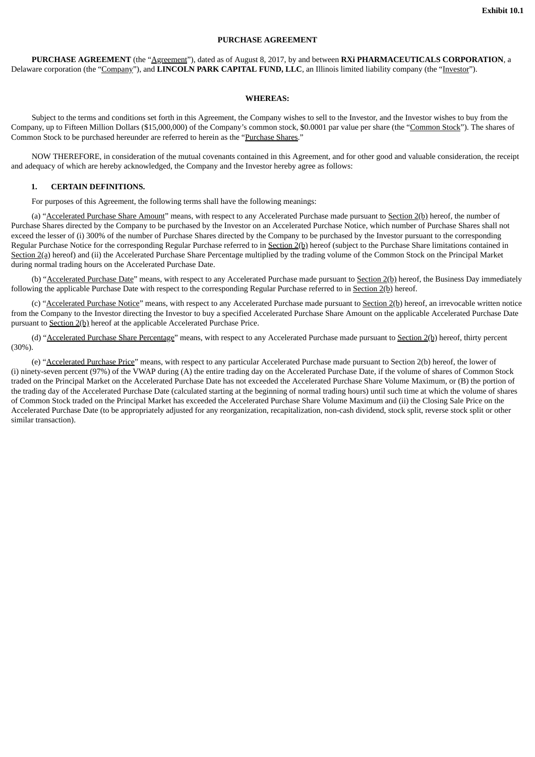**Exhibit 10.1**

**PURCHASE AGREEMENT**

**PURCHASE AGREEMENT** (the "Agreement"), dated as of August 8, 2017, by and between **RXi PHARMACEUTICALS CORPORATION**, a Delaware corporation (the "Company"), and **LINCOLN PARK CAPITAL FUND, LLC**, an Illinois limited liability company (the "Investor").

**WHEREAS:**

Subject to the terms and conditions set forth in this Agreement, the Company wishes to sell to the Investor, and the Investor wishes to buy from the Company, up to Fifteen Million Dollars ($15,000,000) of the Company's common stock, $0.0001 par value per share (the "Common Stock"). The shares of Common Stock to be purchased hereunder are referred to herein as the "Purchase Shares."

NOW THEREFORE, in consideration of the mutual covenants contained in this Agreement, and for other good and valuable consideration, the receipt and adequacy of which are hereby acknowledged, the Company and the Investor hereby agree as follows:

**1. CERTAIN DEFINITIONS.**

For purposes of this Agreement, the following terms shall have the following meanings:

(a) "Accelerated Purchase Share Amount" means, with respect to any Accelerated Purchase made pursuant to Section 2(b) hereof, the number of Purchase Shares directed by the Company to be purchased by the Investor on an Accelerated Purchase Notice, which number of Purchase Shares shall not exceed the lesser of (i) 300% of the number of Purchase Shares directed by the Company to be purchased by the Investor pursuant to the corresponding Regular Purchase Notice for the corresponding Regular Purchase referred to in Section 2(b) hereof (subject to the Purchase Share limitations contained in Section 2(a) hereof) and (ii) the Accelerated Purchase Share Percentage multiplied by the trading volume of the Common Stock on the Principal Market during normal trading hours on the Accelerated Purchase Date.

(b) "Accelerated Purchase Date" means, with respect to any Accelerated Purchase made pursuant to Section 2(b) hereof, the Business Day immediately following the applicable Purchase Date with respect to the corresponding Regular Purchase referred to in Section 2(b) hereof.

(c) "Accelerated Purchase Notice" means, with respect to any Accelerated Purchase made pursuant to Section 2(b) hereof, an irrevocable written notice from the Company to the Investor directing the Investor to buy a specified Accelerated Purchase Share Amount on the applicable Accelerated Purchase Date pursuant to Section 2(b) hereof at the applicable Accelerated Purchase Price.

(d) "Accelerated Purchase Share Percentage" means, with respect to any Accelerated Purchase made pursuant to Section 2(b) hereof, thirty percent (30%).

(e) "Accelerated Purchase Price" means, with respect to any particular Accelerated Purchase made pursuant to Section 2(b) hereof, the lower of (i) ninety-seven percent (97%) of the VWAP during (A) the entire trading day on the Accelerated Purchase Date, if the volume of shares of Common Stock traded on the Principal Market on the Accelerated Purchase Date has not exceeded the Accelerated Purchase Share Volume Maximum, or (B) the portion of the trading day of the Accelerated Purchase Date (calculated starting at the beginning of normal trading hours) until such time at which the volume of shares of Common Stock traded on the Principal Market has exceeded the Accelerated Purchase Share Volume Maximum and (ii) the Closing Sale Price on the Accelerated Purchase Date (to be appropriately adjusted for any reorganization, recapitalization, non-cash dividend, stock split, reverse stock split or other similar transaction).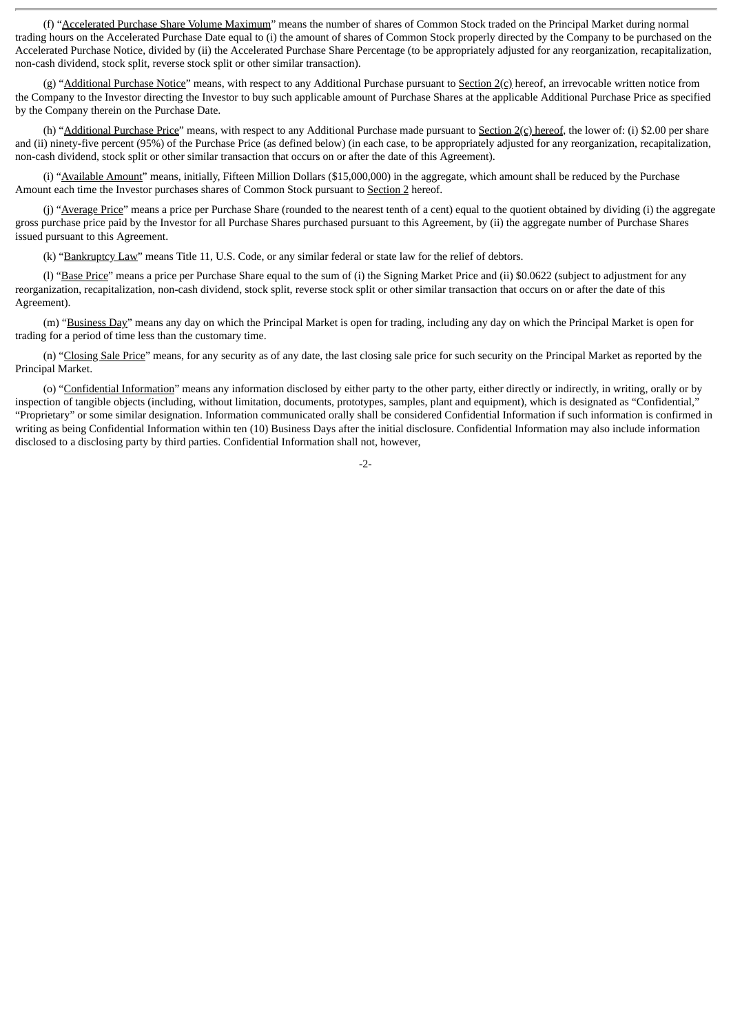(f) "Accelerated Purchase Share Volume Maximum" means the number of shares of Common Stock traded on the Principal Market during normal trading hours on the Accelerated Purchase Date equal to (i) the amount of shares of Common Stock properly directed by the Company to be purchased on the Accelerated Purchase Notice, divided by (ii) the Accelerated Purchase Share Percentage (to be appropriately adjusted for any reorganization, recapitalization, non-cash dividend, stock split, reverse stock split or other similar transaction).

(g) "Additional Purchase Notice" means, with respect to any Additional Purchase pursuant to Section 2(c) hereof, an irrevocable written notice from the Company to the Investor directing the Investor to buy such applicable amount of Purchase Shares at the applicable Additional Purchase Price as specified by the Company therein on the Purchase Date.

(h) "Additional Purchase Price" means, with respect to any Additional Purchase made pursuant to Section 2(c) hereof, the lower of: (i) $2.00 per share and (ii) ninety-five percent (95%) of the Purchase Price (as defined below) (in each case, to be appropriately adjusted for any reorganization, recapitalization, non-cash dividend, stock split, reverse stock split or other similar transaction that occurs on or after the date of this Agreement).

(i) "Available Amount" means, initially, Fifteen Million Dollars ($15,000,000) in the aggregate, which amount shall be reduced by the Purchase Amount each time the Investor purchases shares of Common Stock pursuant to Section 2 hereof.

(j) "Average Price" means a price per Purchase Share (rounded to the nearest tenth of a cent) equal to the quotient obtained by dividing (i) the aggregate gross purchase price paid by the Investor for all Purchase Shares purchased pursuant to this Agreement, by (ii) the aggregate number of Purchase Shares issued pursuant to this Agreement.

(k) "Bankruptcy Law" means Title 11, U.S. Code, or any similar federal or state law for the relief of debtors.

(l) "Base Price" means a price per Purchase Share equal to the sum of (i) the Signing Market Price and (ii) $0.0622 (subject to adjustment for any reorganization, recapitalization, non-cash dividend, stock split, reverse stock split or other similar transaction that occurs on or after the date of this Agreement).

(m) "Business Day" means any day on which the Principal Market is open for trading, including any day on which the Principal Market is open for trading for a period of time less than the customary time.

(n) "Closing Sale Price" means, for any security as of any date, the last closing sale price for such security on the Principal Market as reported by the Principal Market.

(o) "Confidential Information" means any information disclosed by either party to the other party, either directly or indirectly, in writing, orally or by inspection of tangible objects (including, without limitation, documents, prototypes, samples, plant and equipment), which is designated as "Confidential," "Proprietary" or some similar designation. Information communicated orally shall be considered Confidential Information if such information is confirmed in writing as being Confidential Information within ten (10) Business Days after the initial disclosure. Confidential Information may also include information disclosed to a disclosing party by third parties. Confidential Information shall not, however,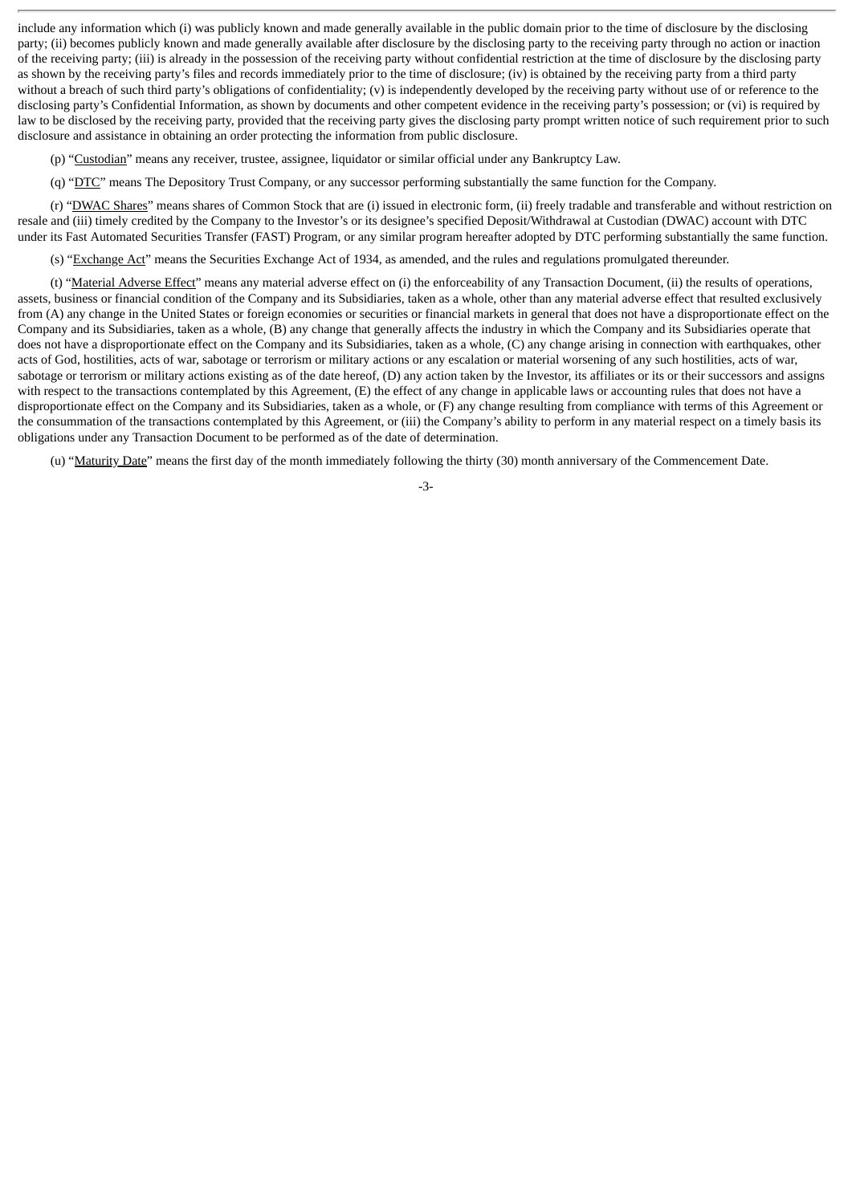include any information which (i) was publicly known and made generally available in the public domain prior to the time of disclosure by the disclosing party; (ii) becomes publicly known and made generally available after disclosure by the disclosing party to the receiving party through no action or inaction of the receiving party; (iii) is already in the possession of the receiving party without confidential restriction at the time of disclosure by the disclosing party as shown by the receiving party's files and records immediately prior to the time of disclosure; (iv) is obtained by the receiving party from a third party without a breach of such third party's obligations of confidentiality; (v) is independently developed by the receiving party without use of or reference to the disclosing party's Confidential Information, as shown by documents and other competent evidence in the receiving party's possession; or (vi) is required by law to be disclosed by the receiving party, provided that the receiving party gives the disclosing party prompt written notice of such requirement prior to such disclosure and assistance in obtaining an order protecting the information from public disclosure.

(p) "Custodian" means any receiver, trustee, assignee, liquidator or similar official under any Bankruptcy Law.

(q) "DTC" means The Depository Trust Company, or any successor performing substantially the same function for the Company.

(r) "DWAC Shares" means shares of Common Stock that are (i) issued in electronic form, (ii) freely tradable and transferable and without restriction on resale and (iii) timely credited by the Company to the Investor's or its designee's specified Deposit/Withdrawal at Custodian (DWAC) account with DTC under its Fast Automated Securities Transfer (FAST) Program, or any similar program hereafter adopted by DTC performing substantially the same function.

(s) "Exchange Act" means the Securities Exchange Act of 1934, as amended, and the rules and regulations promulgated thereunder.

(t) "Material Adverse Effect" means any material adverse effect on (i) the enforceability of any Transaction Document, (ii) the results of operations, assets, business or financial condition of the Company and its Subsidiaries, taken as a whole, other than any material adverse effect that resulted exclusively from (A) any change in the United States or foreign economies or securities or financial markets in general that does not have a disproportionate effect on the Company and its Subsidiaries, taken as a whole, (B) any change that generally affects the industry in which the Company and its Subsidiaries operate that does not have a disproportionate effect on the Company and its Subsidiaries, taken as a whole, (C) any change arising in connection with earthquakes, other acts of God, hostilities, acts of war, sabotage or terrorism or military actions or any escalation or material worsening of any such hostilities, acts of war, sabotage or terrorism or military actions existing as of the date hereof, (D) any action taken by the Investor, its affiliates or its or their successors and assigns with respect to the transactions contemplated by this Agreement, (E) the effect of any change in applicable laws or accounting rules that does not have a disproportionate effect on the Company and its Subsidiaries, taken as a whole, or (F) any change resulting from compliance with terms of this Agreement or the consummation of the transactions contemplated by this Agreement, or (iii) the Company's ability to perform in any material respect on a timely basis its obligations under any Transaction Document to be performed as of the date of determination.

(u) "Maturity Date" means the first day of the month immediately following the thirty (30) month anniversary of the Commencement Date.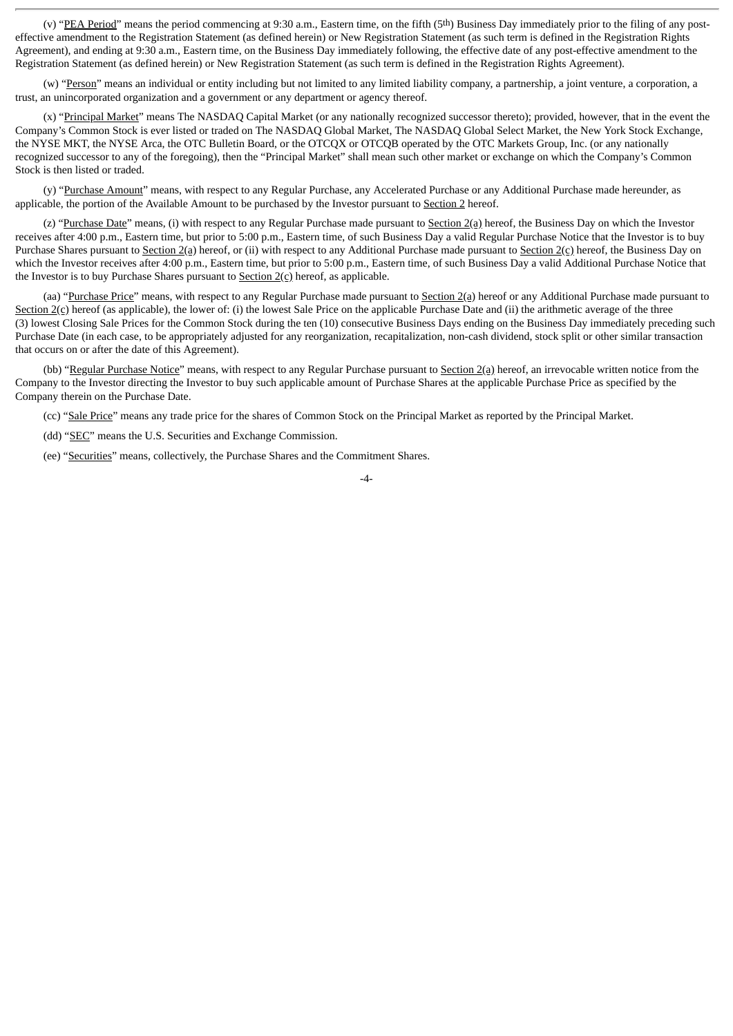(v) "PEA Period" means the period commencing at 9:30 a.m., Eastern time, on the fifth (5th) Business Day immediately prior to the filing of any post-effective amendment to the Registration Statement (as defined herein) or New Registration Statement (as such term is defined in the Registration Rights Agreement), and ending at 9:30 a.m., Eastern time, on the Business Day immediately following, the effective date of any post-effective amendment to the Registration Statement (as defined herein) or New Registration Statement (as such term is defined in the Registration Rights Agreement).

(w) "Person" means an individual or entity including but not limited to any limited liability company, a partnership, a joint venture, a corporation, a trust, an unincorporated organization and a government or any department or agency thereof.

(x) "Principal Market" means The NASDAQ Capital Market (or any nationally recognized successor thereto); provided, however, that in the event the Company's Common Stock is ever listed or traded on The NASDAQ Global Market, The NASDAQ Global Select Market, the New York Stock Exchange, the NYSE MKT, the NYSE Arca, the OTC Bulletin Board, or the OTCQX or OTCQB operated by the OTC Markets Group, Inc. (or any nationally recognized successor to any of the foregoing), then the "Principal Market" shall mean such other market or exchange on which the Company's Common Stock is then listed or traded.

(y) "Purchase Amount" means, with respect to any Regular Purchase, any Accelerated Purchase or any Additional Purchase made hereunder, as applicable, the portion of the Available Amount to be purchased by the Investor pursuant to Section 2 hereof.

(z) "Purchase Date" means, (i) with respect to any Regular Purchase made pursuant to Section 2(a) hereof, the Business Day on which the Investor receives after 4:00 p.m., Eastern time, but prior to 5:00 p.m., Eastern time, of such Business Day a valid Regular Purchase Notice that the Investor is to buy Purchase Shares pursuant to Section 2(a) hereof, or (ii) with respect to any Additional Purchase made pursuant to Section 2(c) hereof, the Business Day on which the Investor receives after 4:00 p.m., Eastern time, but prior to 5:00 p.m., Eastern time, of such Business Day a valid Additional Purchase Notice that the Investor is to buy Purchase Shares pursuant to Section 2(c) hereof, as applicable.

(aa) "Purchase Price" means, with respect to any Regular Purchase made pursuant to Section 2(a) hereof or any Additional Purchase made pursuant to Section 2(c) hereof (as applicable), the lower of: (i) the lowest Sale Price on the applicable Purchase Date and (ii) the arithmetic average of the three (3) lowest Closing Sale Prices for the Common Stock during the ten (10) consecutive Business Days ending on the Business Day immediately preceding such Purchase Date (in each case, to be appropriately adjusted for any reorganization, recapitalization, non-cash dividend, stock split or other similar transaction that occurs on or after the date of this Agreement).

(bb) "Regular Purchase Notice" means, with respect to any Regular Purchase pursuant to Section 2(a) hereof, an irrevocable written notice from the Company to the Investor directing the Investor to buy such applicable amount of Purchase Shares at the applicable Purchase Price as specified by the Company therein on the Purchase Date.

(cc) "Sale Price" means any trade price for the shares of Common Stock on the Principal Market as reported by the Principal Market.

(dd) "SEC" means the U.S. Securities and Exchange Commission.

(ee) "Securities" means, collectively, the Purchase Shares and the Commitment Shares.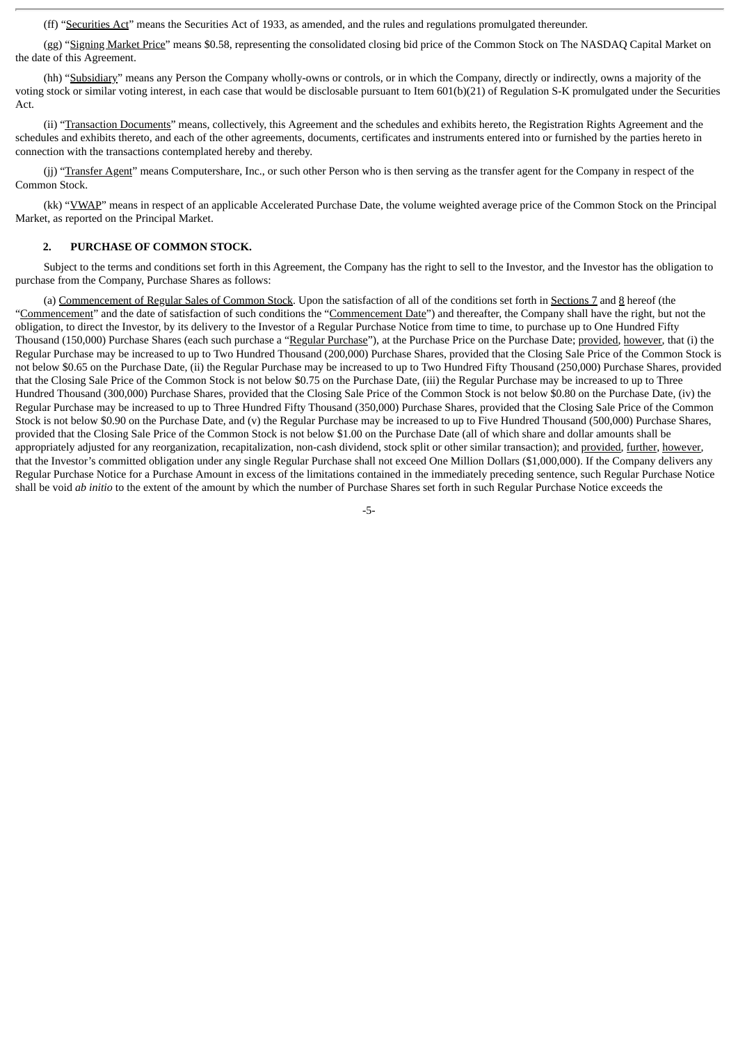(ff) "Securities Act" means the Securities Act of 1933, as amended, and the rules and regulations promulgated thereunder.

(gg) "Signing Market Price" means $0.58, representing the consolidated closing bid price of the Common Stock on The NASDAQ Capital Market on the date of this Agreement.

(hh) "Subsidiary" means any Person the Company wholly-owns or controls, or in which the Company, directly or indirectly, owns a majority of the voting stock or similar voting interest, in each case that would be disclosable pursuant to Item 601(b)(21) of Regulation S-K promulgated under the Securities Act.

(ii) "Transaction Documents" means, collectively, this Agreement and the schedules and exhibits hereto, the Registration Rights Agreement and the schedules and exhibits thereto, and each of the other agreements, documents, certificates and instruments entered into or furnished by the parties hereto in connection with the transactions contemplated hereby and thereby.

(jj) "Transfer Agent" means Computershare, Inc., or such other Person who is then serving as the transfer agent for the Company in respect of the Common Stock.

(kk) "VWAP" means in respect of an applicable Accelerated Purchase Date, the volume weighted average price of the Common Stock on the Principal Market, as reported on the Principal Market.

## 2. PURCHASE OF COMMON STOCK.

Subject to the terms and conditions set forth in this Agreement, the Company has the right to sell to the Investor, and the Investor has the obligation to purchase from the Company, Purchase Shares as follows:

(a) Commencement of Regular Sales of Common Stock. Upon the satisfaction of all of the conditions set forth in Sections 7 and 8 hereof (the "Commencement" and the date of satisfaction of such conditions the "Commencement Date") and thereafter, the Company shall have the right, but not the obligation, to direct the Investor, by its delivery to the Investor of a Regular Purchase Notice from time to time, to purchase up to One Hundred Fifty Thousand (150,000) Purchase Shares (each such purchase a "Regular Purchase"), at the Purchase Price on the Purchase Date; provided, however, that (i) the Regular Purchase may be increased to up to Two Hundred Thousand (200,000) Purchase Shares, provided that the Closing Sale Price of the Common Stock is not below $0.65 on the Purchase Date, (ii) the Regular Purchase may be increased to up to Two Hundred Fifty Thousand (250,000) Purchase Shares, provided that the Closing Sale Price of the Common Stock is not below $0.75 on the Purchase Date, (iii) the Regular Purchase may be increased to up to Three Hundred Thousand (300,000) Purchase Shares, provided that the Closing Sale Price of the Common Stock is not below $0.80 on the Purchase Date, (iv) the Regular Purchase may be increased to up to Three Hundred Fifty Thousand (350,000) Purchase Shares, provided that the Closing Sale Price of the Common Stock is not below $0.90 on the Purchase Date, and (v) the Regular Purchase may be increased to up to Five Hundred Thousand (500,000) Purchase Shares, provided that the Closing Sale Price of the Common Stock is not below $1.00 on the Purchase Date (all of which share and dollar amounts shall be appropriately adjusted for any reorganization, recapitalization, non-cash dividend, stock split or other similar transaction); and provided, further, however, that the Investor's committed obligation under any single Regular Purchase shall not exceed One Million Dollars ($1,000,000). If the Company delivers any Regular Purchase Notice for a Purchase Amount in excess of the limitations contained in the immediately preceding sentence, such Regular Purchase Notice shall be void *ab initio* to the extent of the amount by which the number of Purchase Shares set forth in such Regular Purchase Notice exceeds the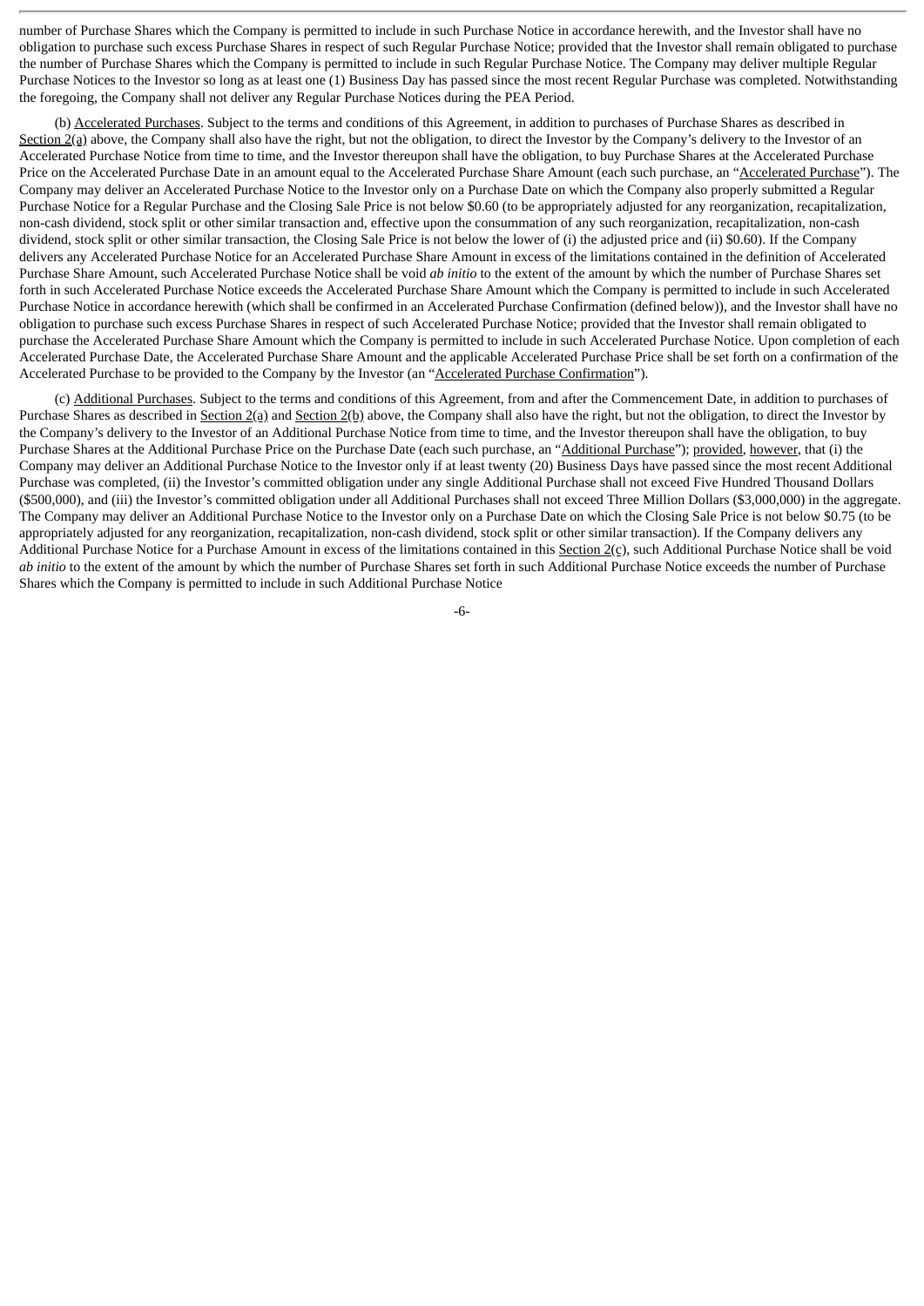number of Purchase Shares which the Company is permitted to include in such Purchase Notice in accordance herewith, and the Investor shall have no obligation to purchase such excess Purchase Shares in respect of such Regular Purchase Notice; provided that the Investor shall remain obligated to purchase the number of Purchase Shares which the Company is permitted to include in such Regular Purchase Notice. The Company may deliver multiple Regular Purchase Notices to the Investor so long as at least one (1) Business Day has passed since the most recent Regular Purchase was completed. Notwithstanding the foregoing, the Company shall not deliver any Regular Purchase Notices during the PEA Period.

(b) Accelerated Purchases. Subject to the terms and conditions of this Agreement, in addition to purchases of Purchase Shares as described in Section 2(a) above, the Company shall also have the right, but not the obligation, to direct the Investor by the Company's delivery to the Investor of an Accelerated Purchase Notice from time to time, and the Investor thereupon shall have the obligation, to buy Purchase Shares at the Accelerated Purchase Price on the Accelerated Purchase Date in an amount equal to the Accelerated Purchase Share Amount (each such purchase, an "Accelerated Purchase"). The Company may deliver an Accelerated Purchase Notice to the Investor only on a Purchase Date on which the Company also properly submitted a Regular Purchase Notice for a Regular Purchase and the Closing Sale Price is not below $0.60 (to be appropriately adjusted for any reorganization, recapitalization, non-cash dividend, stock split or other similar transaction and, effective upon the consummation of any such reorganization, recapitalization, non-cash dividend, stock split or other similar transaction, the Closing Sale Price is not below the lower of (i) the adjusted price and (ii) $0.60). If the Company delivers any Accelerated Purchase Notice for an Accelerated Purchase Share Amount in excess of the limitations contained in the definition of Accelerated Purchase Share Amount, such Accelerated Purchase Notice shall be void *ab initio* to the extent of the amount by which the number of Purchase Shares set forth in such Accelerated Purchase Notice exceeds the Accelerated Purchase Share Amount which the Company is permitted to include in such Accelerated Purchase Notice in accordance herewith (which shall be confirmed in an Accelerated Purchase Confirmation (defined below)), and the Investor shall have no obligation to purchase such excess Purchase Shares in respect of such Accelerated Purchase Notice; provided that the Investor shall remain obligated to purchase the Accelerated Purchase Share Amount which the Company is permitted to include in such Accelerated Purchase Notice. Upon completion of each Accelerated Purchase Date, the Accelerated Purchase Share Amount and the applicable Accelerated Purchase Price shall be set forth on a confirmation of the Accelerated Purchase to be provided to the Company by the Investor (an "Accelerated Purchase Confirmation").

(c) Additional Purchases. Subject to the terms and conditions of this Agreement, from and after the Commencement Date, in addition to purchases of Purchase Shares as described in Section 2(a) and Section 2(b) above, the Company shall also have the right, but not the obligation, to direct the Investor by the Company's delivery to the Investor of an Additional Purchase Notice from time to time, and the Investor thereupon shall have the obligation, to buy Purchase Shares at the Additional Purchase Price on the Purchase Date (each such purchase, an "Additional Purchase"); provided, however, that (i) the Company may deliver an Additional Purchase Notice to the Investor only if at least twenty (20) Business Days have passed since the most recent Additional Purchase was completed, (ii) the Investor's committed obligation under any single Additional Purchase shall not exceed Five Hundred Thousand Dollars ($500,000), and (iii) the Investor's committed obligation under all Additional Purchases shall not exceed Three Million Dollars ($3,000,000) in the aggregate. The Company may deliver an Additional Purchase Notice to the Investor only on a Purchase Date on which the Closing Sale Price is not below $0.75 (to be appropriately adjusted for any reorganization, recapitalization, non-cash dividend, stock split or other similar transaction). If the Company delivers any Additional Purchase Notice for a Purchase Amount in excess of the limitations contained in this Section 2(c), such Additional Purchase Notice shall be void *ab initio* to the extent of the amount by which the number of Purchase Shares set forth in such Additional Purchase Notice exceeds the number of Purchase Shares which the Company is permitted to include in such Additional Purchase Notice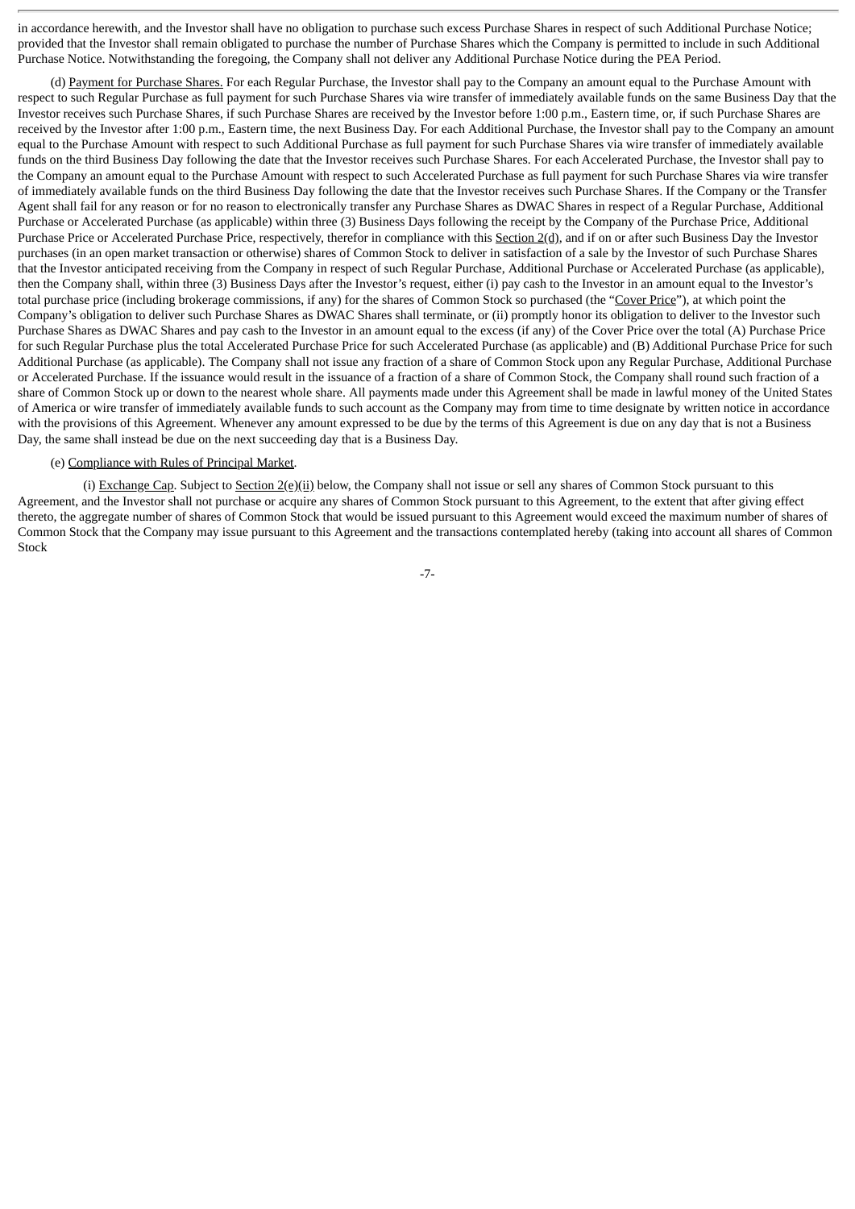in accordance herewith, and the Investor shall have no obligation to purchase such excess Purchase Shares in respect of such Additional Purchase Notice; provided that the Investor shall remain obligated to purchase the number of Purchase Shares which the Company is permitted to include in such Additional Purchase Notice. Notwithstanding the foregoing, the Company shall not deliver any Additional Purchase Notice during the PEA Period.

(d) Payment for Purchase Shares. For each Regular Purchase, the Investor shall pay to the Company an amount equal to the Purchase Amount with respect to such Regular Purchase as full payment for such Purchase Shares via wire transfer of immediately available funds on the same Business Day that the Investor receives such Purchase Shares, if such Purchase Shares are received by the Investor before 1:00 p.m., Eastern time, or, if such Purchase Shares are received by the Investor after 1:00 p.m., Eastern time, the next Business Day. For each Additional Purchase, the Investor shall pay to the Company an amount equal to the Purchase Amount with respect to such Additional Purchase as full payment for such Purchase Shares via wire transfer of immediately available funds on the third Business Day following the date that the Investor receives such Purchase Shares. For each Accelerated Purchase, the Investor shall pay to the Company an amount equal to the Purchase Amount with respect to such Accelerated Purchase as full payment for such Purchase Shares via wire transfer of immediately available funds on the third Business Day following the date that the Investor receives such Purchase Shares. If the Company or the Transfer Agent shall fail for any reason or for no reason to electronically transfer any Purchase Shares as DWAC Shares in respect of a Regular Purchase, Additional Purchase or Accelerated Purchase (as applicable) within three (3) Business Days following the receipt by the Company of the Purchase Price, Additional Purchase Price or Accelerated Purchase Price, respectively, therefor in compliance with this Section 2(d), and if on or after such Business Day the Investor purchases (in an open market transaction or otherwise) shares of Common Stock to deliver in satisfaction of a sale by the Investor of such Purchase Shares that the Investor anticipated receiving from the Company in respect of such Regular Purchase, Additional Purchase or Accelerated Purchase (as applicable), then the Company shall, within three (3) Business Days after the Investor's request, either (i) pay cash to the Investor in an amount equal to the Investor's total purchase price (including brokerage commissions, if any) for the shares of Common Stock so purchased (the "Cover Price"), at which point the Company's obligation to deliver such Purchase Shares as DWAC Shares shall terminate, or (ii) promptly honor its obligation to deliver to the Investor such Purchase Shares as DWAC Shares and pay cash to the Investor in an amount equal to the excess (if any) of the Cover Price over the total (A) Purchase Price for such Regular Purchase plus the total Accelerated Purchase Price for such Accelerated Purchase (as applicable) and (B) Additional Purchase Price for such Additional Purchase (as applicable). The Company shall not issue any fraction of a share of Common Stock upon any Regular Purchase, Additional Purchase or Accelerated Purchase. If the issuance would result in the issuance of a fraction of a share of Common Stock, the Company shall round such fraction of a share of Common Stock up or down to the nearest whole share. All payments made under this Agreement shall be made in lawful money of the United States of America or wire transfer of immediately available funds to such account as the Company may from time to time designate by written notice in accordance with the provisions of this Agreement. Whenever any amount expressed to be due by the terms of this Agreement is due on any day that is not a Business Day, the same shall instead be due on the next succeeding day that is a Business Day.

(e) Compliance with Rules of Principal Market.

(i) Exchange Cap. Subject to Section 2(e)(ii) below, the Company shall not issue or sell any shares of Common Stock pursuant to this Agreement, and the Investor shall not purchase or acquire any shares of Common Stock pursuant to this Agreement, to the extent that after giving effect thereto, the aggregate number of shares of Common Stock that would be issued pursuant to this Agreement would exceed the maximum number of shares of Common Stock that the Company may issue pursuant to this Agreement and the transactions contemplated hereby (taking into account all shares of Common Stock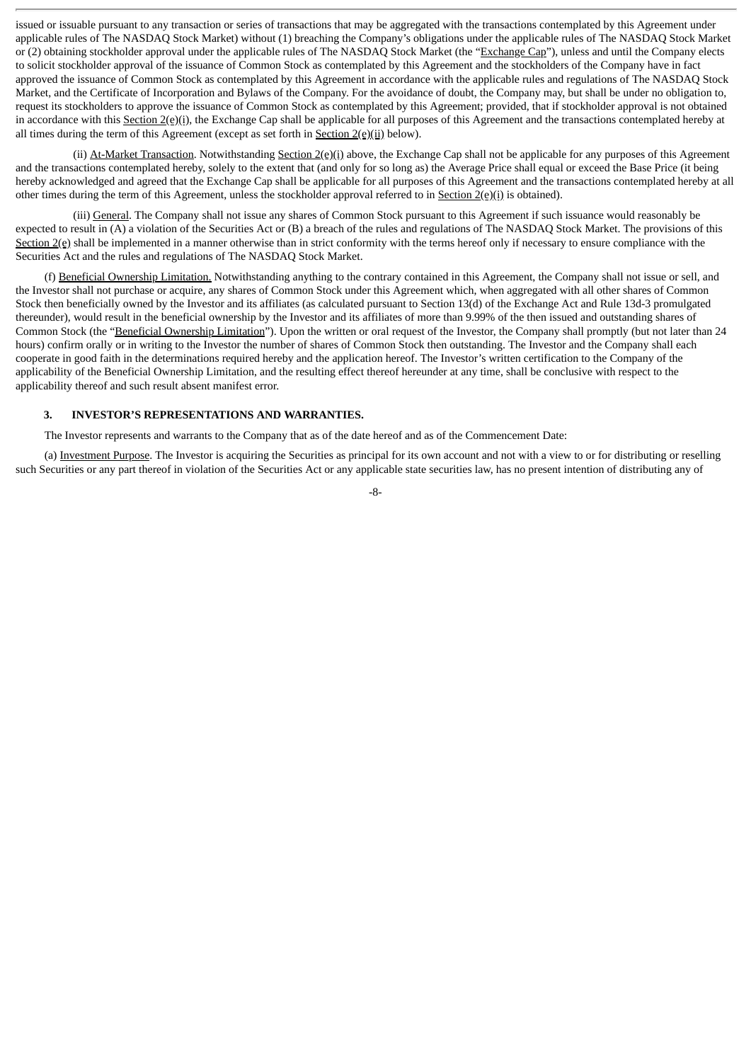issued or issuable pursuant to any transaction or series of transactions that may be aggregated with the transactions contemplated by this Agreement under applicable rules of The NASDAQ Stock Market) without (1) breaching the Company's obligations under the applicable rules of The NASDAQ Stock Market or (2) obtaining stockholder approval under the applicable rules of The NASDAQ Stock Market (the "Exchange Cap"), unless and until the Company elects to solicit stockholder approval of the issuance of Common Stock as contemplated by this Agreement and the stockholders of the Company have in fact approved the issuance of Common Stock as contemplated by this Agreement in accordance with the applicable rules and regulations of The NASDAQ Stock Market, and the Certificate of Incorporation and Bylaws of the Company. For the avoidance of doubt, the Company may, but shall be under no obligation to, request its stockholders to approve the issuance of Common Stock as contemplated by this Agreement; provided, that if stockholder approval is not obtained in accordance with this Section 2(e)(i), the Exchange Cap shall be applicable for all purposes of this Agreement and the transactions contemplated hereby at all times during the term of this Agreement (except as set forth in Section 2(e)(ii) below).

(ii) At-Market Transaction. Notwithstanding Section 2(e)(i) above, the Exchange Cap shall not be applicable for any purposes of this Agreement and the transactions contemplated hereby, solely to the extent that (and only for so long as) the Average Price shall equal or exceed the Base Price (it being hereby acknowledged and agreed that the Exchange Cap shall be applicable for all purposes of this Agreement and the transactions contemplated hereby at all other times during the term of this Agreement, unless the stockholder approval referred to in Section 2(e)(i) is obtained).

(iii) General. The Company shall not issue any shares of Common Stock pursuant to this Agreement if such issuance would reasonably be expected to result in (A) a violation of the Securities Act or (B) a breach of the rules and regulations of The NASDAQ Stock Market. The provisions of this Section 2(e) shall be implemented in a manner otherwise than in strict conformity with the terms hereof only if necessary to ensure compliance with the Securities Act and the rules and regulations of The NASDAQ Stock Market.

(f) Beneficial Ownership Limitation. Notwithstanding anything to the contrary contained in this Agreement, the Company shall not issue or sell, and the Investor shall not purchase or acquire, any shares of Common Stock under this Agreement which, when aggregated with all other shares of Common Stock then beneficially owned by the Investor and its affiliates (as calculated pursuant to Section 13(d) of the Exchange Act and Rule 13d-3 promulgated thereunder), would result in the beneficial ownership by the Investor and its affiliates of more than 9.99% of the then issued and outstanding shares of Common Stock (the "Beneficial Ownership Limitation"). Upon the written or oral request of the Investor, the Company shall promptly (but not later than 24 hours) confirm orally or in writing to the Investor the number of shares of Common Stock then outstanding. The Investor and the Company shall each cooperate in good faith in the determinations required hereby and the application hereof. The Investor's written certification to the Company of the applicability of the Beneficial Ownership Limitation, and the resulting effect thereof hereunder at any time, shall be conclusive with respect to the applicability thereof and such result absent manifest error.

## 3. INVESTOR'S REPRESENTATIONS AND WARRANTIES.

The Investor represents and warrants to the Company that as of the date hereof and as of the Commencement Date:

(a) Investment Purpose. The Investor is acquiring the Securities as principal for its own account and not with a view to or for distributing or reselling such Securities or any part thereof in violation of the Securities Act or any applicable state securities law, has no present intention of distributing any of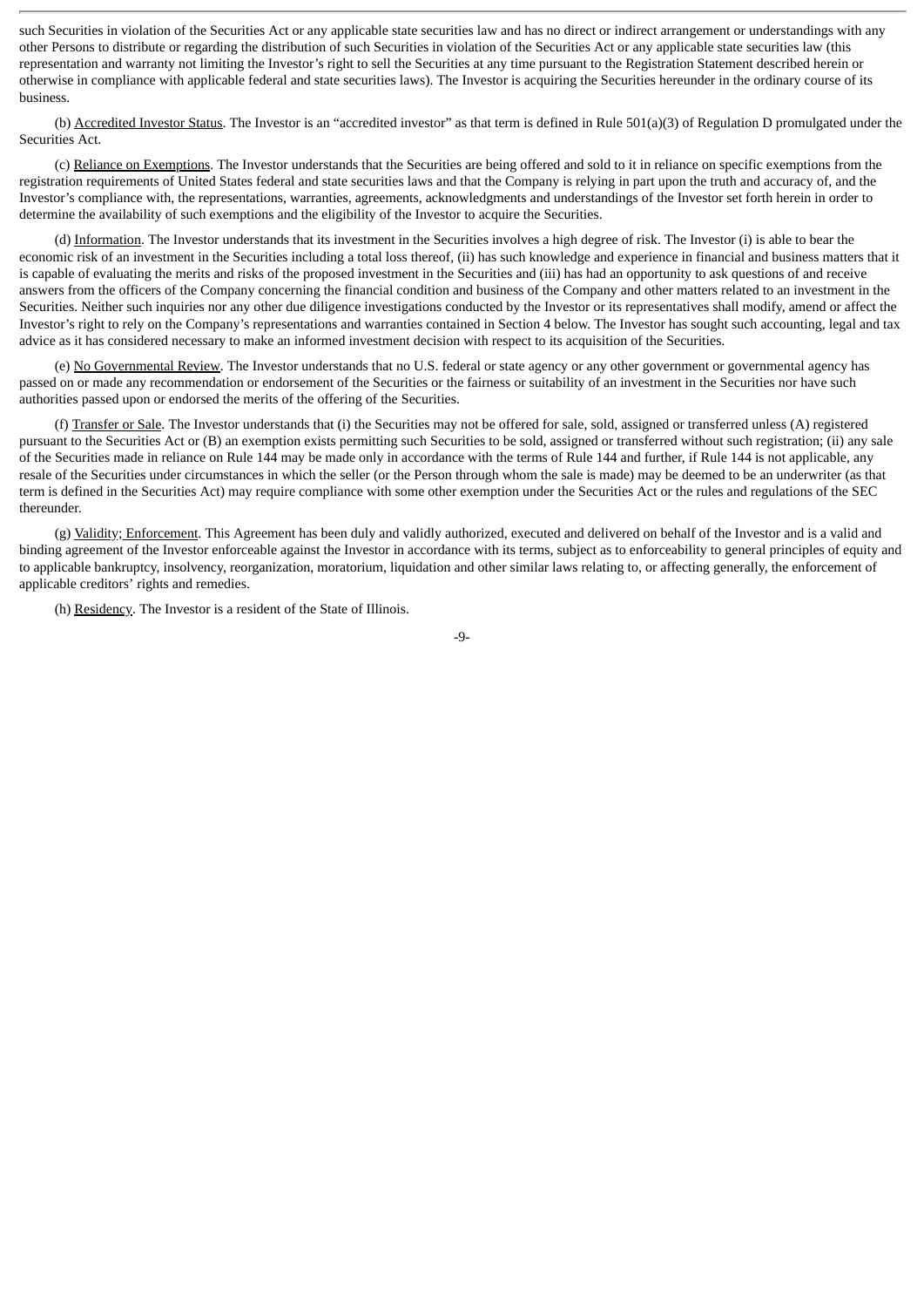such Securities in violation of the Securities Act or any applicable state securities law and has no direct or indirect arrangement or understandings with any other Persons to distribute or regarding the distribution of such Securities in violation of the Securities Act or any applicable state securities law (this representation and warranty not limiting the Investor's right to sell the Securities at any time pursuant to the Registration Statement described herein or otherwise in compliance with applicable federal and state securities laws). The Investor is acquiring the Securities hereunder in the ordinary course of its business.

(b) Accredited Investor Status. The Investor is an "accredited investor" as that term is defined in Rule 501(a)(3) of Regulation D promulgated under the Securities Act.

(c) Reliance on Exemptions. The Investor understands that the Securities are being offered and sold to it in reliance on specific exemptions from the registration requirements of United States federal and state securities laws and that the Company is relying in part upon the truth and accuracy of, and the Investor's compliance with, the representations, warranties, agreements, acknowledgments and understandings of the Investor set forth herein in order to determine the availability of such exemptions and the eligibility of the Investor to acquire the Securities.

(d) Information. The Investor understands that its investment in the Securities involves a high degree of risk. The Investor (i) is able to bear the economic risk of an investment in the Securities including a total loss thereof, (ii) has such knowledge and experience in financial and business matters that it is capable of evaluating the merits and risks of the proposed investment in the Securities and (iii) has had an opportunity to ask questions of and receive answers from the officers of the Company concerning the financial condition and business of the Company and other matters related to an investment in the Securities. Neither such inquiries nor any other due diligence investigations conducted by the Investor or its representatives shall modify, amend or affect the Investor's right to rely on the Company's representations and warranties contained in Section 4 below. The Investor has sought such accounting, legal and tax advice as it has considered necessary to make an informed investment decision with respect to its acquisition of the Securities.

(e) No Governmental Review. The Investor understands that no U.S. federal or state agency or any other government or governmental agency has passed on or made any recommendation or endorsement of the Securities or the fairness or suitability of an investment in the Securities nor have such authorities passed upon or endorsed the merits of the offering of the Securities.

(f) Transfer or Sale. The Investor understands that (i) the Securities may not be offered for sale, sold, assigned or transferred unless (A) registered pursuant to the Securities Act or (B) an exemption exists permitting such Securities to be sold, assigned or transferred without such registration; (ii) any sale of the Securities made in reliance on Rule 144 may be made only in accordance with the terms of Rule 144 and further, if Rule 144 is not applicable, any resale of the Securities under circumstances in which the seller (or the Person through whom the sale is made) may be deemed to be an underwriter (as that term is defined in the Securities Act) may require compliance with some other exemption under the Securities Act or the rules and regulations of the SEC thereunder.

(g) Validity; Enforcement. This Agreement has been duly and validly authorized, executed and delivered on behalf of the Investor and is a valid and binding agreement of the Investor enforceable against the Investor in accordance with its terms, subject as to enforceability to general principles of equity and to applicable bankruptcy, insolvency, reorganization, moratorium, liquidation and other similar laws relating to, or affecting generally, the enforcement of applicable creditors' rights and remedies.

(h) Residency. The Investor is a resident of the State of Illinois.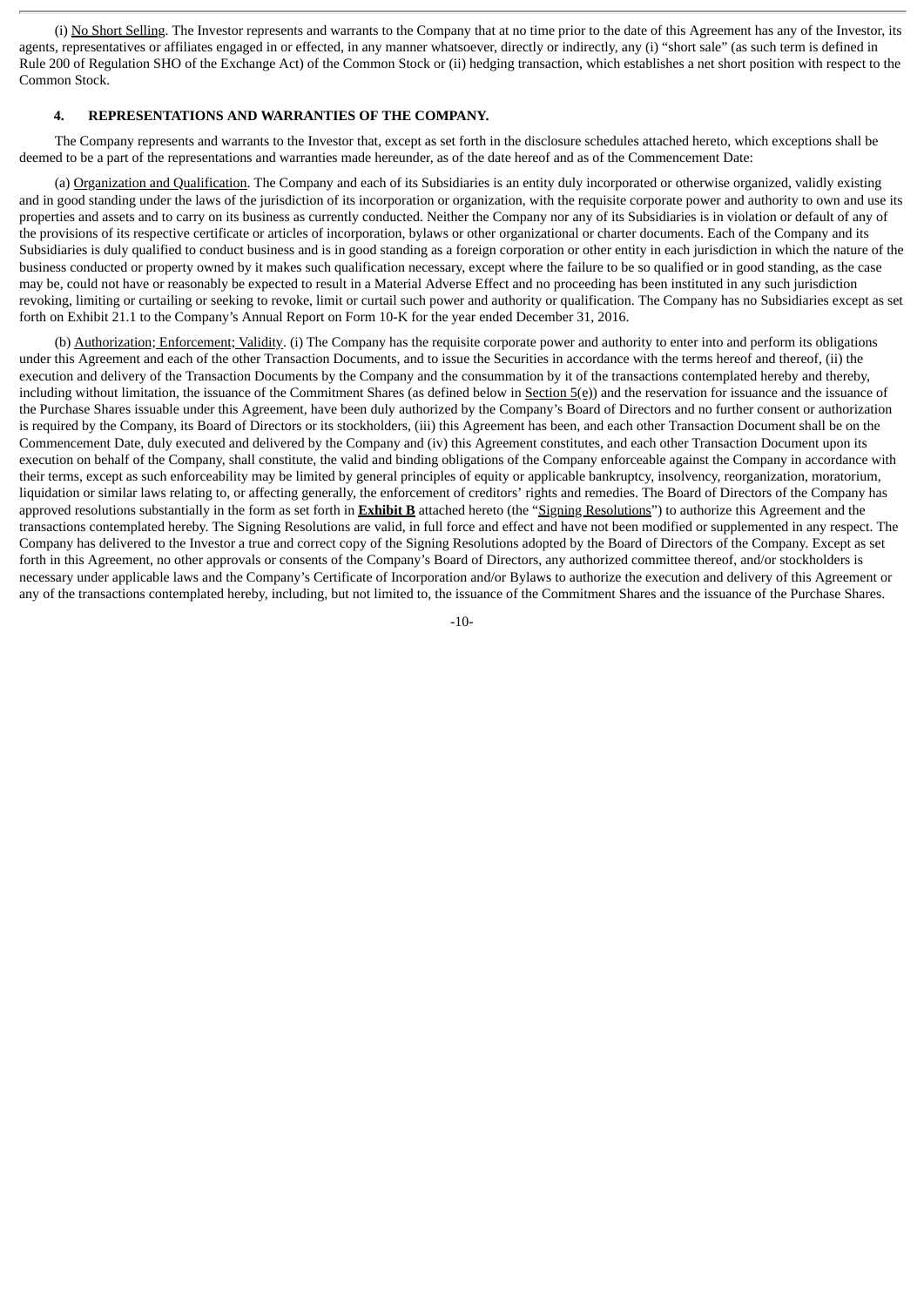(i) No Short Selling. The Investor represents and warrants to the Company that at no time prior to the date of this Agreement has any of the Investor, its agents, representatives or affiliates engaged in or effected, in any manner whatsoever, directly or indirectly, any (i) "short sale" (as such term is defined in Rule 200 of Regulation SHO of the Exchange Act) of the Common Stock or (ii) hedging transaction, which establishes a net short position with respect to the Common Stock.

## 4. REPRESENTATIONS AND WARRANTIES OF THE COMPANY.

The Company represents and warrants to the Investor that, except as set forth in the disclosure schedules attached hereto, which exceptions shall be deemed to be a part of the representations and warranties made hereunder, as of the date hereof and as of the Commencement Date:

(a) Organization and Qualification. The Company and each of its Subsidiaries is an entity duly incorporated or otherwise organized, validly existing and in good standing under the laws of the jurisdiction of its incorporation or organization, with the requisite corporate power and authority to own and use its properties and assets and to carry on its business as currently conducted. Neither the Company nor any of its Subsidiaries is in violation or default of any of the provisions of its respective certificate or articles of incorporation, bylaws or other organizational or charter documents. Each of the Company and its Subsidiaries is duly qualified to conduct business and is in good standing as a foreign corporation or other entity in each jurisdiction in which the nature of the business conducted or property owned by it makes such qualification necessary, except where the failure to be so qualified or in good standing, as the case may be, could not have or reasonably be expected to result in a Material Adverse Effect and no proceeding has been instituted in any such jurisdiction revoking, limiting or curtailing or seeking to revoke, limit or curtail such power and authority or qualification. The Company has no Subsidiaries except as set forth on Exhibit 21.1 to the Company's Annual Report on Form 10-K for the year ended December 31, 2016.

(b) Authorization; Enforcement; Validity. (i) The Company has the requisite corporate power and authority to enter into and perform its obligations under this Agreement and each of the other Transaction Documents, and to issue the Securities in accordance with the terms hereof and thereof, (ii) the execution and delivery of the Transaction Documents by the Company and the consummation by it of the transactions contemplated hereby and thereby, including without limitation, the issuance of the Commitment Shares (as defined below in Section 5(e)) and the reservation for issuance and the issuance of the Purchase Shares issuable under this Agreement, have been duly authorized by the Company's Board of Directors and no further consent or authorization is required by the Company, its Board of Directors or its stockholders, (iii) this Agreement has been, and each other Transaction Document shall be on the Commencement Date, duly executed and delivered by the Company and (iv) this Agreement constitutes, and each other Transaction Document upon its execution on behalf of the Company, shall constitute, the valid and binding obligations of the Company enforceable against the Company in accordance with their terms, except as such enforceability may be limited by general principles of equity or applicable bankruptcy, insolvency, reorganization, moratorium, liquidation or similar laws relating to, or affecting generally, the enforcement of creditors' rights and remedies. The Board of Directors of the Company has approved resolutions substantially in the form as set forth in **Exhibit B** attached hereto (the "Signing Resolutions") to authorize this Agreement and the transactions contemplated hereby. The Signing Resolutions are valid, in full force and effect and have not been modified or supplemented in any respect. The Company has delivered to the Investor a true and correct copy of the Signing Resolutions adopted by the Board of Directors of the Company. Except as set forth in this Agreement, no other approvals or consents of the Company's Board of Directors, any authorized committee thereof, and/or stockholders is necessary under applicable laws and the Company's Certificate of Incorporation and/or Bylaws to authorize the execution and delivery of this Agreement or any of the transactions contemplated hereby, including, but not limited to, the issuance of the Commitment Shares and the issuance of the Purchase Shares.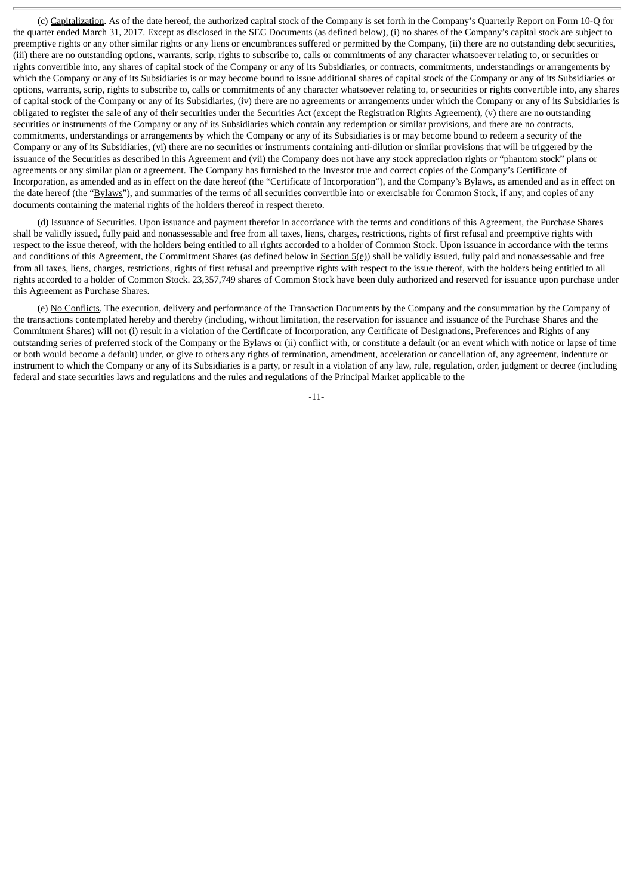(c) Capitalization. As of the date hereof, the authorized capital stock of the Company is set forth in the Company's Quarterly Report on Form 10-Q for the quarter ended March 31, 2017. Except as disclosed in the SEC Documents (as defined below), (i) no shares of the Company's capital stock are subject to preemptive rights or any other similar rights or any liens or encumbrances suffered or permitted by the Company, (ii) there are no outstanding debt securities, (iii) there are no outstanding options, warrants, scrip, rights to subscribe to, calls or commitments of any character whatsoever relating to, or securities or rights convertible into, any shares of capital stock of the Company or any of its Subsidiaries, or contracts, commitments, understandings or arrangements by which the Company or any of its Subsidiaries is or may become bound to issue additional shares of capital stock of the Company or any of its Subsidiaries or options, warrants, scrip, rights to subscribe to, calls or commitments of any character whatsoever relating to, or securities or rights convertible into, any shares of capital stock of the Company or any of its Subsidiaries, (iv) there are no agreements or arrangements under which the Company or any of its Subsidiaries is obligated to register the sale of any of their securities under the Securities Act (except the Registration Rights Agreement), (v) there are no outstanding securities or instruments of the Company or any of its Subsidiaries which contain any redemption or similar provisions, and there are no contracts, commitments, understandings or arrangements by which the Company or any of its Subsidiaries is or may become bound to redeem a security of the Company or any of its Subsidiaries, (vi) there are no securities or instruments containing anti-dilution or similar provisions that will be triggered by the issuance of the Securities as described in this Agreement and (vii) the Company does not have any stock appreciation rights or "phantom stock" plans or agreements or any similar plan or agreement. The Company has furnished to the Investor true and correct copies of the Company's Certificate of Incorporation, as amended and as in effect on the date hereof (the "Certificate of Incorporation"), and the Company's Bylaws, as amended and as in effect on the date hereof (the "Bylaws"), and summaries of the terms of all securities convertible into or exercisable for Common Stock, if any, and copies of any documents containing the material rights of the holders thereof in respect thereto.

(d) Issuance of Securities. Upon issuance and payment therefor in accordance with the terms and conditions of this Agreement, the Purchase Shares shall be validly issued, fully paid and nonassessable and free from all taxes, liens, charges, restrictions, rights of first refusal and preemptive rights with respect to the issue thereof, with the holders being entitled to all rights accorded to a holder of Common Stock. Upon issuance in accordance with the terms and conditions of this Agreement, the Commitment Shares (as defined below in Section 5(e)) shall be validly issued, fully paid and nonassessable and free from all taxes, liens, charges, restrictions, rights of first refusal and preemptive rights with respect to the issue thereof, with the holders being entitled to all rights accorded to a holder of Common Stock. 23,357,749 shares of Common Stock have been duly authorized and reserved for issuance upon purchase under this Agreement as Purchase Shares.

(e) No Conflicts. The execution, delivery and performance of the Transaction Documents by the Company and the consummation by the Company of the transactions contemplated hereby and thereby (including, without limitation, the reservation for issuance and issuance of the Purchase Shares and the Commitment Shares) will not (i) result in a violation of the Certificate of Incorporation, any Certificate of Designations, Preferences and Rights of any outstanding series of preferred stock of the Company or the Bylaws or (ii) conflict with, or constitute a default (or an event which with notice or lapse of time or both would become a default) under, or give to others any rights of termination, amendment, acceleration or cancellation of, any agreement, indenture or instrument to which the Company or any of its Subsidiaries is a party, or result in a violation of any law, rule, regulation, order, judgment or decree (including federal and state securities laws and regulations and the rules and regulations of the Principal Market applicable to the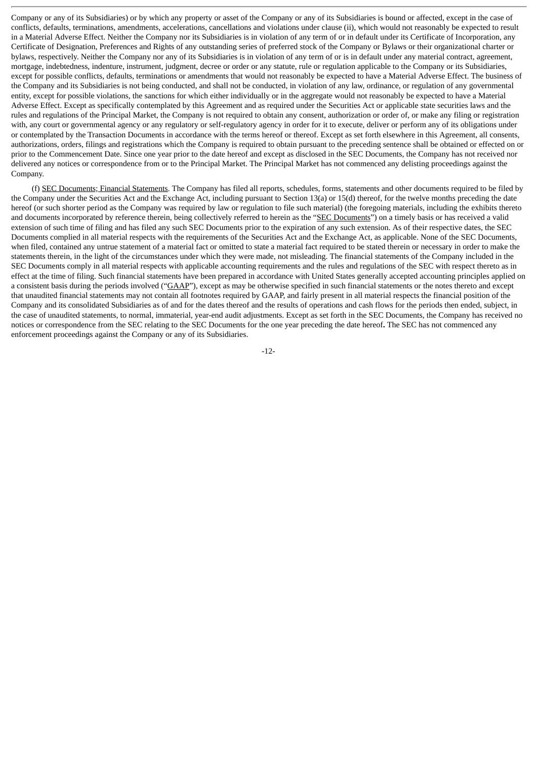Company or any of its Subsidiaries) or by which any property or asset of the Company or any of its Subsidiaries is bound or affected, except in the case of conflicts, defaults, terminations, amendments, accelerations, cancellations and violations under clause (ii), which would not reasonably be expected to result in a Material Adverse Effect. Neither the Company nor its Subsidiaries is in violation of any term of or in default under its Certificate of Incorporation, any Certificate of Designation, Preferences and Rights of any outstanding series of preferred stock of the Company or Bylaws or their organizational charter or bylaws, respectively. Neither the Company nor any of its Subsidiaries is in violation of any term of or is in default under any material contract, agreement, mortgage, indebtedness, indenture, instrument, judgment, decree or order or any statute, rule or regulation applicable to the Company or its Subsidiaries, except for possible conflicts, defaults, terminations or amendments that would not reasonably be expected to have a Material Adverse Effect. The business of the Company and its Subsidiaries is not being conducted, and shall not be conducted, in violation of any law, ordinance, or regulation of any governmental entity, except for possible violations, the sanctions for which either individually or in the aggregate would not reasonably be expected to have a Material Adverse Effect. Except as specifically contemplated by this Agreement and as required under the Securities Act or applicable state securities laws and the rules and regulations of the Principal Market, the Company is not required to obtain any consent, authorization or order of, or make any filing or registration with, any court or governmental agency or any regulatory or self-regulatory agency in order for it to execute, deliver or perform any of its obligations under or contemplated by the Transaction Documents in accordance with the terms hereof or thereof. Except as set forth elsewhere in this Agreement, all consents, authorizations, orders, filings and registrations which the Company is required to obtain pursuant to the preceding sentence shall be obtained or effected on or prior to the Commencement Date. Since one year prior to the date hereof and except as disclosed in the SEC Documents, the Company has not received nor delivered any notices or correspondence from or to the Principal Market. The Principal Market has not commenced any delisting proceedings against the Company.

(f) SEC Documents; Financial Statements. The Company has filed all reports, schedules, forms, statements and other documents required to be filed by the Company under the Securities Act and the Exchange Act, including pursuant to Section 13(a) or 15(d) thereof, for the twelve months preceding the date hereof (or such shorter period as the Company was required by law or regulation to file such material) (the foregoing materials, including the exhibits thereto and documents incorporated by reference therein, being collectively referred to herein as the "SEC Documents") on a timely basis or has received a valid extension of such time of filing and has filed any such SEC Documents prior to the expiration of any such extension. As of their respective dates, the SEC Documents complied in all material respects with the requirements of the Securities Act and the Exchange Act, as applicable. None of the SEC Documents, when filed, contained any untrue statement of a material fact or omitted to state a material fact required to be stated therein or necessary in order to make the statements therein, in the light of the circumstances under which they were made, not misleading. The financial statements of the Company included in the SEC Documents comply in all material respects with applicable accounting requirements and the rules and regulations of the SEC with respect thereto as in effect at the time of filing. Such financial statements have been prepared in accordance with United States generally accepted accounting principles applied on a consistent basis during the periods involved ("GAAP"), except as may be otherwise specified in such financial statements or the notes thereto and except that unaudited financial statements may not contain all footnotes required by GAAP, and fairly present in all material respects the financial position of the Company and its consolidated Subsidiaries as of and for the dates thereof and the results of operations and cash flows for the periods then ended, subject, in the case of unaudited statements, to normal, immaterial, year-end audit adjustments. Except as set forth in the SEC Documents, the Company has received no notices or correspondence from the SEC relating to the SEC Documents for the one year preceding the date hereof**.** The SEC has not commenced any enforcement proceedings against the Company or any of its Subsidiaries.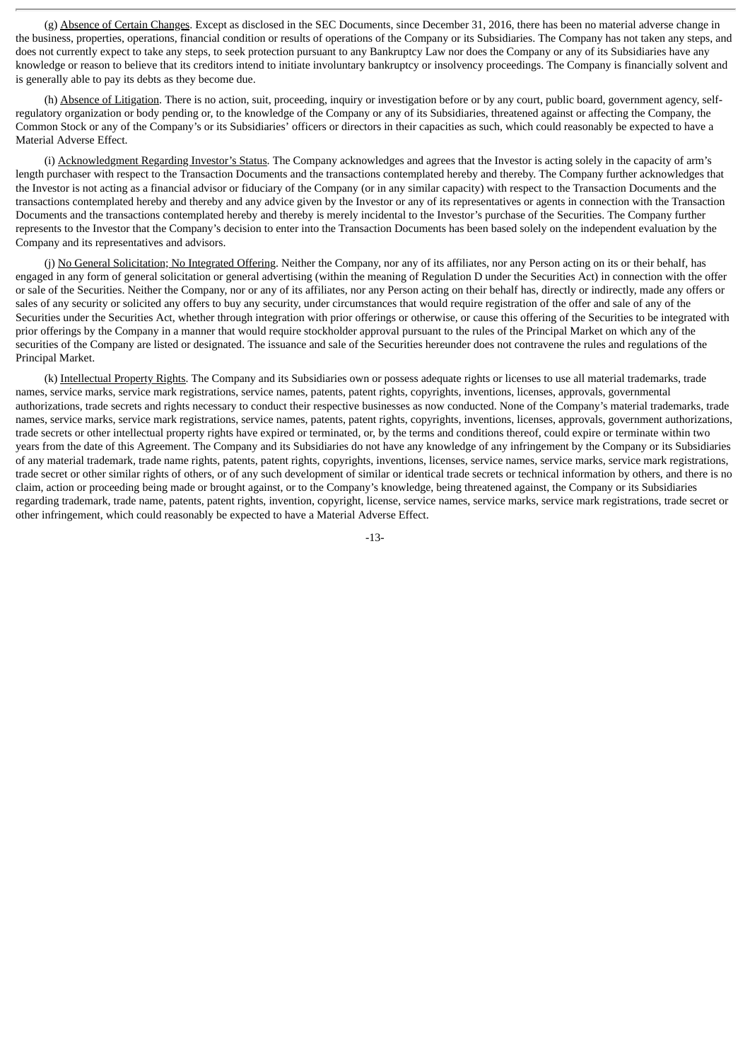(g) Absence of Certain Changes. Except as disclosed in the SEC Documents, since December 31, 2016, there has been no material adverse change in the business, properties, operations, financial condition or results of operations of the Company or its Subsidiaries. The Company has not taken any steps, and does not currently expect to take any steps, to seek protection pursuant to any Bankruptcy Law nor does the Company or any of its Subsidiaries have any knowledge or reason to believe that its creditors intend to initiate involuntary bankruptcy or insolvency proceedings. The Company is financially solvent and is generally able to pay its debts as they become due.

(h) Absence of Litigation. There is no action, suit, proceeding, inquiry or investigation before or by any court, public board, government agency, self-regulatory organization or body pending or, to the knowledge of the Company or any of its Subsidiaries, threatened against or affecting the Company, the Common Stock or any of the Company's or its Subsidiaries' officers or directors in their capacities as such, which could reasonably be expected to have a Material Adverse Effect.

(i) Acknowledgment Regarding Investor's Status. The Company acknowledges and agrees that the Investor is acting solely in the capacity of arm's length purchaser with respect to the Transaction Documents and the transactions contemplated hereby and thereby. The Company further acknowledges that the Investor is not acting as a financial advisor or fiduciary of the Company (or in any similar capacity) with respect to the Transaction Documents and the transactions contemplated hereby and thereby and any advice given by the Investor or any of its representatives or agents in connection with the Transaction Documents and the transactions contemplated hereby and thereby is merely incidental to the Investor's purchase of the Securities. The Company further represents to the Investor that the Company's decision to enter into the Transaction Documents has been based solely on the independent evaluation by the Company and its representatives and advisors.

(j) No General Solicitation; No Integrated Offering. Neither the Company, nor any of its affiliates, nor any Person acting on its or their behalf, has engaged in any form of general solicitation or general advertising (within the meaning of Regulation D under the Securities Act) in connection with the offer or sale of the Securities. Neither the Company, nor or any of its affiliates, nor any Person acting on their behalf has, directly or indirectly, made any offers or sales of any security or solicited any offers to buy any security, under circumstances that would require registration of the offer and sale of any of the Securities under the Securities Act, whether through integration with prior offerings or otherwise, or cause this offering of the Securities to be integrated with prior offerings by the Company in a manner that would require stockholder approval pursuant to the rules of the Principal Market on which any of the securities of the Company are listed or designated. The issuance and sale of the Securities hereunder does not contravene the rules and regulations of the Principal Market.

(k) Intellectual Property Rights. The Company and its Subsidiaries own or possess adequate rights or licenses to use all material trademarks, trade names, service marks, service mark registrations, service names, patents, patent rights, copyrights, inventions, licenses, approvals, governmental authorizations, trade secrets and rights necessary to conduct their respective businesses as now conducted. None of the Company's material trademarks, trade names, service marks, service mark registrations, service names, patents, patent rights, copyrights, inventions, licenses, approvals, government authorizations, trade secrets or other intellectual property rights have expired or terminated, or, by the terms and conditions thereof, could expire or terminate within two years from the date of this Agreement. The Company and its Subsidiaries do not have any knowledge of any infringement by the Company or its Subsidiaries of any material trademark, trade name rights, patents, patent rights, copyrights, inventions, licenses, service names, service marks, service mark registrations, trade secret or other similar rights of others, or of any such development of similar or identical trade secrets or technical information by others, and there is no claim, action or proceeding being made or brought against, or to the Company's knowledge, being threatened against, the Company or its Subsidiaries regarding trademark, trade name, patents, patent rights, invention, copyright, license, service names, service marks, service mark registrations, trade secret or other infringement, which could reasonably be expected to have a Material Adverse Effect.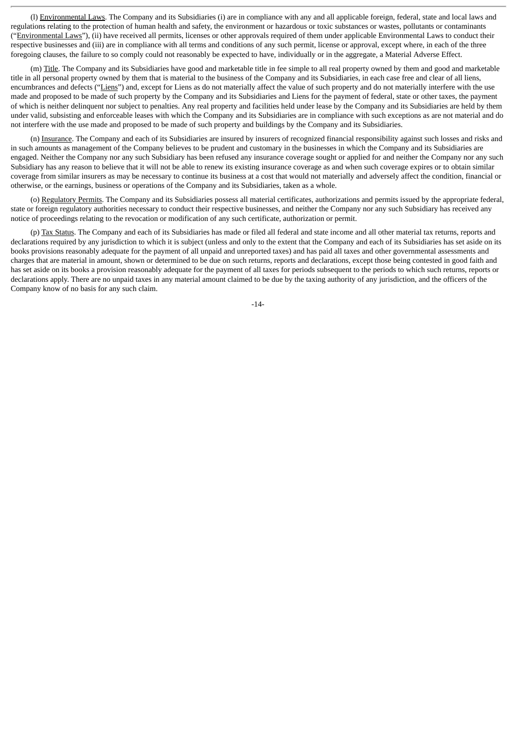(l) Environmental Laws. The Company and its Subsidiaries (i) are in compliance with any and all applicable foreign, federal, state and local laws and regulations relating to the protection of human health and safety, the environment or hazardous or toxic substances or wastes, pollutants or contaminants ("Environmental Laws"), (ii) have received all permits, licenses or other approvals required of them under applicable Environmental Laws to conduct their respective businesses and (iii) are in compliance with all terms and conditions of any such permit, license or approval, except where, in each of the three foregoing clauses, the failure to so comply could not reasonably be expected to have, individually or in the aggregate, a Material Adverse Effect.

(m) Title. The Company and its Subsidiaries have good and marketable title in fee simple to all real property owned by them and good and marketable title in all personal property owned by them that is material to the business of the Company and its Subsidiaries, in each case free and clear of all liens, encumbrances and defects ("Liens") and, except for Liens as do not materially affect the value of such property and do not materially interfere with the use made and proposed to be made of such property by the Company and its Subsidiaries and Liens for the payment of federal, state or other taxes, the payment of which is neither delinquent nor subject to penalties. Any real property and facilities held under lease by the Company and its Subsidiaries are held by them under valid, subsisting and enforceable leases with which the Company and its Subsidiaries are in compliance with such exceptions as are not material and do not interfere with the use made and proposed to be made of such property and buildings by the Company and its Subsidiaries.

(n) Insurance. The Company and each of its Subsidiaries are insured by insurers of recognized financial responsibility against such losses and risks and in such amounts as management of the Company believes to be prudent and customary in the businesses in which the Company and its Subsidiaries are engaged. Neither the Company nor any such Subsidiary has been refused any insurance coverage sought or applied for and neither the Company nor any such Subsidiary has any reason to believe that it will not be able to renew its existing insurance coverage as and when such coverage expires or to obtain similar coverage from similar insurers as may be necessary to continue its business at a cost that would not materially and adversely affect the condition, financial or otherwise, or the earnings, business or operations of the Company and its Subsidiaries, taken as a whole.

(o) Regulatory Permits. The Company and its Subsidiaries possess all material certificates, authorizations and permits issued by the appropriate federal, state or foreign regulatory authorities necessary to conduct their respective businesses, and neither the Company nor any such Subsidiary has received any notice of proceedings relating to the revocation or modification of any such certificate, authorization or permit.

(p) Tax Status. The Company and each of its Subsidiaries has made or filed all federal and state income and all other material tax returns, reports and declarations required by any jurisdiction to which it is subject (unless and only to the extent that the Company and each of its Subsidiaries has set aside on its books provisions reasonably adequate for the payment of all unpaid and unreported taxes) and has paid all taxes and other governmental assessments and charges that are material in amount, shown or determined to be due on such returns, reports and declarations, except those being contested in good faith and has set aside on its books a provision reasonably adequate for the payment of all taxes for periods subsequent to the periods to which such returns, reports or declarations apply. There are no unpaid taxes in any material amount claimed to be due by the taxing authority of any jurisdiction, and the officers of the Company know of no basis for any such claim.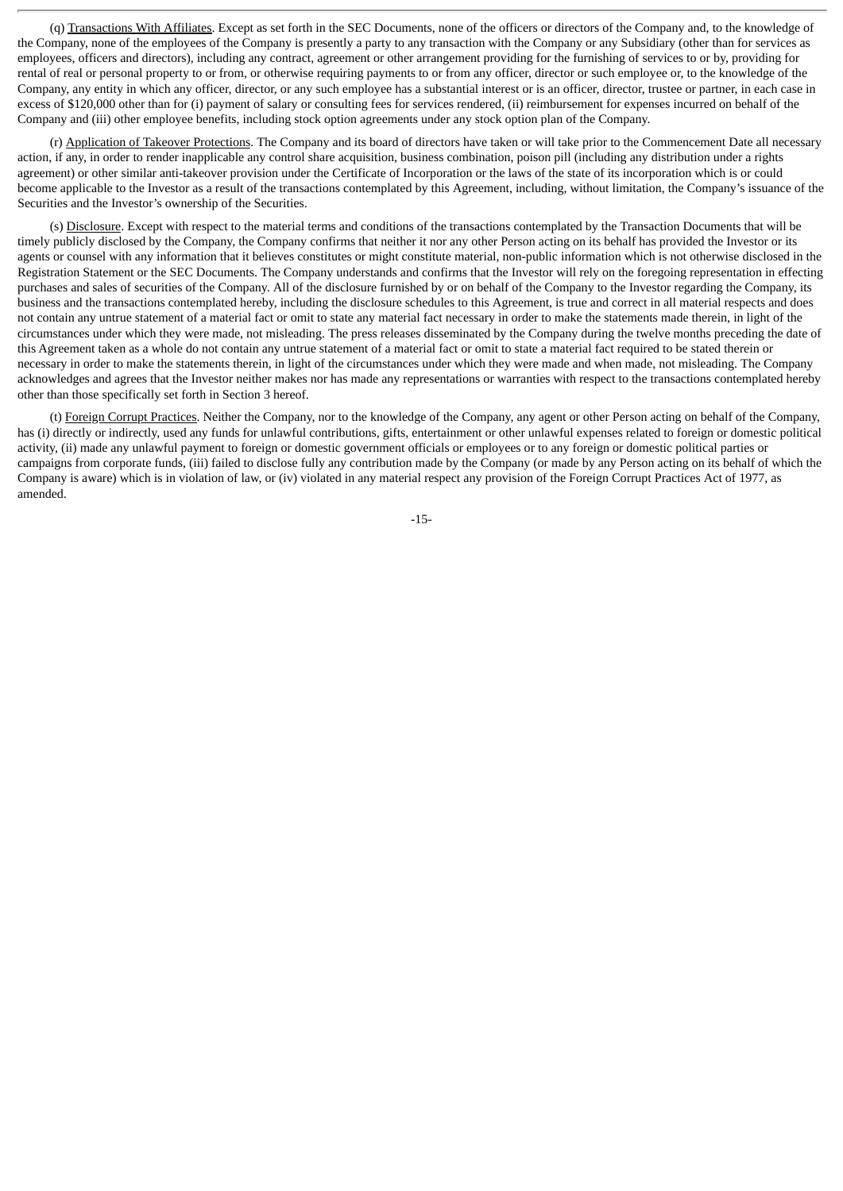(q) Transactions With Affiliates. Except as set forth in the SEC Documents, none of the officers or directors of the Company and, to the knowledge of the Company, none of the employees of the Company is presently a party to any transaction with the Company or any Subsidiary (other than for services as employees, officers and directors), including any contract, agreement or other arrangement providing for the furnishing of services to or by, providing for rental of real or personal property to or from, or otherwise requiring payments to or from any officer, director or such employee or, to the knowledge of the Company, any entity in which any officer, director, or any such employee has a substantial interest or is an officer, director, trustee or partner, in each case in excess of $120,000 other than for (i) payment of salary or consulting fees for services rendered, (ii) reimbursement for expenses incurred on behalf of the Company and (iii) other employee benefits, including stock option agreements under any stock option plan of the Company.

(r) Application of Takeover Protections. The Company and its board of directors have taken or will take prior to the Commencement Date all necessary action, if any, in order to render inapplicable any control share acquisition, business combination, poison pill (including any distribution under a rights agreement) or other similar anti-takeover provision under the Certificate of Incorporation or the laws of the state of its incorporation which is or could become applicable to the Investor as a result of the transactions contemplated by this Agreement, including, without limitation, the Company's issuance of the Securities and the Investor's ownership of the Securities.

(s) Disclosure. Except with respect to the material terms and conditions of the transactions contemplated by the Transaction Documents that will be timely publicly disclosed by the Company, the Company confirms that neither it nor any other Person acting on its behalf has provided the Investor or its agents or counsel with any information that it believes constitutes or might constitute material, non-public information which is not otherwise disclosed in the Registration Statement or the SEC Documents. The Company understands and confirms that the Investor will rely on the foregoing representation in effecting purchases and sales of securities of the Company. All of the disclosure furnished by or on behalf of the Company to the Investor regarding the Company, its business and the transactions contemplated hereby, including the disclosure schedules to this Agreement, is true and correct in all material respects and does not contain any untrue statement of a material fact or omit to state any material fact necessary in order to make the statements made therein, in light of the circumstances under which they were made, not misleading. The press releases disseminated by the Company during the twelve months preceding the date of this Agreement taken as a whole do not contain any untrue statement of a material fact or omit to state a material fact required to be stated therein or necessary in order to make the statements therein, in light of the circumstances under which they were made and when made, not misleading. The Company acknowledges and agrees that the Investor neither makes nor has made any representations or warranties with respect to the transactions contemplated hereby other than those specifically set forth in Section 3 hereof.

(t) Foreign Corrupt Practices. Neither the Company, nor to the knowledge of the Company, any agent or other Person acting on behalf of the Company, has (i) directly or indirectly, used any funds for unlawful contributions, gifts, entertainment or other unlawful expenses related to foreign or domestic political activity, (ii) made any unlawful payment to foreign or domestic government officials or employees or to any foreign or domestic political parties or campaigns from corporate funds, (iii) failed to disclose fully any contribution made by the Company (or made by any Person acting on its behalf of which the Company is aware) which is in violation of law, or (iv) violated in any material respect any provision of the Foreign Corrupt Practices Act of 1977, as amended.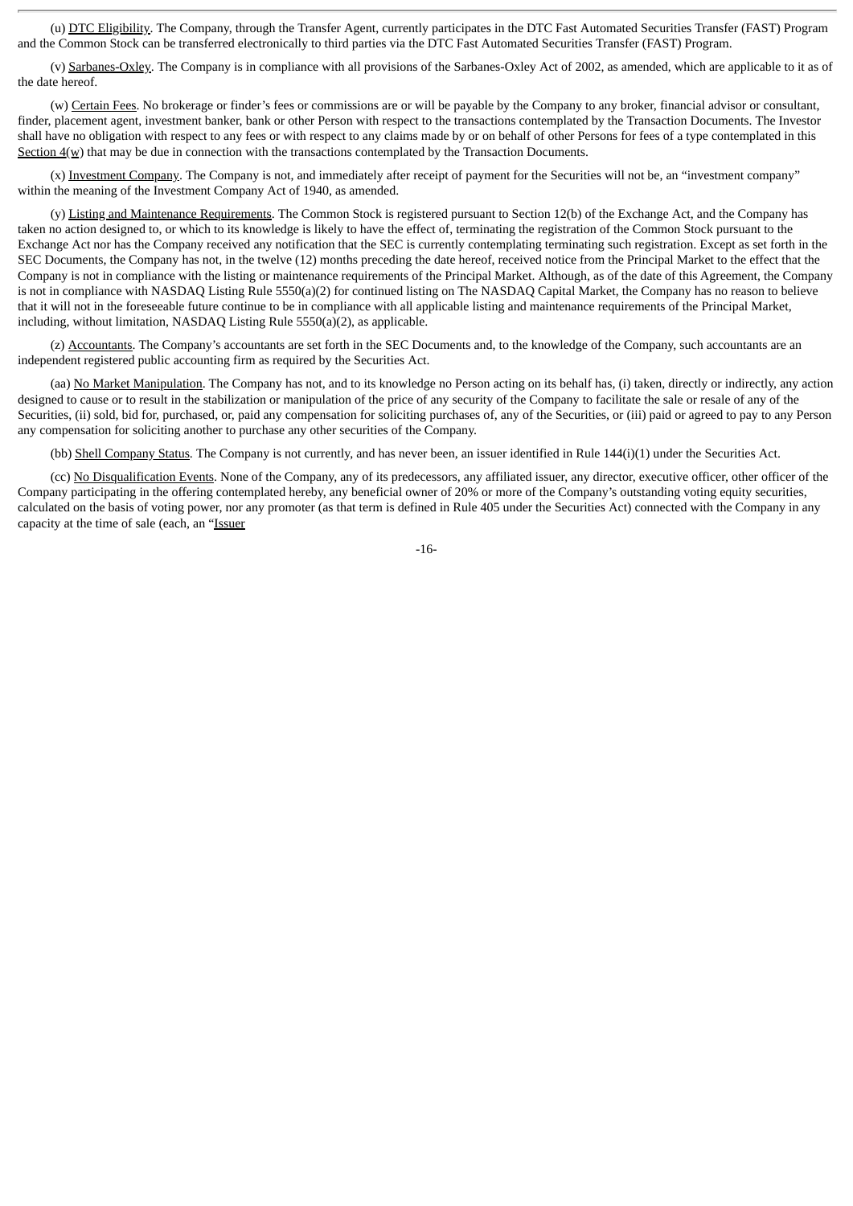(u) DTC Eligibility. The Company, through the Transfer Agent, currently participates in the DTC Fast Automated Securities Transfer (FAST) Program and the Common Stock can be transferred electronically to third parties via the DTC Fast Automated Securities Transfer (FAST) Program.

(v) Sarbanes-Oxley. The Company is in compliance with all provisions of the Sarbanes-Oxley Act of 2002, as amended, which are applicable to it as of the date hereof.

(w) Certain Fees. No brokerage or finder's fees or commissions are or will be payable by the Company to any broker, financial advisor or consultant, finder, placement agent, investment banker, bank or other Person with respect to the transactions contemplated by the Transaction Documents. The Investor shall have no obligation with respect to any fees or with respect to any claims made by or on behalf of other Persons for fees of a type contemplated in this Section 4(w) that may be due in connection with the transactions contemplated by the Transaction Documents.

(x) Investment Company. The Company is not, and immediately after receipt of payment for the Securities will not be, an "investment company" within the meaning of the Investment Company Act of 1940, as amended.

(y) Listing and Maintenance Requirements. The Common Stock is registered pursuant to Section 12(b) of the Exchange Act, and the Company has taken no action designed to, or which to its knowledge is likely to have the effect of, terminating the registration of the Common Stock pursuant to the Exchange Act nor has the Company received any notification that the SEC is currently contemplating terminating such registration. Except as set forth in the SEC Documents, the Company has not, in the twelve (12) months preceding the date hereof, received notice from the Principal Market to the effect that the Company is not in compliance with the listing or maintenance requirements of the Principal Market. Although, as of the date of this Agreement, the Company is not in compliance with NASDAQ Listing Rule 5550(a)(2) for continued listing on The NASDAQ Capital Market, the Company has no reason to believe that it will not in the foreseeable future continue to be in compliance with all applicable listing and maintenance requirements of the Principal Market, including, without limitation, NASDAQ Listing Rule 5550(a)(2), as applicable.

(z) Accountants. The Company's accountants are set forth in the SEC Documents and, to the knowledge of the Company, such accountants are an independent registered public accounting firm as required by the Securities Act.

(aa) No Market Manipulation. The Company has not, and to its knowledge no Person acting on its behalf has, (i) taken, directly or indirectly, any action designed to cause or to result in the stabilization or manipulation of the price of any security of the Company to facilitate the sale or resale of any of the Securities, (ii) sold, bid for, purchased, or, paid any compensation for soliciting purchases of, any of the Securities, or (iii) paid or agreed to pay to any Person any compensation for soliciting another to purchase any other securities of the Company.

(bb) Shell Company Status. The Company is not currently, and has never been, an issuer identified in Rule 144(i)(1) under the Securities Act.

(cc) No Disqualification Events. None of the Company, any of its predecessors, any affiliated issuer, any director, executive officer, other officer of the Company participating in the offering contemplated hereby, any beneficial owner of 20% or more of the Company's outstanding voting equity securities, calculated on the basis of voting power, nor any promoter (as that term is defined in Rule 405 under the Securities Act) connected with the Company in any capacity at the time of sale (each, an "Issuer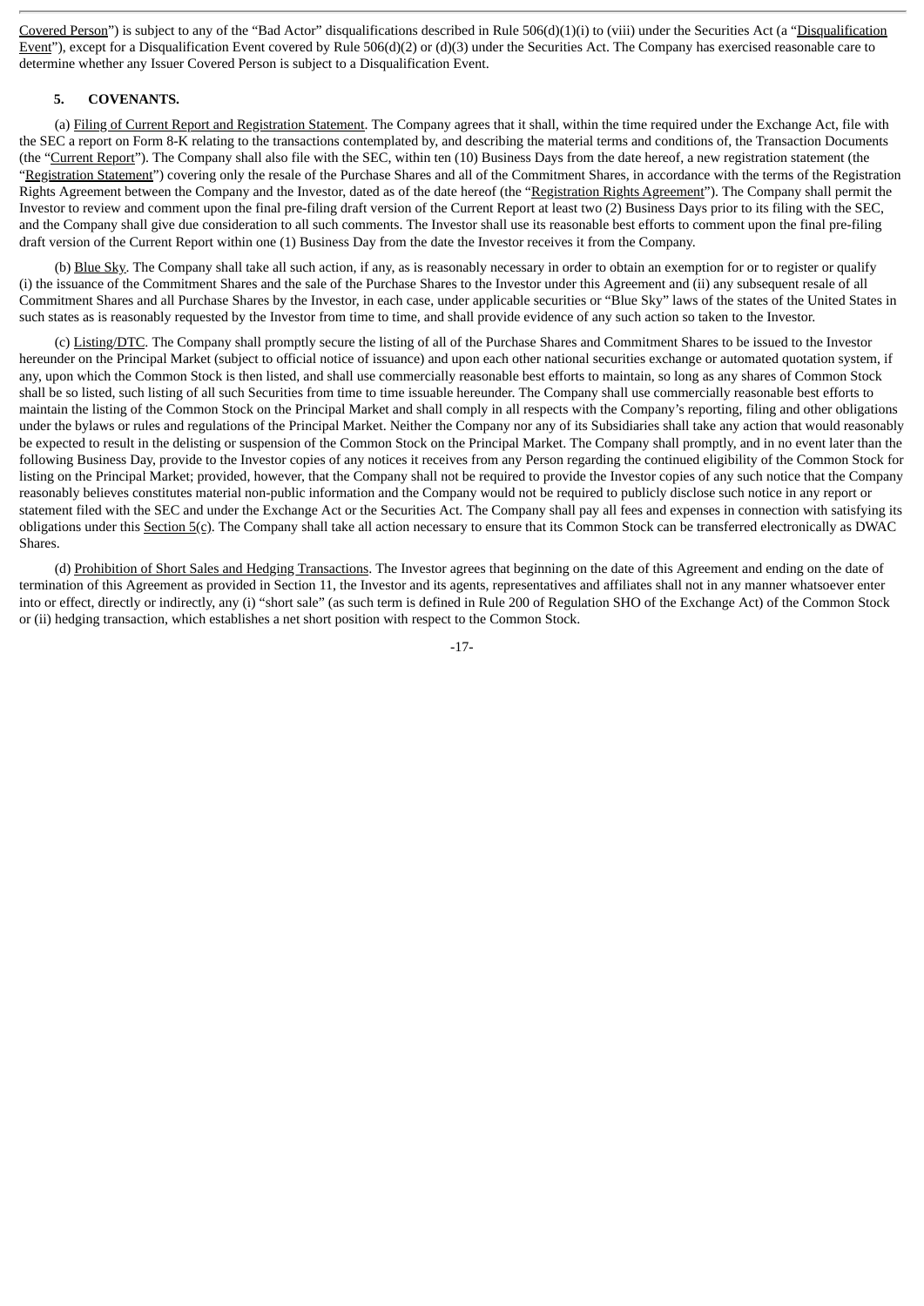Covered Person") is subject to any of the "Bad Actor" disqualifications described in Rule 506(d)(1)(i) to (viii) under the Securities Act (a "Disqualification Event"), except for a Disqualification Event covered by Rule 506(d)(2) or (d)(3) under the Securities Act. The Company has exercised reasonable care to determine whether any Issuer Covered Person is subject to a Disqualification Event.

## 5. COVENANTS.

(a) Filing of Current Report and Registration Statement. The Company agrees that it shall, within the time required under the Exchange Act, file with the SEC a report on Form 8-K relating to the transactions contemplated by, and describing the material terms and conditions of, the Transaction Documents (the "Current Report"). The Company shall also file with the SEC, within ten (10) Business Days from the date hereof, a new registration statement (the "Registration Statement") covering only the resale of the Purchase Shares and all of the Commitment Shares, in accordance with the terms of the Registration Rights Agreement between the Company and the Investor, dated as of the date hereof (the "Registration Rights Agreement"). The Company shall permit the Investor to review and comment upon the final pre-filing draft version of the Current Report at least two (2) Business Days prior to its filing with the SEC, and the Company shall give due consideration to all such comments. The Investor shall use its reasonable best efforts to comment upon the final pre-filing draft version of the Current Report within one (1) Business Day from the date the Investor receives it from the Company.

(b) Blue Sky. The Company shall take all such action, if any, as is reasonably necessary in order to obtain an exemption for or to register or qualify (i) the issuance of the Commitment Shares and the sale of the Purchase Shares to the Investor under this Agreement and (ii) any subsequent resale of all Commitment Shares and all Purchase Shares by the Investor, in each case, under applicable securities or "Blue Sky" laws of the states of the United States in such states as is reasonably requested by the Investor from time to time, and shall provide evidence of any such action so taken to the Investor.

(c) Listing/DTC. The Company shall promptly secure the listing of all of the Purchase Shares and Commitment Shares to be issued to the Investor hereunder on the Principal Market (subject to official notice of issuance) and upon each other national securities exchange or automated quotation system, if any, upon which the Common Stock is then listed, and shall use commercially reasonable best efforts to maintain, so long as any shares of Common Stock shall be so listed, such listing of all such Securities from time to time issuable hereunder. The Company shall use commercially reasonable best efforts to maintain the listing of the Common Stock on the Principal Market and shall comply in all respects with the Company's reporting, filing and other obligations under the bylaws or rules and regulations of the Principal Market. Neither the Company nor any of its Subsidiaries shall take any action that would reasonably be expected to result in the delisting or suspension of the Common Stock on the Principal Market. The Company shall promptly, and in no event later than the following Business Day, provide to the Investor copies of any notices it receives from any Person regarding the continued eligibility of the Common Stock for listing on the Principal Market; provided, however, that the Company shall not be required to provide the Investor copies of any such notice that the Company reasonably believes constitutes material non-public information and the Company would not be required to publicly disclose such notice in any report or statement filed with the SEC and under the Exchange Act or the Securities Act. The Company shall pay all fees and expenses in connection with satisfying its obligations under this Section 5(c). The Company shall take all action necessary to ensure that its Common Stock can be transferred electronically as DWAC Shares.

(d) Prohibition of Short Sales and Hedging Transactions. The Investor agrees that beginning on the date of this Agreement and ending on the date of termination of this Agreement as provided in Section 11, the Investor and its agents, representatives and affiliates shall not in any manner whatsoever enter into or effect, directly or indirectly, any (i) "short sale" (as such term is defined in Rule 200 of Regulation SHO of the Exchange Act) of the Common Stock or (ii) hedging transaction, which establishes a net short position with respect to the Common Stock.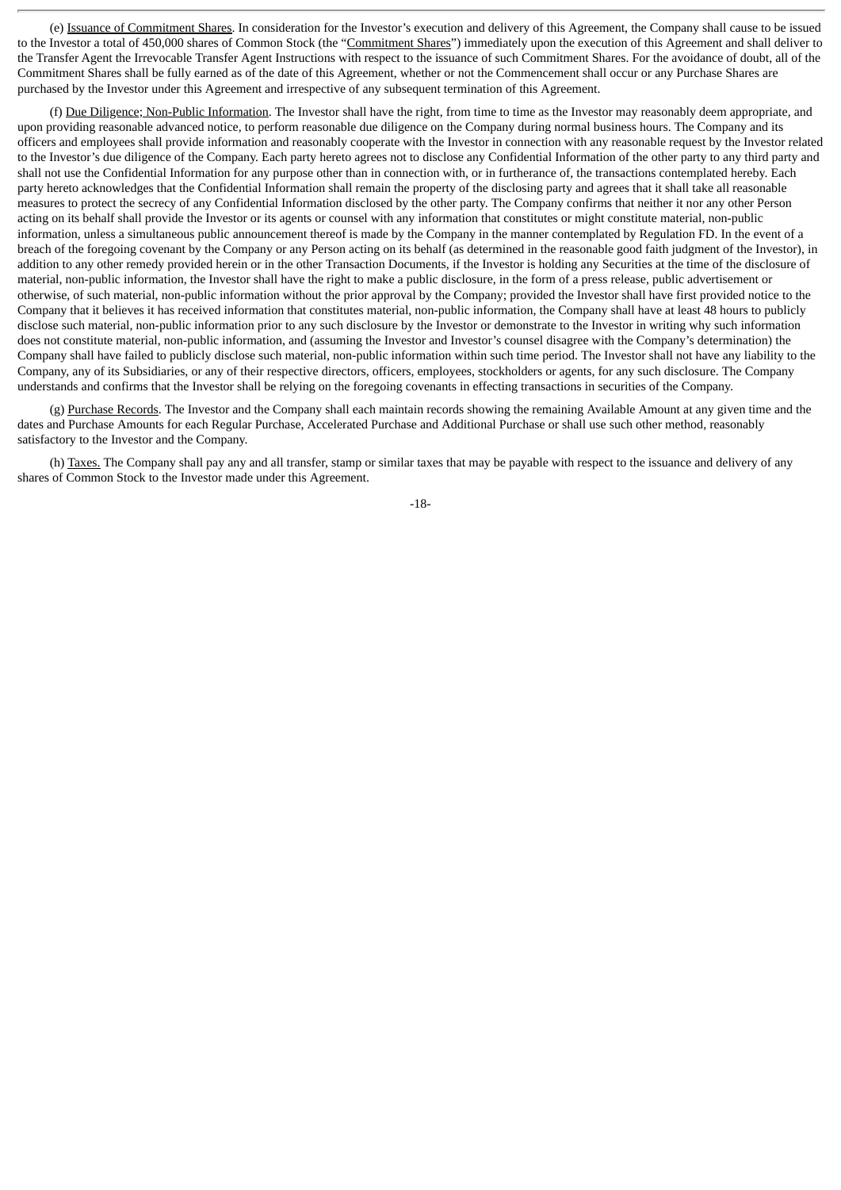(e) Issuance of Commitment Shares. In consideration for the Investor's execution and delivery of this Agreement, the Company shall cause to be issued to the Investor a total of 450,000 shares of Common Stock (the "Commitment Shares") immediately upon the execution of this Agreement and shall deliver to the Transfer Agent the Irrevocable Transfer Agent Instructions with respect to the issuance of such Commitment Shares. For the avoidance of doubt, all of the Commitment Shares shall be fully earned as of the date of this Agreement, whether or not the Commencement shall occur or any Purchase Shares are purchased by the Investor under this Agreement and irrespective of any subsequent termination of this Agreement.

(f) Due Diligence; Non-Public Information. The Investor shall have the right, from time to time as the Investor may reasonably deem appropriate, and upon providing reasonable advanced notice, to perform reasonable due diligence on the Company during normal business hours. The Company and its officers and employees shall provide information and reasonably cooperate with the Investor in connection with any reasonable request by the Investor related to the Investor's due diligence of the Company. Each party hereto agrees not to disclose any Confidential Information of the other party to any third party and shall not use the Confidential Information for any purpose other than in connection with, or in furtherance of, the transactions contemplated hereby. Each party hereto acknowledges that the Confidential Information shall remain the property of the disclosing party and agrees that it shall take all reasonable measures to protect the secrecy of any Confidential Information disclosed by the other party. The Company confirms that neither it nor any other Person acting on its behalf shall provide the Investor or its agents or counsel with any information that constitutes or might constitute material, non-public information, unless a simultaneous public announcement thereof is made by the Company in the manner contemplated by Regulation FD. In the event of a breach of the foregoing covenant by the Company or any Person acting on its behalf (as determined in the reasonable good faith judgment of the Investor), in addition to any other remedy provided herein or in the other Transaction Documents, if the Investor is holding any Securities at the time of the disclosure of material, non-public information, the Investor shall have the right to make a public disclosure, in the form of a press release, public advertisement or otherwise, of such material, non-public information without the prior approval by the Company; provided the Investor shall have first provided notice to the Company that it believes it has received information that constitutes material, non-public information, the Company shall have at least 48 hours to publicly disclose such material, non-public information prior to any such disclosure by the Investor or demonstrate to the Investor in writing why such information does not constitute material, non-public information, and (assuming the Investor and Investor's counsel disagree with the Company's determination) the Company shall have failed to publicly disclose such material, non-public information within such time period. The Investor shall not have any liability to the Company, any of its Subsidiaries, or any of their respective directors, officers, employees, stockholders or agents, for any such disclosure. The Company understands and confirms that the Investor shall be relying on the foregoing covenants in effecting transactions in securities of the Company.

(g) Purchase Records. The Investor and the Company shall each maintain records showing the remaining Available Amount at any given time and the dates and Purchase Amounts for each Regular Purchase, Accelerated Purchase and Additional Purchase or shall use such other method, reasonably satisfactory to the Investor and the Company.

(h) Taxes. The Company shall pay any and all transfer, stamp or similar taxes that may be payable with respect to the issuance and delivery of any shares of Common Stock to the Investor made under this Agreement.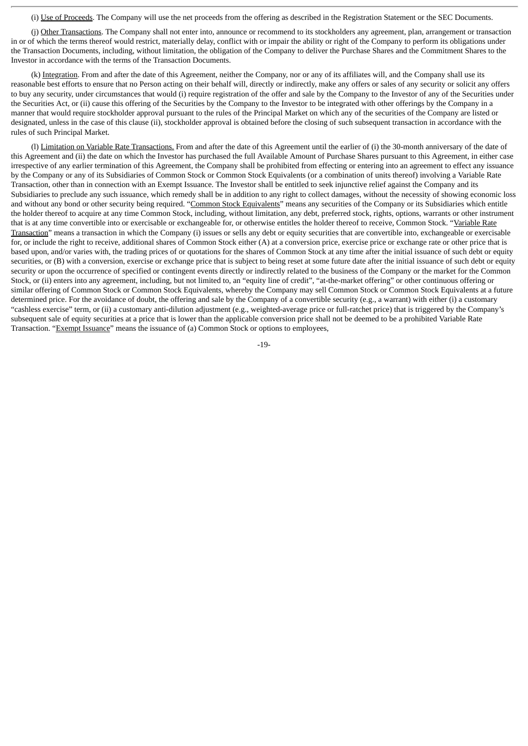(i) Use of Proceeds. The Company will use the net proceeds from the offering as described in the Registration Statement or the SEC Documents.

(j) Other Transactions. The Company shall not enter into, announce or recommend to its stockholders any agreement, plan, arrangement or transaction in or of which the terms thereof would restrict, materially delay, conflict with or impair the ability or right of the Company to perform its obligations under the Transaction Documents, including, without limitation, the obligation of the Company to deliver the Purchase Shares and the Commitment Shares to the Investor in accordance with the terms of the Transaction Documents.

(k) Integration. From and after the date of this Agreement, neither the Company, nor or any of its affiliates will, and the Company shall use its reasonable best efforts to ensure that no Person acting on their behalf will, directly or indirectly, make any offers or sales of any security or solicit any offers to buy any security, under circumstances that would (i) require registration of the offer and sale by the Company to the Investor of any of the Securities under the Securities Act, or (ii) cause this offering of the Securities by the Company to the Investor to be integrated with other offerings by the Company in a manner that would require stockholder approval pursuant to the rules of the Principal Market on which any of the securities of the Company are listed or designated, unless in the case of this clause (ii), stockholder approval is obtained before the closing of such subsequent transaction in accordance with the rules of such Principal Market.

(l) Limitation on Variable Rate Transactions. From and after the date of this Agreement until the earlier of (i) the 30-month anniversary of the date of this Agreement and (ii) the date on which the Investor has purchased the full Available Amount of Purchase Shares pursuant to this Agreement, in either case irrespective of any earlier termination of this Agreement, the Company shall be prohibited from effecting or entering into an agreement to effect any issuance by the Company or any of its Subsidiaries of Common Stock or Common Stock Equivalents (or a combination of units thereof) involving a Variable Rate Transaction, other than in connection with an Exempt Issuance. The Investor shall be entitled to seek injunctive relief against the Company and its Subsidiaries to preclude any such issuance, which remedy shall be in addition to any right to collect damages, without the necessity of showing economic loss and without any bond or other security being required. "Common Stock Equivalents" means any securities of the Company or its Subsidiaries which entitle the holder thereof to acquire at any time Common Stock, including, without limitation, any debt, preferred stock, rights, options, warrants or other instrument that is at any time convertible into or exercisable or exchangeable for, or otherwise entitles the holder thereof to receive, Common Stock. "Variable Rate Transaction" means a transaction in which the Company (i) issues or sells any debt or equity securities that are convertible into, exchangeable or exercisable for, or include the right to receive, additional shares of Common Stock either (A) at a conversion price, exercise price or exchange rate or other price that is based upon, and/or varies with, the trading prices of or quotations for the shares of Common Stock at any time after the initial issuance of such debt or equity securities, or (B) with a conversion, exercise or exchange price that is subject to being reset at some future date after the initial issuance of such debt or equity security or upon the occurrence of specified or contingent events directly or indirectly related to the business of the Company or the market for the Common Stock, or (ii) enters into any agreement, including, but not limited to, an "equity line of credit", "at-the-market offering" or other continuous offering or similar offering of Common Stock or Common Stock Equivalents, whereby the Company may sell Common Stock or Common Stock Equivalents at a future determined price. For the avoidance of doubt, the offering and sale by the Company of a convertible security (e.g., a warrant) with either (i) a customary "cashless exercise" term, or (ii) a customary anti-dilution adjustment (e.g., weighted-average price or full-ratchet price) that is triggered by the Company's subsequent sale of equity securities at a price that is lower than the applicable conversion price shall not be deemed to be a prohibited Variable Rate Transaction. "Exempt Issuance" means the issuance of (a) Common Stock or options to employees,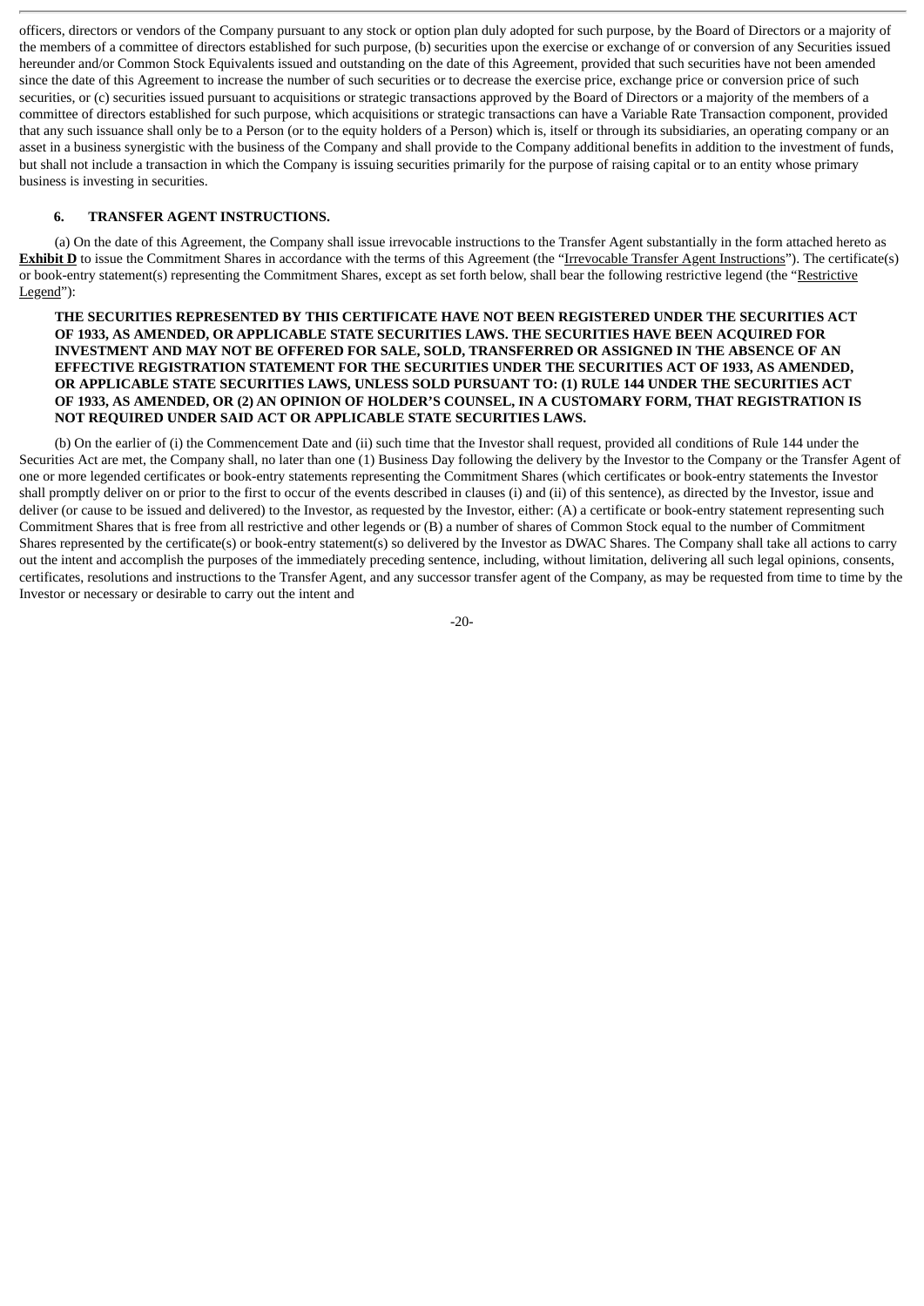officers, directors or vendors of the Company pursuant to any stock or option plan duly adopted for such purpose, by the Board of Directors or a majority of the members of a committee of directors established for such purpose, (b) securities upon the exercise or exchange of or conversion of any Securities issued hereunder and/or Common Stock Equivalents issued and outstanding on the date of this Agreement, provided that such securities have not been amended since the date of this Agreement to increase the number of such securities or to decrease the exercise price, exchange price or conversion price of such securities, or (c) securities issued pursuant to acquisitions or strategic transactions approved by the Board of Directors or a majority of the members of a committee of directors established for such purpose, which acquisitions or strategic transactions can have a Variable Rate Transaction component, provided that any such issuance shall only be to a Person (or to the equity holders of a Person) which is, itself or through its subsidiaries, an operating company or an asset in a business synergistic with the business of the Company and shall provide to the Company additional benefits in addition to the investment of funds, but shall not include a transaction in which the Company is issuing securities primarily for the purpose of raising capital or to an entity whose primary business is investing in securities.

## 6. TRANSFER AGENT INSTRUCTIONS.

(a) On the date of this Agreement, the Company shall issue irrevocable instructions to the Transfer Agent substantially in the form attached hereto as **Exhibit D** to issue the Commitment Shares in accordance with the terms of this Agreement (the "Irrevocable Transfer Agent Instructions"). The certificate(s) or book-entry statement(s) representing the Commitment Shares, except as set forth below, shall bear the following restrictive legend (the "Restrictive Legend"):

**THE SECURITIES REPRESENTED BY THIS CERTIFICATE HAVE NOT BEEN REGISTERED UNDER THE SECURITIES ACT OF 1933, AS AMENDED, OR APPLICABLE STATE SECURITIES LAWS. THE SECURITIES HAVE BEEN ACQUIRED FOR INVESTMENT AND MAY NOT BE OFFERED FOR SALE, SOLD, TRANSFERRED OR ASSIGNED IN THE ABSENCE OF AN EFFECTIVE REGISTRATION STATEMENT FOR THE SECURITIES UNDER THE SECURITIES ACT OF 1933, AS AMENDED, OR APPLICABLE STATE SECURITIES LAWS, UNLESS SOLD PURSUANT TO: (1) RULE 144 UNDER THE SECURITIES ACT OF 1933, AS AMENDED, OR (2) AN OPINION OF HOLDER'S COUNSEL, IN A CUSTOMARY FORM, THAT REGISTRATION IS NOT REQUIRED UNDER SAID ACT OR APPLICABLE STATE SECURITIES LAWS.**

(b) On the earlier of (i) the Commencement Date and (ii) such time that the Investor shall request, provided all conditions of Rule 144 under the Securities Act are met, the Company shall, no later than one (1) Business Day following the delivery by the Investor to the Company or the Transfer Agent of one or more legended certificates or book-entry statements representing the Commitment Shares (which certificates or book-entry statements the Investor shall promptly deliver on or prior to the first to occur of the events described in clauses (i) and (ii) of this sentence), as directed by the Investor, issue and deliver (or cause to be issued and delivered) to the Investor, as requested by the Investor, either: (A) a certificate or book-entry statement representing such Commitment Shares that is free from all restrictive and other legends or (B) a number of shares of Common Stock equal to the number of Commitment Shares represented by the certificate(s) or book-entry statement(s) so delivered by the Investor as DWAC Shares. The Company shall take all actions to carry out the intent and accomplish the purposes of the immediately preceding sentence, including, without limitation, delivering all such legal opinions, consents, certificates, resolutions and instructions to the Transfer Agent, and any successor transfer agent of the Company, as may be requested from time to time by the Investor or necessary or desirable to carry out the intent and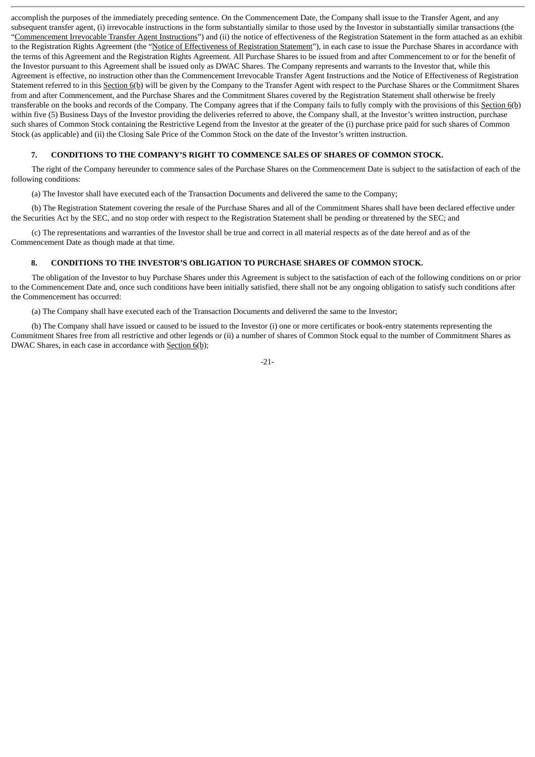accomplish the purposes of the immediately preceding sentence. On the Commencement Date, the Company shall issue to the Transfer Agent, and any subsequent transfer agent, (i) irrevocable instructions in the form substantially similar to those used by the Investor in substantially similar transactions (the "Commencement Irrevocable Transfer Agent Instructions") and (ii) the notice of effectiveness of the Registration Statement in the form attached as an exhibit to the Registration Rights Agreement (the "Notice of Effectiveness of Registration Statement"), in each case to issue the Purchase Shares in accordance with the terms of this Agreement and the Registration Rights Agreement. All Purchase Shares to be issued from and after Commencement to or for the benefit of the Investor pursuant to this Agreement shall be issued only as DWAC Shares. The Company represents and warrants to the Investor that, while this Agreement is effective, no instruction other than the Commencement Irrevocable Transfer Agent Instructions and the Notice of Effectiveness of Registration Statement referred to in this Section 6(b) will be given by the Company to the Transfer Agent with respect to the Purchase Shares or the Commitment Shares from and after Commencement, and the Purchase Shares and the Commitment Shares covered by the Registration Statement shall otherwise be freely transferable on the books and records of the Company. The Company agrees that if the Company fails to fully comply with the provisions of this Section 6(b) within five (5) Business Days of the Investor providing the deliveries referred to above, the Company shall, at the Investor's written instruction, purchase such shares of Common Stock containing the Restrictive Legend from the Investor at the greater of the (i) purchase price paid for such shares of Common Stock (as applicable) and (ii) the Closing Sale Price of the Common Stock on the date of the Investor's written instruction.

## 7. CONDITIONS TO THE COMPANY'S RIGHT TO COMMENCE SALES OF SHARES OF COMMON STOCK.

The right of the Company hereunder to commence sales of the Purchase Shares on the Commencement Date is subject to the satisfaction of each of the following conditions:

(a) The Investor shall have executed each of the Transaction Documents and delivered the same to the Company;

(b) The Registration Statement covering the resale of the Purchase Shares and all of the Commitment Shares shall have been declared effective under the Securities Act by the SEC, and no stop order with respect to the Registration Statement shall be pending or threatened by the SEC; and

(c) The representations and warranties of the Investor shall be true and correct in all material respects as of the date hereof and as of the Commencement Date as though made at that time.

## 8. CONDITIONS TO THE INVESTOR'S OBLIGATION TO PURCHASE SHARES OF COMMON STOCK.

The obligation of the Investor to buy Purchase Shares under this Agreement is subject to the satisfaction of each of the following conditions on or prior to the Commencement Date and, once such conditions have been initially satisfied, there shall not be any ongoing obligation to satisfy such conditions after the Commencement has occurred:

(a) The Company shall have executed each of the Transaction Documents and delivered the same to the Investor;

(b) The Company shall have issued or caused to be issued to the Investor (i) one or more certificates or book-entry statements representing the Commitment Shares free from all restrictive and other legends or (ii) a number of shares of Common Stock equal to the number of Commitment Shares as DWAC Shares, in each case in accordance with Section 6(b);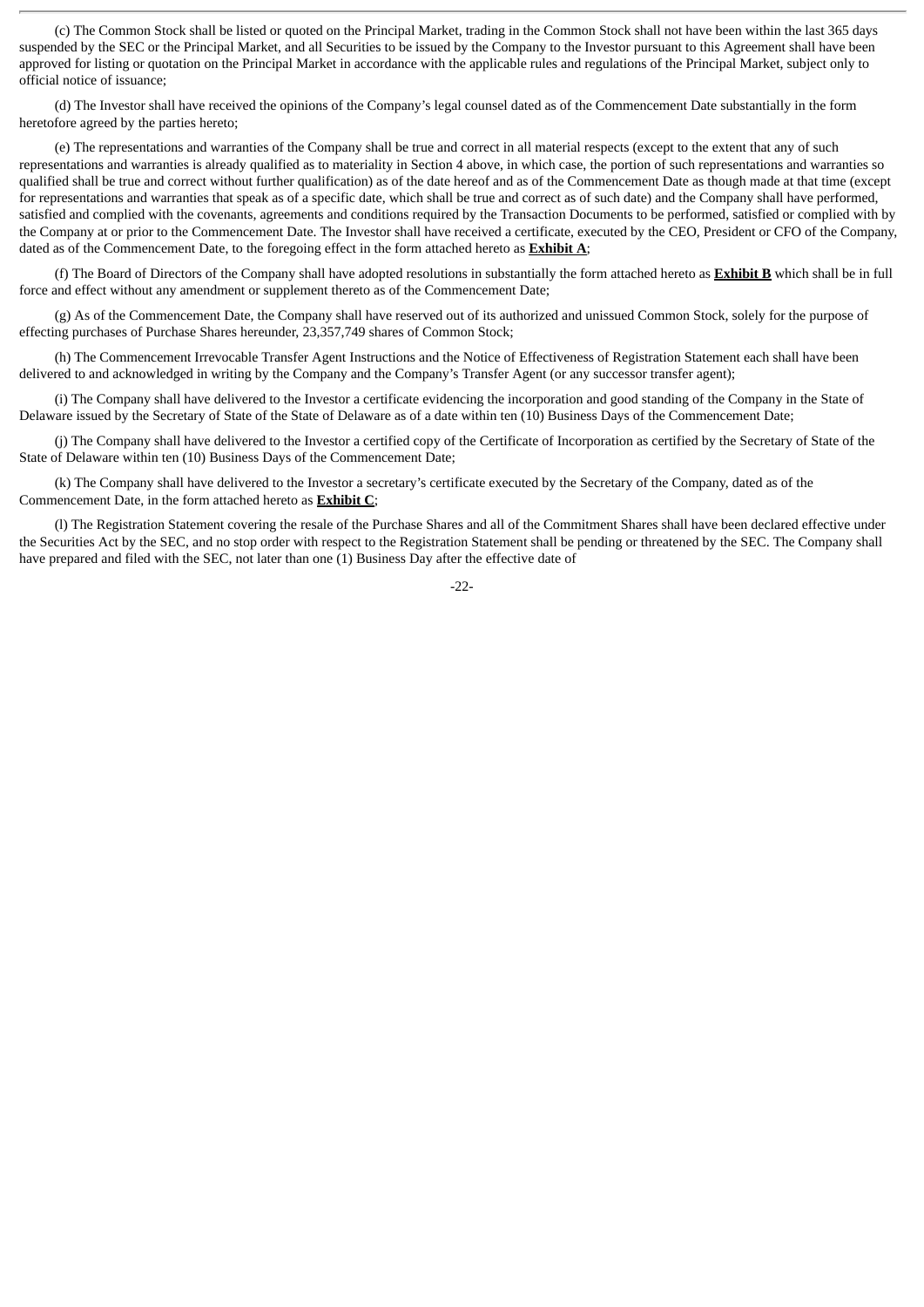(c) The Common Stock shall be listed or quoted on the Principal Market, trading in the Common Stock shall not have been within the last 365 days suspended by the SEC or the Principal Market, and all Securities to be issued by the Company to the Investor pursuant to this Agreement shall have been approved for listing or quotation on the Principal Market in accordance with the applicable rules and regulations of the Principal Market, subject only to official notice of issuance;

(d) The Investor shall have received the opinions of the Company's legal counsel dated as of the Commencement Date substantially in the form heretofore agreed by the parties hereto;

(e) The representations and warranties of the Company shall be true and correct in all material respects (except to the extent that any of such representations and warranties is already qualified as to materiality in Section 4 above, in which case, the portion of such representations and warranties so qualified shall be true and correct without further qualification) as of the date hereof and as of the Commencement Date as though made at that time (except for representations and warranties that speak as of a specific date, which shall be true and correct as of such date) and the Company shall have performed, satisfied and complied with the covenants, agreements and conditions required by the Transaction Documents to be performed, satisfied or complied with by the Company at or prior to the Commencement Date. The Investor shall have received a certificate, executed by the CEO, President or CFO of the Company, dated as of the Commencement Date, to the foregoing effect in the form attached hereto as **Exhibit A**;

(f) The Board of Directors of the Company shall have adopted resolutions in substantially the form attached hereto as **Exhibit B** which shall be in full force and effect without any amendment or supplement thereto as of the Commencement Date;

(g) As of the Commencement Date, the Company shall have reserved out of its authorized and unissued Common Stock, solely for the purpose of effecting purchases of Purchase Shares hereunder, 23,357,749 shares of Common Stock;

(h) The Commencement Irrevocable Transfer Agent Instructions and the Notice of Effectiveness of Registration Statement each shall have been delivered to and acknowledged in writing by the Company and the Company's Transfer Agent (or any successor transfer agent);

(i) The Company shall have delivered to the Investor a certificate evidencing the incorporation and good standing of the Company in the State of Delaware issued by the Secretary of State of the State of Delaware as of a date within ten (10) Business Days of the Commencement Date;

(j) The Company shall have delivered to the Investor a certified copy of the Certificate of Incorporation as certified by the Secretary of State of the State of Delaware within ten (10) Business Days of the Commencement Date;

(k) The Company shall have delivered to the Investor a secretary's certificate executed by the Secretary of the Company, dated as of the Commencement Date, in the form attached hereto as **Exhibit C**;

(l) The Registration Statement covering the resale of the Purchase Shares and all of the Commitment Shares shall have been declared effective under the Securities Act by the SEC, and no stop order with respect to the Registration Statement shall be pending or threatened by the SEC. The Company shall have prepared and filed with the SEC, not later than one (1) Business Day after the effective date of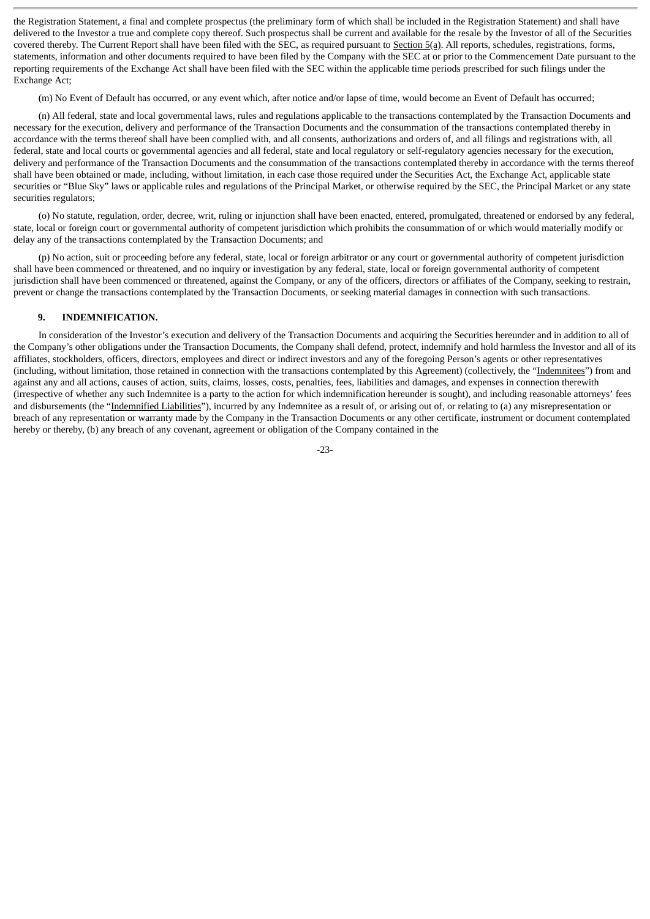the Registration Statement, a final and complete prospectus (the preliminary form of which shall be included in the Registration Statement) and shall have delivered to the Investor a true and complete copy thereof. Such prospectus shall be current and available for the resale by the Investor of all of the Securities covered thereby. The Current Report shall have been filed with the SEC, as required pursuant to Section 5(a). All reports, schedules, registrations, forms, statements, information and other documents required to have been filed by the Company with the SEC at or prior to the Commencement Date pursuant to the reporting requirements of the Exchange Act shall have been filed with the SEC within the applicable time periods prescribed for such filings under the Exchange Act;

(m) No Event of Default has occurred, or any event which, after notice and/or lapse of time, would become an Event of Default has occurred;

(n) All federal, state and local governmental laws, rules and regulations applicable to the transactions contemplated by the Transaction Documents and necessary for the execution, delivery and performance of the Transaction Documents and the consummation of the transactions contemplated thereby in accordance with the terms thereof shall have been complied with, and all consents, authorizations and orders of, and all filings and registrations with, all federal, state and local courts or governmental agencies and all federal, state and local regulatory or self-regulatory agencies necessary for the execution, delivery and performance of the Transaction Documents and the consummation of the transactions contemplated thereby in accordance with the terms thereof shall have been obtained or made, including, without limitation, in each case those required under the Securities Act, the Exchange Act, applicable state securities or "Blue Sky" laws or applicable rules and regulations of the Principal Market, or otherwise required by the SEC, the Principal Market or any state securities regulators;

(o) No statute, regulation, order, decree, writ, ruling or injunction shall have been enacted, entered, promulgated, threatened or endorsed by any federal, state, local or foreign court or governmental authority of competent jurisdiction which prohibits the consummation of or which would materially modify or delay any of the transactions contemplated by the Transaction Documents; and

(p) No action, suit or proceeding before any federal, state, local or foreign arbitrator or any court or governmental authority of competent jurisdiction shall have been commenced or threatened, and no inquiry or investigation by any federal, state, local or foreign governmental authority of competent jurisdiction shall have been commenced or threatened, against the Company, or any of the officers, directors or affiliates of the Company, seeking to restrain, prevent or change the transactions contemplated by the Transaction Documents, or seeking material damages in connection with such transactions.

## 9. INDEMNIFICATION.

In consideration of the Investor's execution and delivery of the Transaction Documents and acquiring the Securities hereunder and in addition to all of the Company's other obligations under the Transaction Documents, the Company shall defend, protect, indemnify and hold harmless the Investor and all of its affiliates, stockholders, officers, directors, employees and direct or indirect investors and any of the foregoing Person's agents or other representatives (including, without limitation, those retained in connection with the transactions contemplated by this Agreement) (collectively, the "Indemnitees") from and against any and all actions, causes of action, suits, claims, losses, costs, penalties, fees, liabilities and damages, and expenses in connection therewith (irrespective of whether any such Indemnitee is a party to the action for which indemnification hereunder is sought), and including reasonable attorneys' fees and disbursements (the "Indemnified Liabilities"), incurred by any Indemnitee as a result of, or arising out of, or relating to (a) any misrepresentation or breach of any representation or warranty made by the Company in the Transaction Documents or any other certificate, instrument or document contemplated hereby or thereby, (b) any breach of any covenant, agreement or obligation of the Company contained in the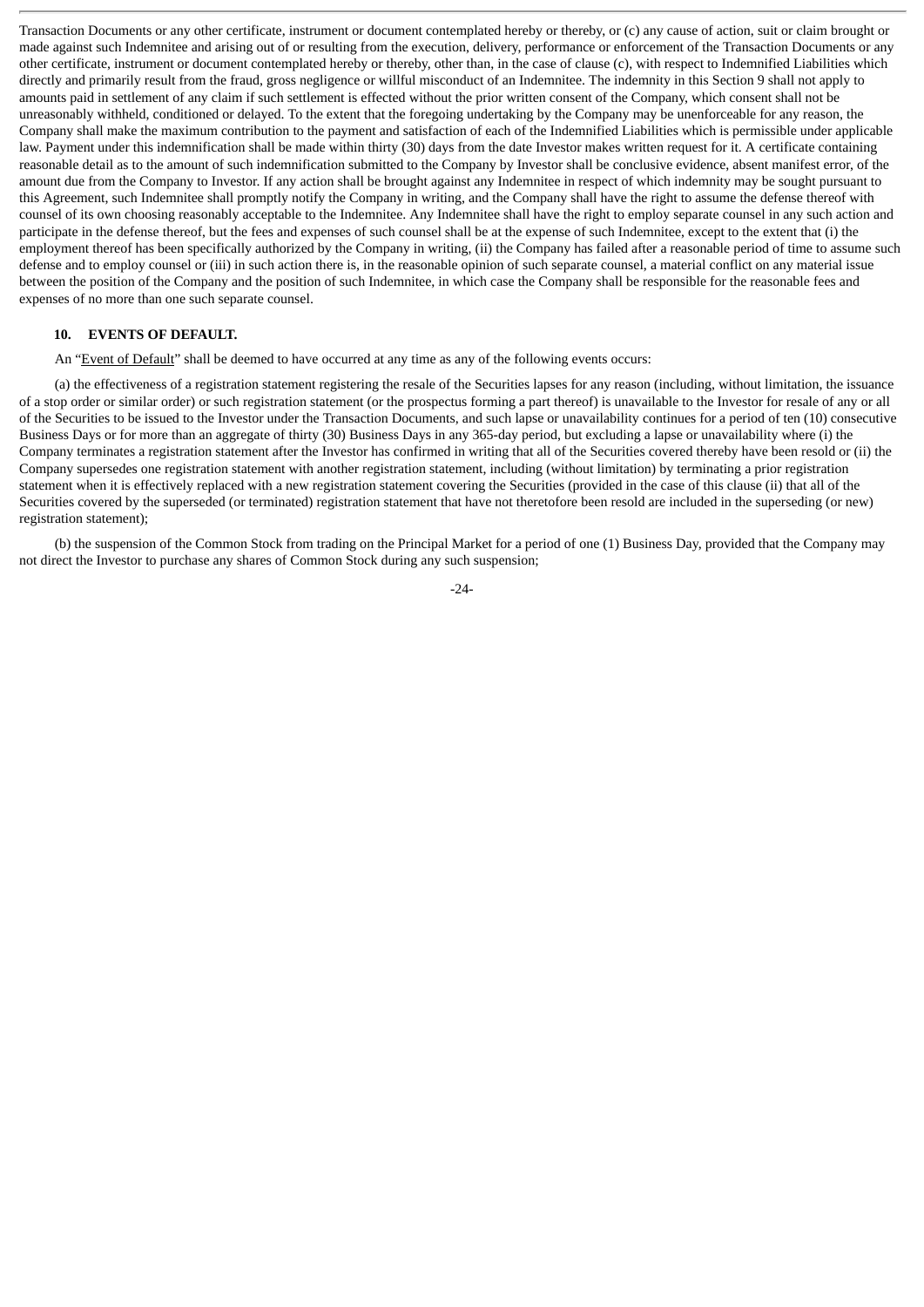Transaction Documents or any other certificate, instrument or document contemplated hereby or thereby, or (c) any cause of action, suit or claim brought or made against such Indemnitee and arising out of or resulting from the execution, delivery, performance or enforcement of the Transaction Documents or any other certificate, instrument or document contemplated hereby or thereby, other than, in the case of clause (c), with respect to Indemnified Liabilities which directly and primarily result from the fraud, gross negligence or willful misconduct of an Indemnitee. The indemnity in this Section 9 shall not apply to amounts paid in settlement of any claim if such settlement is effected without the prior written consent of the Company, which consent shall not be unreasonably withheld, conditioned or delayed. To the extent that the foregoing undertaking by the Company may be unenforceable for any reason, the Company shall make the maximum contribution to the payment and satisfaction of each of the Indemnified Liabilities which is permissible under applicable law. Payment under this indemnification shall be made within thirty (30) days from the date Investor makes written request for it. A certificate containing reasonable detail as to the amount of such indemnification submitted to the Company by Investor shall be conclusive evidence, absent manifest error, of the amount due from the Company to Investor. If any action shall be brought against any Indemnitee in respect of which indemnity may be sought pursuant to this Agreement, such Indemnitee shall promptly notify the Company in writing, and the Company shall have the right to assume the defense thereof with counsel of its own choosing reasonably acceptable to the Indemnitee. Any Indemnitee shall have the right to employ separate counsel in any such action and participate in the defense thereof, but the fees and expenses of such counsel shall be at the expense of such Indemnitee, except to the extent that (i) the employment thereof has been specifically authorized by the Company in writing, (ii) the Company has failed after a reasonable period of time to assume such defense and to employ counsel or (iii) in such action there is, in the reasonable opinion of such separate counsel, a material conflict on any material issue between the position of the Company and the position of such Indemnitee, in which case the Company shall be responsible for the reasonable fees and expenses of no more than one such separate counsel.

## 10. EVENTS OF DEFAULT.

An "Event of Default" shall be deemed to have occurred at any time as any of the following events occurs:

(a) the effectiveness of a registration statement registering the resale of the Securities lapses for any reason (including, without limitation, the issuance of a stop order or similar order) or such registration statement (or the prospectus forming a part thereof) is unavailable to the Investor for resale of any or all of the Securities to be issued to the Investor under the Transaction Documents, and such lapse or unavailability continues for a period of ten (10) consecutive Business Days or for more than an aggregate of thirty (30) Business Days in any 365-day period, but excluding a lapse or unavailability where (i) the Company terminates a registration statement after the Investor has confirmed in writing that all of the Securities covered thereby have been resold or (ii) the Company supersedes one registration statement with another registration statement, including (without limitation) by terminating a prior registration statement when it is effectively replaced with a new registration statement covering the Securities (provided in the case of this clause (ii) that all of the Securities covered by the superseded (or terminated) registration statement that have not theretofore been resold are included in the superseding (or new) registration statement);

(b) the suspension of the Common Stock from trading on the Principal Market for a period of one (1) Business Day, provided that the Company may not direct the Investor to purchase any shares of Common Stock during any such suspension;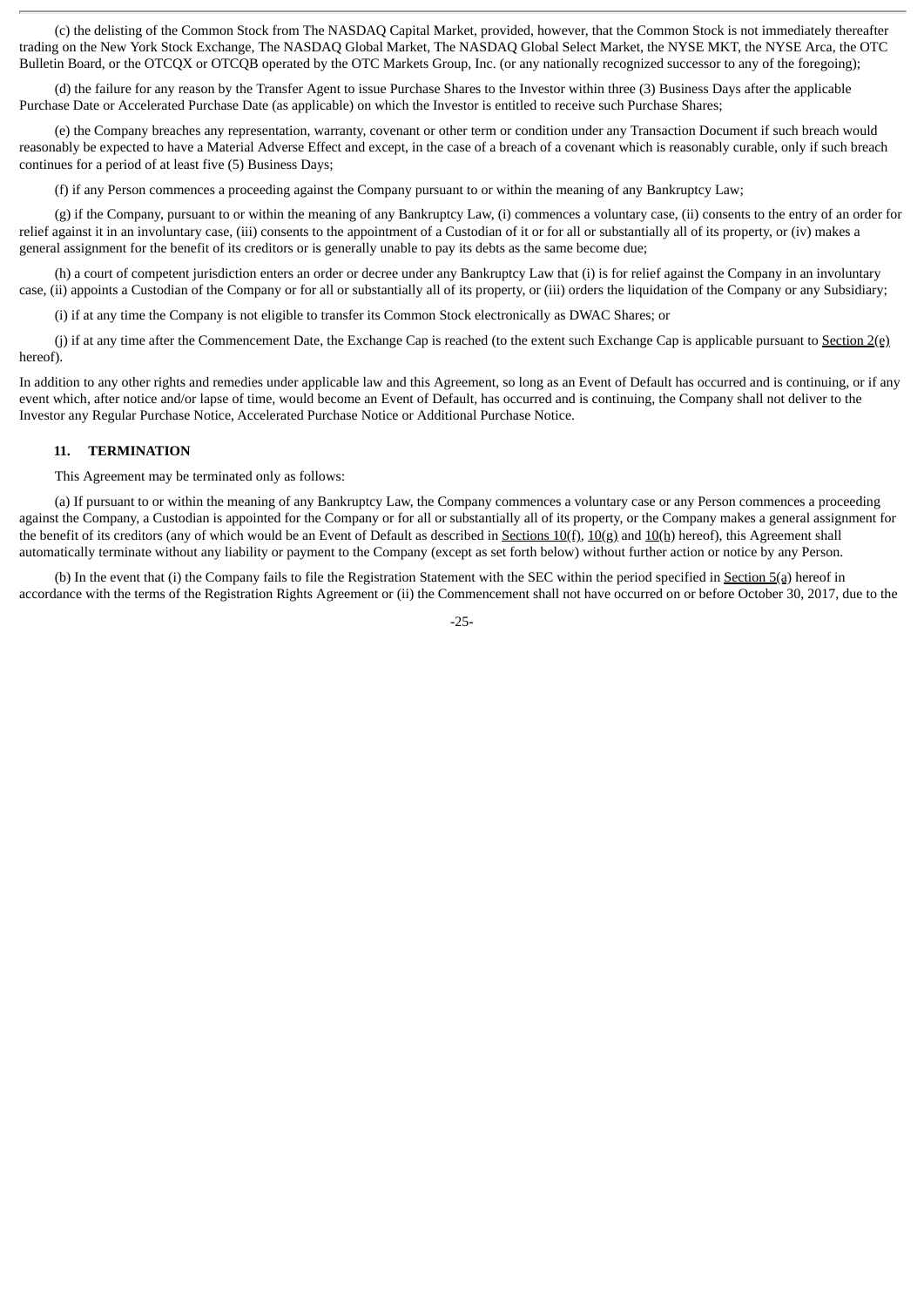(c) the delisting of the Common Stock from The NASDAQ Capital Market, provided, however, that the Common Stock is not immediately thereafter trading on the New York Stock Exchange, The NASDAQ Global Market, The NASDAQ Global Select Market, the NYSE MKT, the NYSE Arca, the OTC Bulletin Board, or the OTCQX or OTCQB operated by the OTC Markets Group, Inc. (or any nationally recognized successor to any of the foregoing);

(d) the failure for any reason by the Transfer Agent to issue Purchase Shares to the Investor within three (3) Business Days after the applicable Purchase Date or Accelerated Purchase Date (as applicable) on which the Investor is entitled to receive such Purchase Shares;

(e) the Company breaches any representation, warranty, covenant or other term or condition under any Transaction Document if such breach would reasonably be expected to have a Material Adverse Effect and except, in the case of a breach of a covenant which is reasonably curable, only if such breach continues for a period of at least five (5) Business Days;

(f) if any Person commences a proceeding against the Company pursuant to or within the meaning of any Bankruptcy Law;

(g) if the Company, pursuant to or within the meaning of any Bankruptcy Law, (i) commences a voluntary case, (ii) consents to the entry of an order for relief against it in an involuntary case, (iii) consents to the appointment of a Custodian of it or for all or substantially all of its property, or (iv) makes a general assignment for the benefit of its creditors or is generally unable to pay its debts as the same become due;

(h) a court of competent jurisdiction enters an order or decree under any Bankruptcy Law that (i) is for relief against the Company in an involuntary case, (ii) appoints a Custodian of the Company or for all or substantially all of its property, or (iii) orders the liquidation of the Company or any Subsidiary;

(i) if at any time the Company is not eligible to transfer its Common Stock electronically as DWAC Shares; or

(j) if at any time after the Commencement Date, the Exchange Cap is reached (to the extent such Exchange Cap is applicable pursuant to Section 2(e) hereof).

In addition to any other rights and remedies under applicable law and this Agreement, so long as an Event of Default has occurred and is continuing, or if any event which, after notice and/or lapse of time, would become an Event of Default, has occurred and is continuing, the Company shall not deliver to the Investor any Regular Purchase Notice, Accelerated Purchase Notice or Additional Purchase Notice.

**11. TERMINATION**

This Agreement may be terminated only as follows:

(a) If pursuant to or within the meaning of any Bankruptcy Law, the Company commences a voluntary case or any Person commences a proceeding against the Company, a Custodian is appointed for the Company or for all or substantially all of its property, or the Company makes a general assignment for the benefit of its creditors (any of which would be an Event of Default as described in Sections 10(f), 10(g) and 10(h) hereof), this Agreement shall automatically terminate without any liability or payment to the Company (except as set forth below) without further action or notice by any Person.

(b) In the event that (i) the Company fails to file the Registration Statement with the SEC within the period specified in Section 5(a) hereof in accordance with the terms of the Registration Rights Agreement or (ii) the Commencement shall not have occurred on or before October 30, 2017, due to the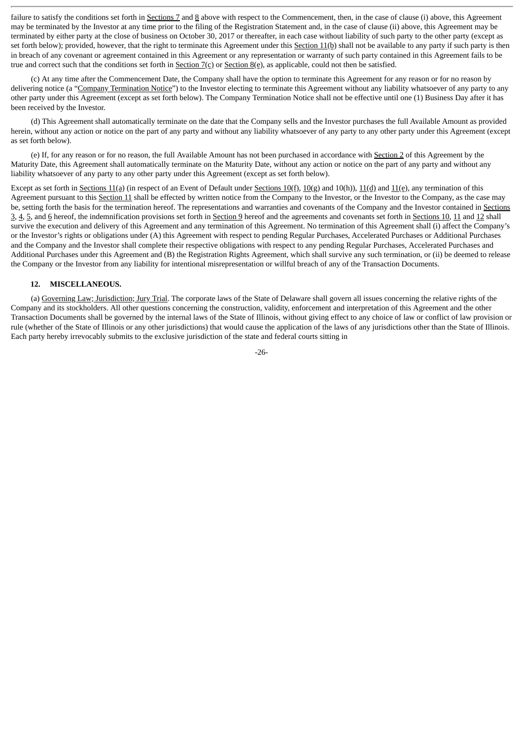failure to satisfy the conditions set forth in Sections 7 and 8 above with respect to the Commencement, then, in the case of clause (i) above, this Agreement may be terminated by the Investor at any time prior to the filing of the Registration Statement and, in the case of clause (ii) above, this Agreement may be terminated by either party at the close of business on October 30, 2017 or thereafter, in each case without liability of such party to the other party (except as set forth below); provided, however, that the right to terminate this Agreement under this Section 11(b) shall not be available to any party if such party is then in breach of any covenant or agreement contained in this Agreement or any representation or warranty of such party contained in this Agreement fails to be true and correct such that the conditions set forth in Section 7(c) or Section 8(e), as applicable, could not then be satisfied.

(c) At any time after the Commencement Date, the Company shall have the option to terminate this Agreement for any reason or for no reason by delivering notice (a "Company Termination Notice") to the Investor electing to terminate this Agreement without any liability whatsoever of any party to any other party under this Agreement (except as set forth below). The Company Termination Notice shall not be effective until one (1) Business Day after it has been received by the Investor.

(d) This Agreement shall automatically terminate on the date that the Company sells and the Investor purchases the full Available Amount as provided herein, without any action or notice on the part of any party and without any liability whatsoever of any party to any other party under this Agreement (except as set forth below).

(e) If, for any reason or for no reason, the full Available Amount has not been purchased in accordance with Section 2 of this Agreement by the Maturity Date, this Agreement shall automatically terminate on the Maturity Date, without any action or notice on the part of any party and without any liability whatsoever of any party to any other party under this Agreement (except as set forth below).

Except as set forth in Sections 11(a) (in respect of an Event of Default under Sections 10(f), 10(g) and 10(h)), 11(d) and 11(e), any termination of this Agreement pursuant to this Section 11 shall be effected by written notice from the Company to the Investor, or the Investor to the Company, as the case may be, setting forth the basis for the termination hereof. The representations and warranties and covenants of the Company and the Investor contained in Sections 3, 4, 5, and 6 hereof, the indemnification provisions set forth in Section 9 hereof and the agreements and covenants set forth in Sections 10, 11 and 12 shall survive the execution and delivery of this Agreement and any termination of this Agreement. No termination of this Agreement shall (i) affect the Company's or the Investor's rights or obligations under (A) this Agreement with respect to pending Regular Purchases, Accelerated Purchases or Additional Purchases and the Company and the Investor shall complete their respective obligations with respect to any pending Regular Purchases, Accelerated Purchases and Additional Purchases under this Agreement and (B) the Registration Rights Agreement, which shall survive any such termination, or (ii) be deemed to release the Company or the Investor from any liability for intentional misrepresentation or willful breach of any of the Transaction Documents.

**12. MISCELLANEOUS.**

(a) Governing Law; Jurisdiction; Jury Trial. The corporate laws of the State of Delaware shall govern all issues concerning the relative rights of the Company and its stockholders. All other questions concerning the construction, validity, enforcement and interpretation of this Agreement and the other Transaction Documents shall be governed by the internal laws of the State of Illinois, without giving effect to any choice of law or conflict of law provision or rule (whether of the State of Illinois or any other jurisdictions) that would cause the application of the laws of any jurisdictions other than the State of Illinois. Each party hereby irrevocably submits to the exclusive jurisdiction of the state and federal courts sitting in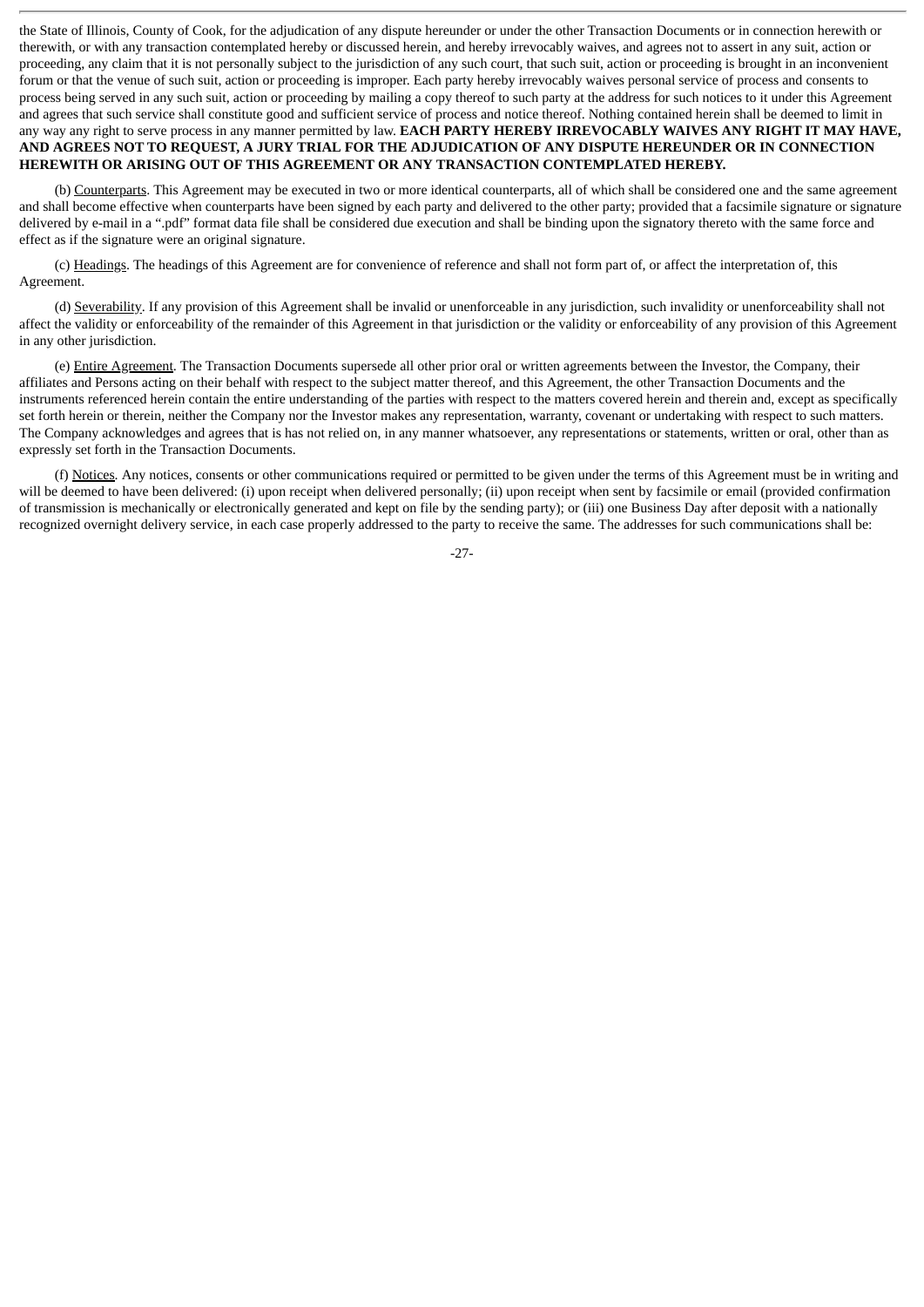the State of Illinois, County of Cook, for the adjudication of any dispute hereunder or under the other Transaction Documents or in connection herewith or therewith, or with any transaction contemplated hereby or discussed herein, and hereby irrevocably waives, and agrees not to assert in any suit, action or proceeding, any claim that it is not personally subject to the jurisdiction of any such court, that such suit, action or proceeding is brought in an inconvenient forum or that the venue of such suit, action or proceeding is improper. Each party hereby irrevocably waives personal service of process and consents to process being served in any such suit, action or proceeding by mailing a copy thereof to such party at the address for such notices to it under this Agreement and agrees that such service shall constitute good and sufficient service of process and notice thereof. Nothing contained herein shall be deemed to limit in any way any right to serve process in any manner permitted by law. **EACH PARTY HEREBY IRREVOCABLY WAIVES ANY RIGHT IT MAY HAVE, AND AGREES NOT TO REQUEST, A JURY TRIAL FOR THE ADJUDICATION OF ANY DISPUTE HEREUNDER OR IN CONNECTION HEREWITH OR ARISING OUT OF THIS AGREEMENT OR ANY TRANSACTION CONTEMPLATED HEREBY.**

(b) Counterparts. This Agreement may be executed in two or more identical counterparts, all of which shall be considered one and the same agreement and shall become effective when counterparts have been signed by each party and delivered to the other party; provided that a facsimile signature or signature delivered by e-mail in a ".pdf" format data file shall be considered due execution and shall be binding upon the signatory thereto with the same force and effect as if the signature were an original signature.

(c) Headings. The headings of this Agreement are for convenience of reference and shall not form part of, or affect the interpretation of, this Agreement.

(d) Severability. If any provision of this Agreement shall be invalid or unenforceable in any jurisdiction, such invalidity or unenforceability shall not affect the validity or enforceability of the remainder of this Agreement in that jurisdiction or the validity or enforceability of any provision of this Agreement in any other jurisdiction.

(e) Entire Agreement. The Transaction Documents supersede all other prior oral or written agreements between the Investor, the Company, their affiliates and Persons acting on their behalf with respect to the subject matter thereof, and this Agreement, the other Transaction Documents and the instruments referenced herein contain the entire understanding of the parties with respect to the matters covered herein and therein and, except as specifically set forth herein or therein, neither the Company nor the Investor makes any representation, warranty, covenant or undertaking with respect to such matters. The Company acknowledges and agrees that is has not relied on, in any manner whatsoever, any representations or statements, written or oral, other than as expressly set forth in the Transaction Documents.

(f) Notices. Any notices, consents or other communications required or permitted to be given under the terms of this Agreement must be in writing and will be deemed to have been delivered: (i) upon receipt when delivered personally; (ii) upon receipt when sent by facsimile or email (provided confirmation of transmission is mechanically or electronically generated and kept on file by the sending party); or (iii) one Business Day after deposit with a nationally recognized overnight delivery service, in each case properly addressed to the party to receive the same. The addresses for such communications shall be: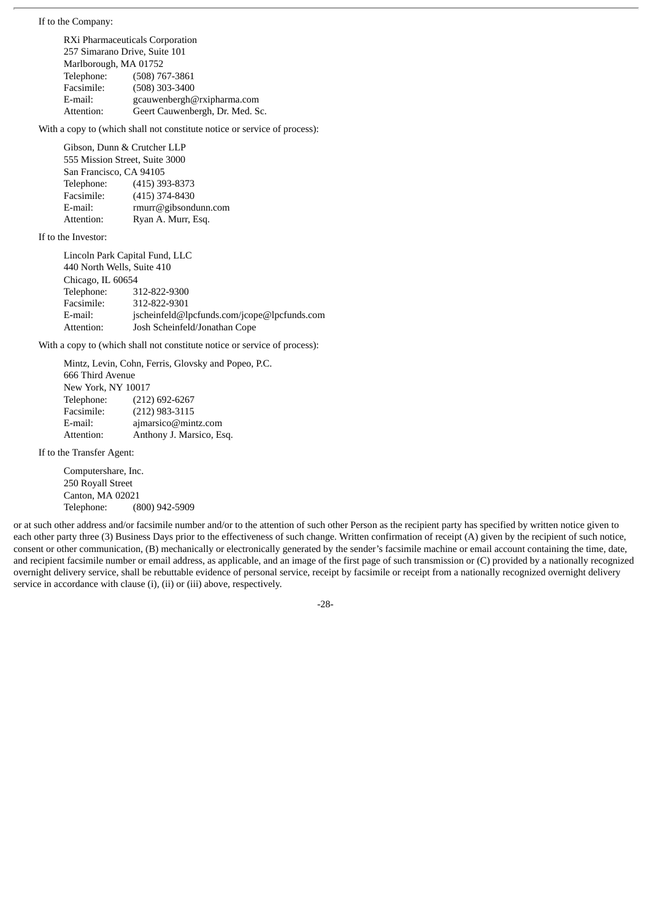If to the Company:

RXi Pharmaceuticals Corporation
257 Simarano Drive, Suite 101
Marlborough, MA 01752
Telephone: (508) 767-3861
Facsimile: (508) 303-3400
E-mail: gcauwenbergh@rxipharma.com
Attention: Geert Cauwenbergh, Dr. Med. Sc.

With a copy to (which shall not constitute notice or service of process):

Gibson, Dunn & Crutcher LLP
555 Mission Street, Suite 3000
San Francisco, CA 94105
Telephone: (415) 393-8373
Facsimile: (415) 374-8430
E-mail: rmurr@gibsondunn.com
Attention: Ryan A. Murr, Esq.

If to the Investor:

Lincoln Park Capital Fund, LLC
440 North Wells, Suite 410
Chicago, IL 60654
Telephone: 312-822-9300
Facsimile: 312-822-9301
E-mail: jscheinfeld@lpcfunds.com/jcope@lpcfunds.com
Attention: Josh Scheinfeld/Jonathan Cope

With a copy to (which shall not constitute notice or service of process):

Mintz, Levin, Cohn, Ferris, Glovsky and Popeo, P.C.
666 Third Avenue
New York, NY 10017
Telephone: (212) 692-6267
Facsimile: (212) 983-3115
E-mail: ajmarsico@mintz.com
Attention: Anthony J. Marsico, Esq.

If to the Transfer Agent:

Computershare, Inc.
250 Royall Street
Canton, MA 02021
Telephone: (800) 942-5909

or at such other address and/or facsimile number and/or to the attention of such other Person as the recipient party has specified by written notice given to each other party three (3) Business Days prior to the effectiveness of such change. Written confirmation of receipt (A) given by the recipient of such notice, consent or other communication, (B) mechanically or electronically generated by the sender's facsimile machine or email account containing the time, date, and recipient facsimile number or email address, as applicable, and an image of the first page of such transmission or (C) provided by a nationally recognized overnight delivery service, shall be rebuttable evidence of personal service, receipt by facsimile or receipt from a nationally recognized overnight delivery service in accordance with clause (i), (ii) or (iii) above, respectively.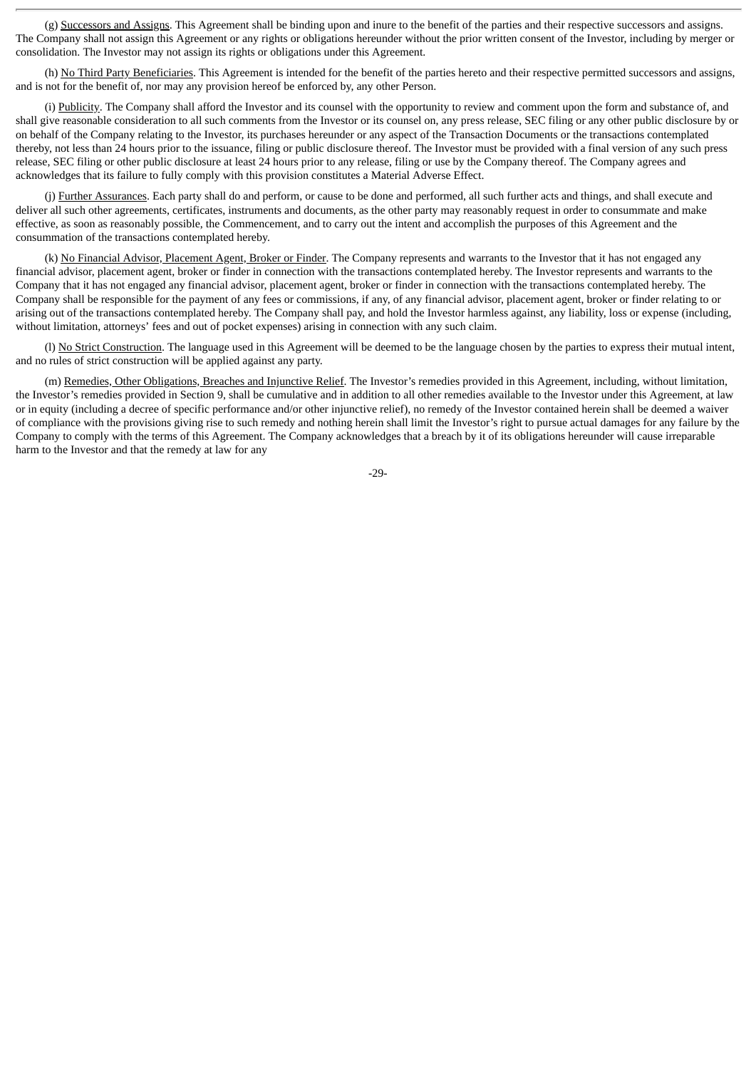(g) Successors and Assigns. This Agreement shall be binding upon and inure to the benefit of the parties and their respective successors and assigns. The Company shall not assign this Agreement or any rights or obligations hereunder without the prior written consent of the Investor, including by merger or consolidation. The Investor may not assign its rights or obligations under this Agreement.

(h) No Third Party Beneficiaries. This Agreement is intended for the benefit of the parties hereto and their respective permitted successors and assigns, and is not for the benefit of, nor may any provision hereof be enforced by, any other Person.

(i) Publicity. The Company shall afford the Investor and its counsel with the opportunity to review and comment upon the form and substance of, and shall give reasonable consideration to all such comments from the Investor or its counsel on, any press release, SEC filing or any other public disclosure by or on behalf of the Company relating to the Investor, its purchases hereunder or any aspect of the Transaction Documents or the transactions contemplated thereby, not less than 24 hours prior to the issuance, filing or public disclosure thereof. The Investor must be provided with a final version of any such press release, SEC filing or other public disclosure at least 24 hours prior to any release, filing or use by the Company thereof. The Company agrees and acknowledges that its failure to fully comply with this provision constitutes a Material Adverse Effect.

(j) Further Assurances. Each party shall do and perform, or cause to be done and performed, all such further acts and things, and shall execute and deliver all such other agreements, certificates, instruments and documents, as the other party may reasonably request in order to consummate and make effective, as soon as reasonably possible, the Commencement, and to carry out the intent and accomplish the purposes of this Agreement and the consummation of the transactions contemplated hereby.

(k) No Financial Advisor, Placement Agent, Broker or Finder. The Company represents and warrants to the Investor that it has not engaged any financial advisor, placement agent, broker or finder in connection with the transactions contemplated hereby. The Investor represents and warrants to the Company that it has not engaged any financial advisor, placement agent, broker or finder in connection with the transactions contemplated hereby. The Company shall be responsible for the payment of any fees or commissions, if any, of any financial advisor, placement agent, broker or finder relating to or arising out of the transactions contemplated hereby. The Company shall pay, and hold the Investor harmless against, any liability, loss or expense (including, without limitation, attorneys' fees and out of pocket expenses) arising in connection with any such claim.

(l) No Strict Construction. The language used in this Agreement will be deemed to be the language chosen by the parties to express their mutual intent, and no rules of strict construction will be applied against any party.

(m) Remedies, Other Obligations, Breaches and Injunctive Relief. The Investor's remedies provided in this Agreement, including, without limitation, the Investor's remedies provided in Section 9, shall be cumulative and in addition to all other remedies available to the Investor under this Agreement, at law or in equity (including a decree of specific performance and/or other injunctive relief), no remedy of the Investor contained herein shall be deemed a waiver of compliance with the provisions giving rise to such remedy and nothing herein shall limit the Investor's right to pursue actual damages for any failure by the Company to comply with the terms of this Agreement. The Company acknowledges that a breach by it of its obligations hereunder will cause irreparable harm to the Investor and that the remedy at law for any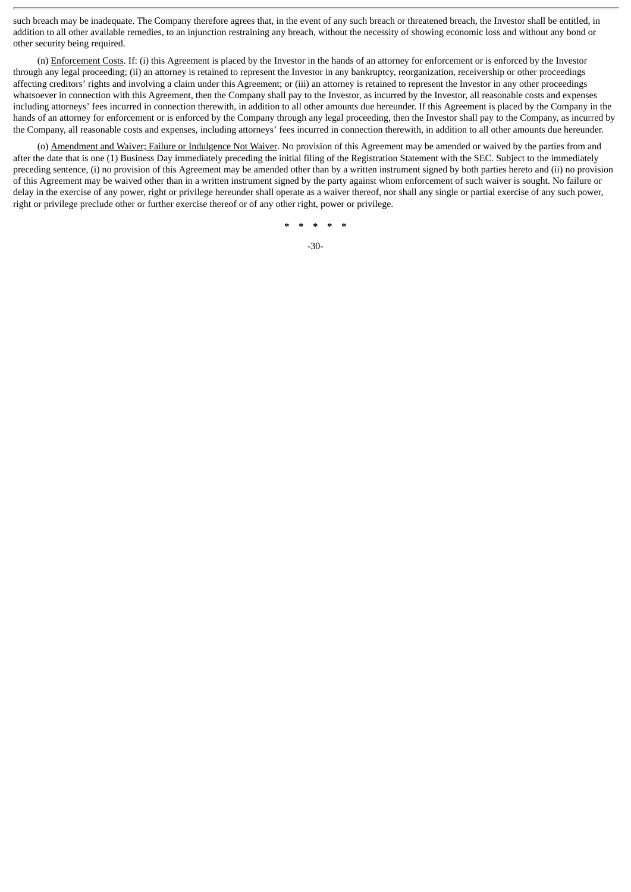such breach may be inadequate. The Company therefore agrees that, in the event of any such breach or threatened breach, the Investor shall be entitled, in addition to all other available remedies, to an injunction restraining any breach, without the necessity of showing economic loss and without any bond or other security being required.

(n) Enforcement Costs. If: (i) this Agreement is placed by the Investor in the hands of an attorney for enforcement or is enforced by the Investor through any legal proceeding; (ii) an attorney is retained to represent the Investor in any bankruptcy, reorganization, receivership or other proceedings affecting creditors' rights and involving a claim under this Agreement; or (iii) an attorney is retained to represent the Investor in any other proceedings whatsoever in connection with this Agreement, then the Company shall pay to the Investor, as incurred by the Investor, all reasonable costs and expenses including attorneys' fees incurred in connection therewith, in addition to all other amounts due hereunder. If this Agreement is placed by the Company in the hands of an attorney for enforcement or is enforced by the Company through any legal proceeding, then the Investor shall pay to the Company, as incurred by the Company, all reasonable costs and expenses, including attorneys' fees incurred in connection therewith, in addition to all other amounts due hereunder.

(o) Amendment and Waiver; Failure or Indulgence Not Waiver. No provision of this Agreement may be amended or waived by the parties from and after the date that is one (1) Business Day immediately preceding the initial filing of the Registration Statement with the SEC. Subject to the immediately preceding sentence, (i) no provision of this Agreement may be amended other than by a written instrument signed by both parties hereto and (ii) no provision of this Agreement may be waived other than in a written instrument signed by the party against whom enforcement of such waiver is sought. No failure or delay in the exercise of any power, right or privilege hereunder shall operate as a waiver thereof, nor shall any single or partial exercise of any such power, right or privilege preclude other or further exercise thereof or of any other right, power or privilege.

\* \* \* \* \*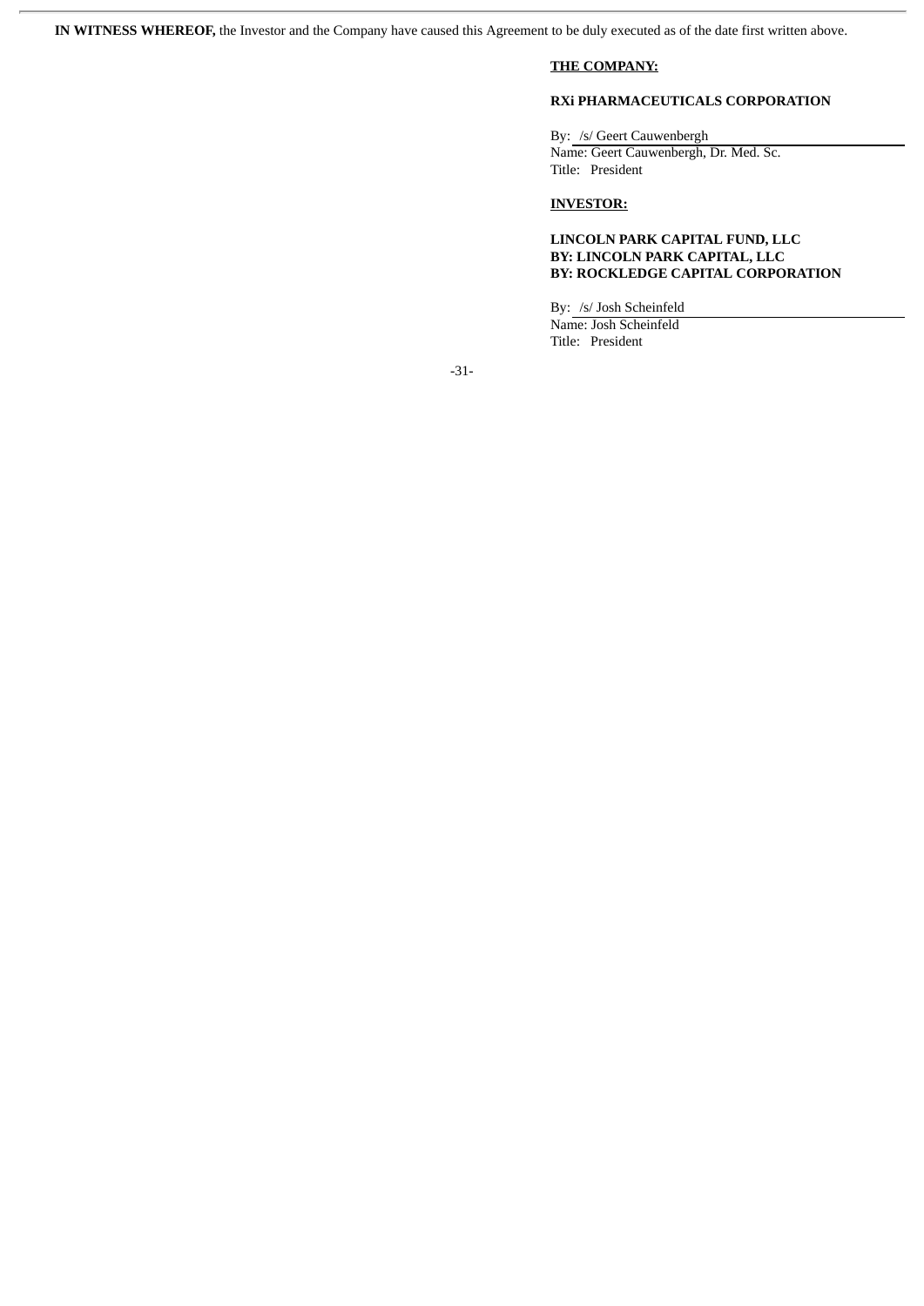**IN WITNESS WHEREOF,** the Investor and the Company have caused this Agreement to be duly executed as of the date first written above.

**THE COMPANY:**

**RXi PHARMACEUTICALS CORPORATION**

By: /s/ Geert Cauwenbergh
Name: Geert Cauwenbergh, Dr. Med. Sc.
Title: President

**INVESTOR:**

**LINCOLN PARK CAPITAL FUND, LLC**
**BY: LINCOLN PARK CAPITAL, LLC**
**BY: ROCKLEDGE CAPITAL CORPORATION**

By: /s/ Josh Scheinfeld
Name: Josh Scheinfeld
Title: President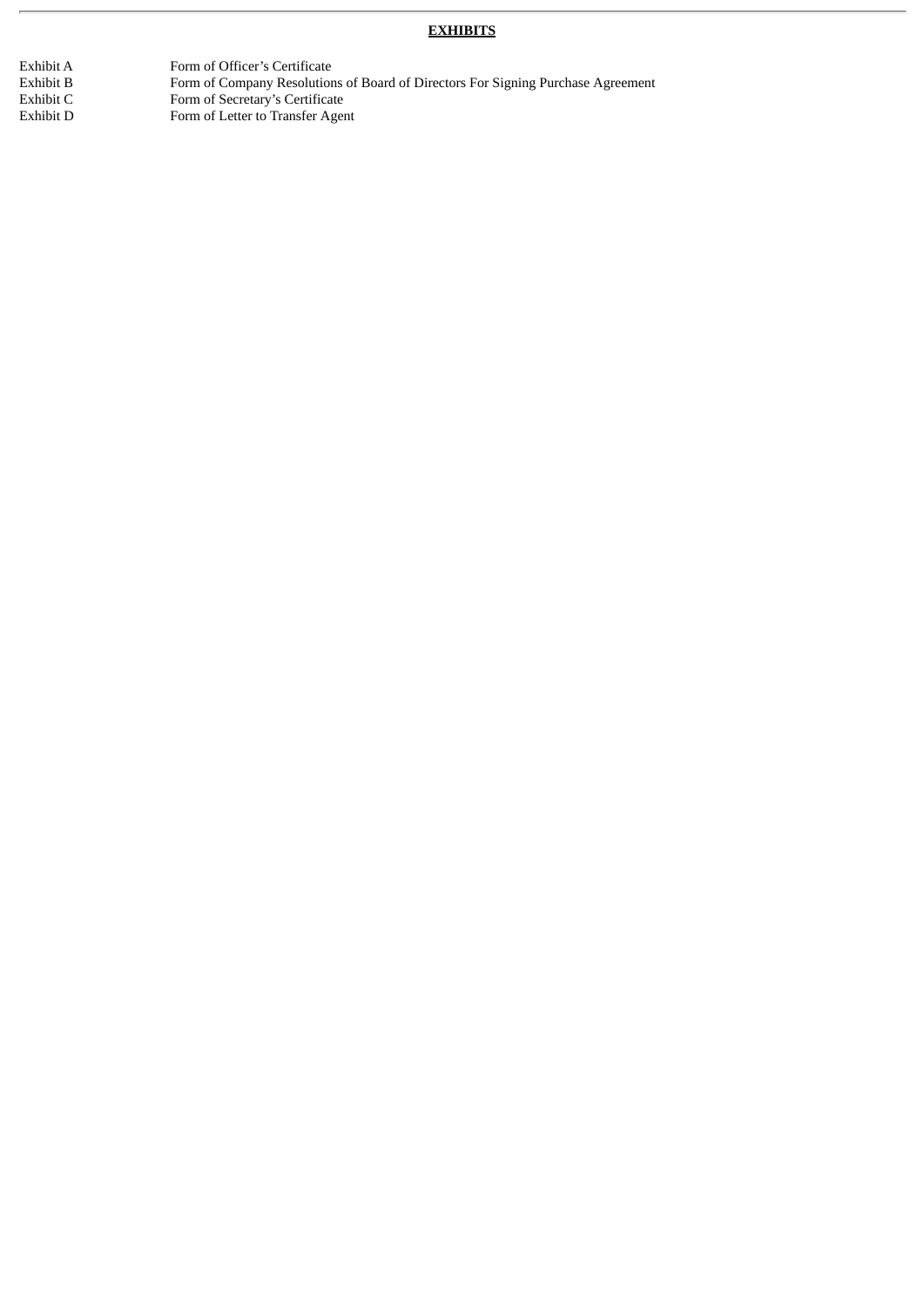**EXHIBITS**

| | |
|---|---|
| Exhibit A | Form of Officer's Certificate |
| Exhibit B | Form of Company Resolutions of Board of Directors For Signing Purchase Agreement |
| Exhibit C | Form of Secretary's Certificate |
| Exhibit D | Form of Letter to Transfer Agent |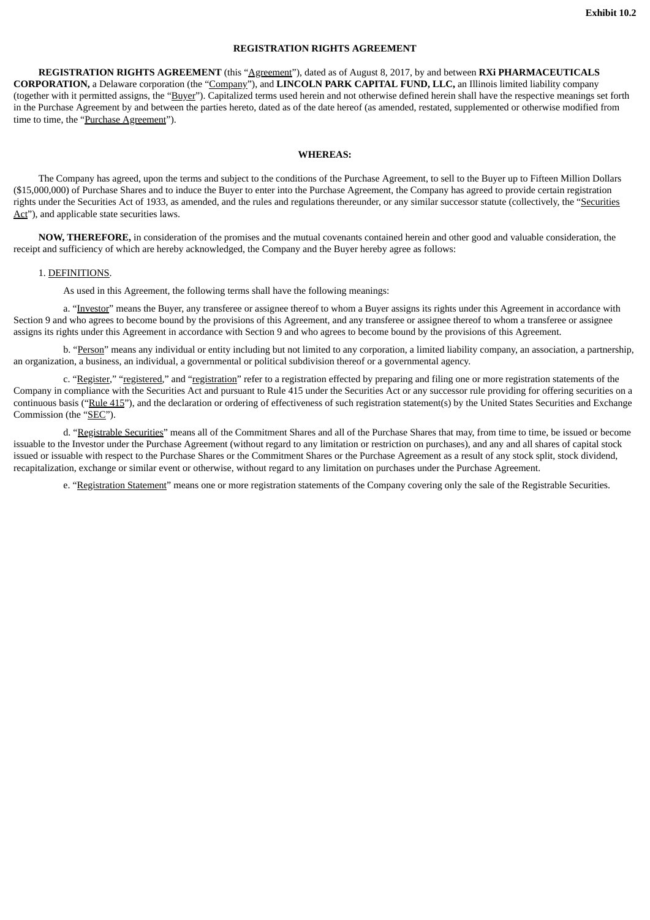**Exhibit 10.2**

**REGISTRATION RIGHTS AGREEMENT**

**REGISTRATION RIGHTS AGREEMENT** (this "Agreement"), dated as of August 8, 2017, by and between **RXi PHARMACEUTICALS CORPORATION,** a Delaware corporation (the "Company"), and **LINCOLN PARK CAPITAL FUND, LLC,** an Illinois limited liability company (together with it permitted assigns, the "Buyer"). Capitalized terms used herein and not otherwise defined herein shall have the respective meanings set forth in the Purchase Agreement by and between the parties hereto, dated as of the date hereof (as amended, restated, supplemented or otherwise modified from time to time, the "Purchase Agreement").

**WHEREAS:**

The Company has agreed, upon the terms and subject to the conditions of the Purchase Agreement, to sell to the Buyer up to Fifteen Million Dollars ($15,000,000) of Purchase Shares and to induce the Buyer to enter into the Purchase Agreement, the Company has agreed to provide certain registration rights under the Securities Act of 1933, as amended, and the rules and regulations thereunder, or any similar successor statute (collectively, the "Securities Act"), and applicable state securities laws.

**NOW, THEREFORE,** in consideration of the promises and the mutual covenants contained herein and other good and valuable consideration, the receipt and sufficiency of which are hereby acknowledged, the Company and the Buyer hereby agree as follows:

1. DEFINITIONS.

As used in this Agreement, the following terms shall have the following meanings:

a. "Investor" means the Buyer, any transferee or assignee thereof to whom a Buyer assigns its rights under this Agreement in accordance with Section 9 and who agrees to become bound by the provisions of this Agreement, and any transferee or assignee thereof to whom a transferee or assignee assigns its rights under this Agreement in accordance with Section 9 and who agrees to become bound by the provisions of this Agreement.

b. "Person" means any individual or entity including but not limited to any corporation, a limited liability company, an association, a partnership, an organization, a business, an individual, a governmental or political subdivision thereof or a governmental agency.

c. "Register," "registered," and "registration" refer to a registration effected by preparing and filing one or more registration statements of the Company in compliance with the Securities Act and pursuant to Rule 415 under the Securities Act or any successor rule providing for offering securities on a continuous basis ("Rule 415"), and the declaration or ordering of effectiveness of such registration statement(s) by the United States Securities and Exchange Commission (the "SEC").

d. "Registrable Securities" means all of the Commitment Shares and all of the Purchase Shares that may, from time to time, be issued or become issuable to the Investor under the Purchase Agreement (without regard to any limitation or restriction on purchases), and any and all shares of capital stock issued or issuable with respect to the Purchase Shares or the Commitment Shares or the Purchase Agreement as a result of any stock split, stock dividend, recapitalization, exchange or similar event or otherwise, without regard to any limitation on purchases under the Purchase Agreement.

e. "Registration Statement" means one or more registration statements of the Company covering only the sale of the Registrable Securities.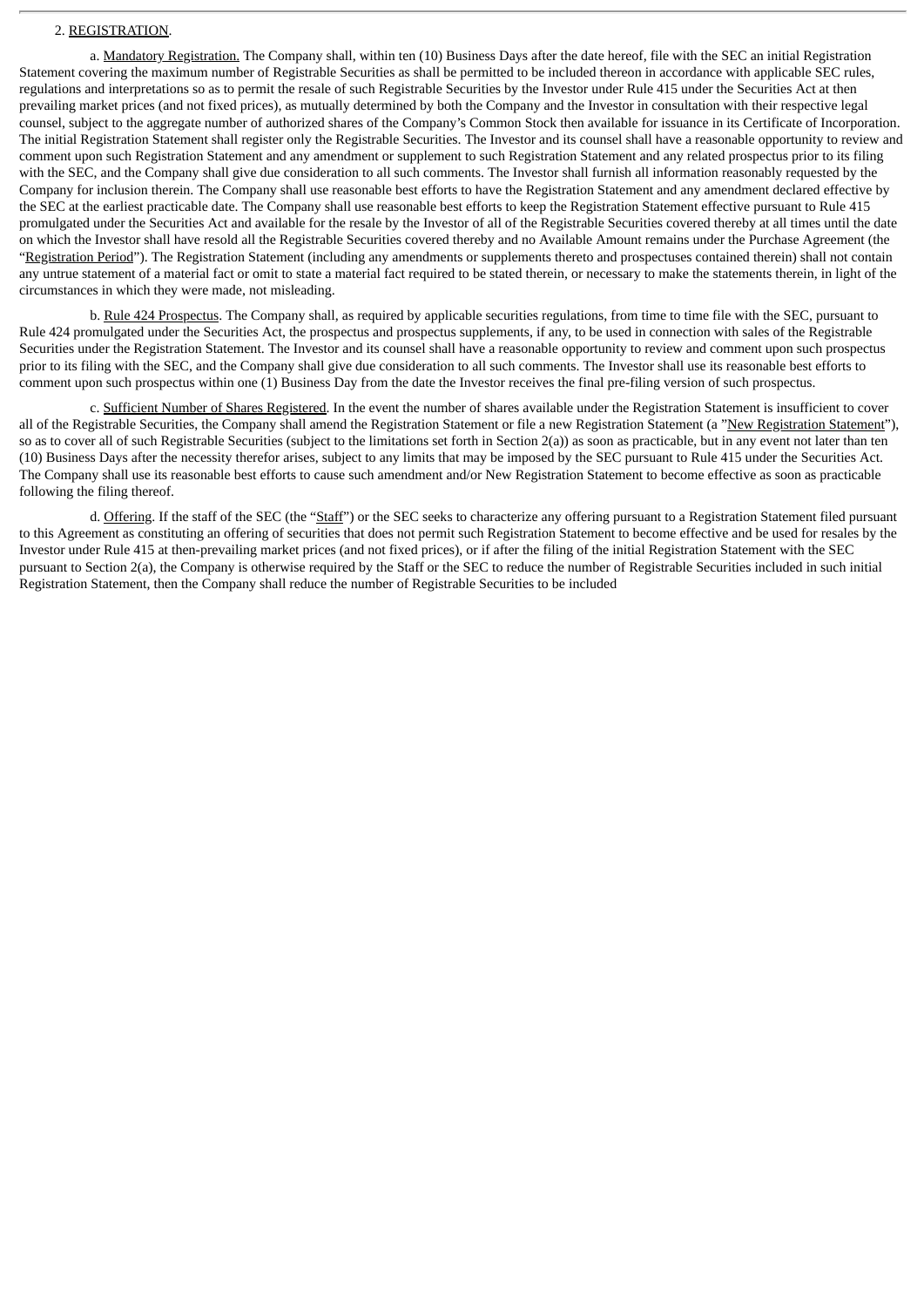2. REGISTRATION.

a. Mandatory Registration. The Company shall, within ten (10) Business Days after the date hereof, file with the SEC an initial Registration Statement covering the maximum number of Registrable Securities as shall be permitted to be included thereon in accordance with applicable SEC rules, regulations and interpretations so as to permit the resale of such Registrable Securities by the Investor under Rule 415 under the Securities Act at then prevailing market prices (and not fixed prices), as mutually determined by both the Company and the Investor in consultation with their respective legal counsel, subject to the aggregate number of authorized shares of the Company's Common Stock then available for issuance in its Certificate of Incorporation. The initial Registration Statement shall register only the Registrable Securities. The Investor and its counsel shall have a reasonable opportunity to review and comment upon such Registration Statement and any amendment or supplement to such Registration Statement and any related prospectus prior to its filing with the SEC, and the Company shall give due consideration to all such comments. The Investor shall furnish all information reasonably requested by the Company for inclusion therein. The Company shall use reasonable best efforts to have the Registration Statement and any amendment declared effective by the SEC at the earliest practicable date. The Company shall use reasonable best efforts to keep the Registration Statement effective pursuant to Rule 415 promulgated under the Securities Act and available for the resale by the Investor of all of the Registrable Securities covered thereby at all times until the date on which the Investor shall have resold all the Registrable Securities covered thereby and no Available Amount remains under the Purchase Agreement (the "Registration Period"). The Registration Statement (including any amendments or supplements thereto and prospectuses contained therein) shall not contain any untrue statement of a material fact or omit to state a material fact required to be stated therein, or necessary to make the statements therein, in light of the circumstances in which they were made, not misleading.

b. Rule 424 Prospectus. The Company shall, as required by applicable securities regulations, from time to time file with the SEC, pursuant to Rule 424 promulgated under the Securities Act, the prospectus and prospectus supplements, if any, to be used in connection with sales of the Registrable Securities under the Registration Statement. The Investor and its counsel shall have a reasonable opportunity to review and comment upon such prospectus prior to its filing with the SEC, and the Company shall give due consideration to all such comments. The Investor shall use its reasonable best efforts to comment upon such prospectus within one (1) Business Day from the date the Investor receives the final pre-filing version of such prospectus.

c. Sufficient Number of Shares Registered. In the event the number of shares available under the Registration Statement is insufficient to cover all of the Registrable Securities, the Company shall amend the Registration Statement or file a new Registration Statement (a "New Registration Statement"), so as to cover all of such Registrable Securities (subject to the limitations set forth in Section 2(a)) as soon as practicable, but in any event not later than ten (10) Business Days after the necessity therefor arises, subject to any limits that may be imposed by the SEC pursuant to Rule 415 under the Securities Act. The Company shall use its reasonable best efforts to cause such amendment and/or New Registration Statement to become effective as soon as practicable following the filing thereof.

d. Offering. If the staff of the SEC (the "Staff") or the SEC seeks to characterize any offering pursuant to a Registration Statement filed pursuant to this Agreement as constituting an offering of securities that does not permit such Registration Statement to become effective and be used for resales by the Investor under Rule 415 at then-prevailing market prices (and not fixed prices), or if after the filing of the initial Registration Statement with the SEC pursuant to Section 2(a), the Company is otherwise required by the Staff or the SEC to reduce the number of Registrable Securities included in such initial Registration Statement, then the Company shall reduce the number of Registrable Securities to be included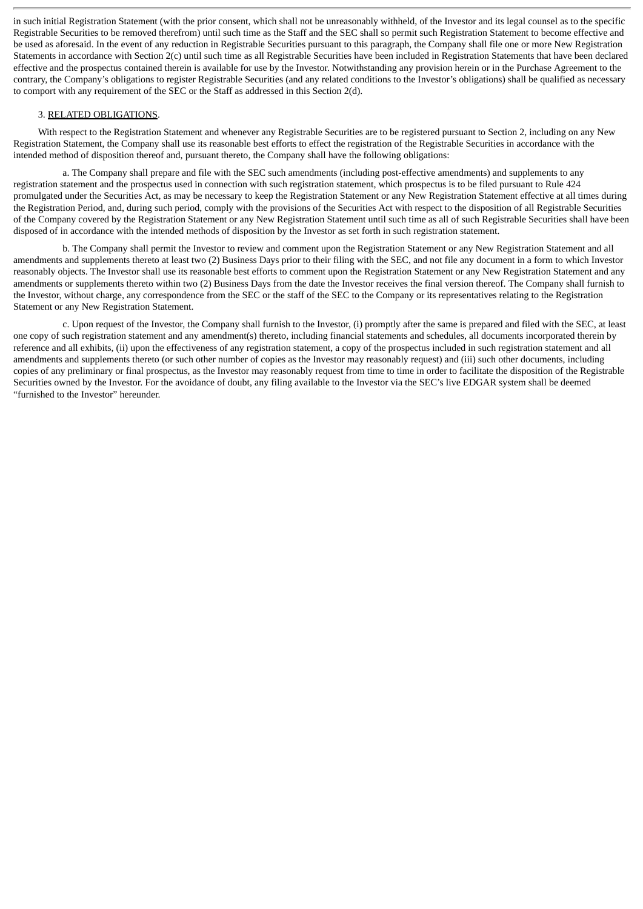in such initial Registration Statement (with the prior consent, which shall not be unreasonably withheld, of the Investor and its legal counsel as to the specific Registrable Securities to be removed therefrom) until such time as the Staff and the SEC shall so permit such Registration Statement to become effective and be used as aforesaid. In the event of any reduction in Registrable Securities pursuant to this paragraph, the Company shall file one or more New Registration Statements in accordance with Section 2(c) until such time as all Registrable Securities have been included in Registration Statements that have been declared effective and the prospectus contained therein is available for use by the Investor. Notwithstanding any provision herein or in the Purchase Agreement to the contrary, the Company's obligations to register Registrable Securities (and any related conditions to the Investor's obligations) shall be qualified as necessary to comport with any requirement of the SEC or the Staff as addressed in this Section 2(d).

3. RELATED OBLIGATIONS.

With respect to the Registration Statement and whenever any Registrable Securities are to be registered pursuant to Section 2, including on any New Registration Statement, the Company shall use its reasonable best efforts to effect the registration of the Registrable Securities in accordance with the intended method of disposition thereof and, pursuant thereto, the Company shall have the following obligations:

a. The Company shall prepare and file with the SEC such amendments (including post-effective amendments) and supplements to any registration statement and the prospectus used in connection with such registration statement, which prospectus is to be filed pursuant to Rule 424 promulgated under the Securities Act, as may be necessary to keep the Registration Statement or any New Registration Statement effective at all times during the Registration Period, and, during such period, comply with the provisions of the Securities Act with respect to the disposition of all Registrable Securities of the Company covered by the Registration Statement or any New Registration Statement until such time as all of such Registrable Securities shall have been disposed of in accordance with the intended methods of disposition by the Investor as set forth in such registration statement.

b. The Company shall permit the Investor to review and comment upon the Registration Statement or any New Registration Statement and all amendments and supplements thereto at least two (2) Business Days prior to their filing with the SEC, and not file any document in a form to which Investor reasonably objects. The Investor shall use its reasonable best efforts to comment upon the Registration Statement or any New Registration Statement and any amendments or supplements thereto within two (2) Business Days from the date the Investor receives the final version thereof. The Company shall furnish to the Investor, without charge, any correspondence from the SEC or the staff of the SEC to the Company or its representatives relating to the Registration Statement or any New Registration Statement.

c. Upon request of the Investor, the Company shall furnish to the Investor, (i) promptly after the same is prepared and filed with the SEC, at least one copy of such registration statement and any amendment(s) thereto, including financial statements and schedules, all documents incorporated therein by reference and all exhibits, (ii) upon the effectiveness of any registration statement, a copy of the prospectus included in such registration statement and all amendments and supplements thereto (or such other number of copies as the Investor may reasonably request) and (iii) such other documents, including copies of any preliminary or final prospectus, as the Investor may reasonably request from time to time in order to facilitate the disposition of the Registrable Securities owned by the Investor. For the avoidance of doubt, any filing available to the Investor via the SEC's live EDGAR system shall be deemed "furnished to the Investor" hereunder.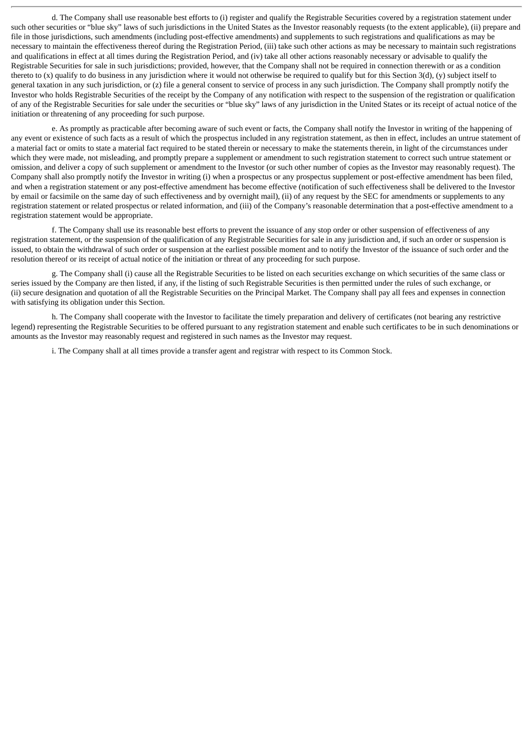d. The Company shall use reasonable best efforts to (i) register and qualify the Registrable Securities covered by a registration statement under such other securities or "blue sky" laws of such jurisdictions in the United States as the Investor reasonably requests (to the extent applicable), (ii) prepare and file in those jurisdictions, such amendments (including post-effective amendments) and supplements to such registrations and qualifications as may be necessary to maintain the effectiveness thereof during the Registration Period, (iii) take such other actions as may be necessary to maintain such registrations and qualifications in effect at all times during the Registration Period, and (iv) take all other actions reasonably necessary or advisable to qualify the Registrable Securities for sale in such jurisdictions; provided, however, that the Company shall not be required in connection therewith or as a condition thereto to (x) qualify to do business in any jurisdiction where it would not otherwise be required to qualify but for this Section 3(d), (y) subject itself to general taxation in any such jurisdiction, or (z) file a general consent to service of process in any such jurisdiction. The Company shall promptly notify the Investor who holds Registrable Securities of the receipt by the Company of any notification with respect to the suspension of the registration or qualification of any of the Registrable Securities for sale under the securities or "blue sky" laws of any jurisdiction in the United States or its receipt of actual notice of the initiation or threatening of any proceeding for such purpose.

e. As promptly as practicable after becoming aware of such event or facts, the Company shall notify the Investor in writing of the happening of any event or existence of such facts as a result of which the prospectus included in any registration statement, as then in effect, includes an untrue statement of a material fact or omits to state a material fact required to be stated therein or necessary to make the statements therein, in light of the circumstances under which they were made, not misleading, and promptly prepare a supplement or amendment to such registration statement to correct such untrue statement or omission, and deliver a copy of such supplement or amendment to the Investor (or such other number of copies as the Investor may reasonably request). The Company shall also promptly notify the Investor in writing (i) when a prospectus or any prospectus supplement or post-effective amendment has been filed, and when a registration statement or any post-effective amendment has become effective (notification of such effectiveness shall be delivered to the Investor by email or facsimile on the same day of such effectiveness and by overnight mail), (ii) of any request by the SEC for amendments or supplements to any registration statement or related prospectus or related information, and (iii) of the Company's reasonable determination that a post-effective amendment to a registration statement would be appropriate.

f. The Company shall use its reasonable best efforts to prevent the issuance of any stop order or other suspension of effectiveness of any registration statement, or the suspension of the qualification of any Registrable Securities for sale in any jurisdiction and, if such an order or suspension is issued, to obtain the withdrawal of such order or suspension at the earliest possible moment and to notify the Investor of the issuance of such order and the resolution thereof or its receipt of actual notice of the initiation or threat of any proceeding for such purpose.

g. The Company shall (i) cause all the Registrable Securities to be listed on each securities exchange on which securities of the same class or series issued by the Company are then listed, if any, if the listing of such Registrable Securities is then permitted under the rules of such exchange, or (ii) secure designation and quotation of all the Registrable Securities on the Principal Market. The Company shall pay all fees and expenses in connection with satisfying its obligation under this Section.

h. The Company shall cooperate with the Investor to facilitate the timely preparation and delivery of certificates (not bearing any restrictive legend) representing the Registrable Securities to be offered pursuant to any registration statement and enable such certificates to be in such denominations or amounts as the Investor may reasonably request and registered in such names as the Investor may request.

i. The Company shall at all times provide a transfer agent and registrar with respect to its Common Stock.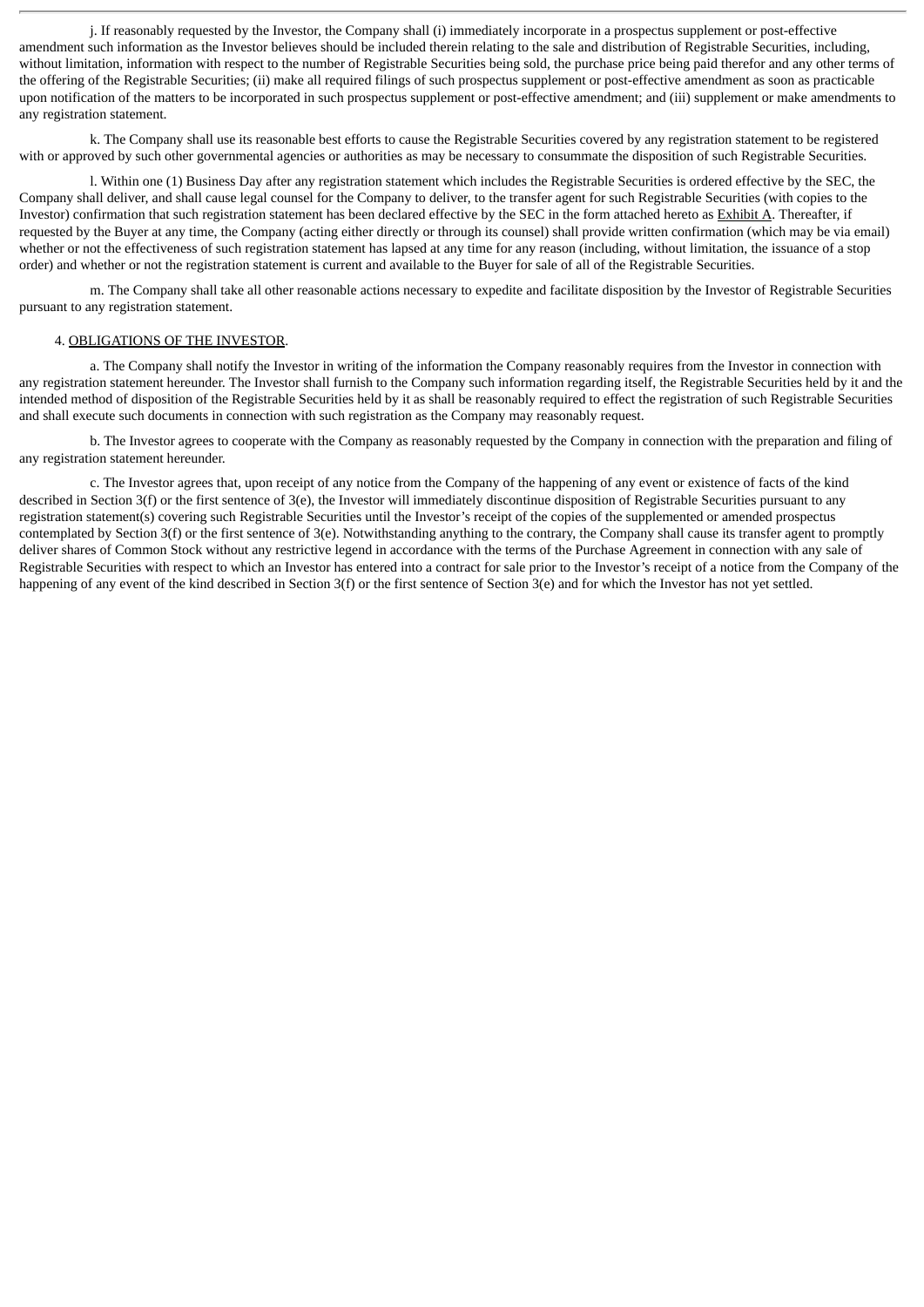j. If reasonably requested by the Investor, the Company shall (i) immediately incorporate in a prospectus supplement or post-effective amendment such information as the Investor believes should be included therein relating to the sale and distribution of Registrable Securities, including, without limitation, information with respect to the number of Registrable Securities being sold, the purchase price being paid therefor and any other terms of the offering of the Registrable Securities; (ii) make all required filings of such prospectus supplement or post-effective amendment as soon as practicable upon notification of the matters to be incorporated in such prospectus supplement or post-effective amendment; and (iii) supplement or make amendments to any registration statement.

k. The Company shall use its reasonable best efforts to cause the Registrable Securities covered by any registration statement to be registered with or approved by such other governmental agencies or authorities as may be necessary to consummate the disposition of such Registrable Securities.

l. Within one (1) Business Day after any registration statement which includes the Registrable Securities is ordered effective by the SEC, the Company shall deliver, and shall cause legal counsel for the Company to deliver, to the transfer agent for such Registrable Securities (with copies to the Investor) confirmation that such registration statement has been declared effective by the SEC in the form attached hereto as <u>Exhibit A</u>. Thereafter, if requested by the Buyer at any time, the Company (acting either directly or through its counsel) shall provide written confirmation (which may be via email) whether or not the effectiveness of such registration statement has lapsed at any time for any reason (including, without limitation, the issuance of a stop order) and whether or not the registration statement is current and available to the Buyer for sale of all of the Registrable Securities.

m. The Company shall take all other reasonable actions necessary to expedite and facilitate disposition by the Investor of Registrable Securities pursuant to any registration statement.

4. <u>OBLIGATIONS OF THE INVESTOR</u>.

a. The Company shall notify the Investor in writing of the information the Company reasonably requires from the Investor in connection with any registration statement hereunder. The Investor shall furnish to the Company such information regarding itself, the Registrable Securities held by it and the intended method of disposition of the Registrable Securities held by it as shall be reasonably required to effect the registration of such Registrable Securities and shall execute such documents in connection with such registration as the Company may reasonably request.

b. The Investor agrees to cooperate with the Company as reasonably requested by the Company in connection with the preparation and filing of any registration statement hereunder.

c. The Investor agrees that, upon receipt of any notice from the Company of the happening of any event or existence of facts of the kind described in Section 3(f) or the first sentence of 3(e), the Investor will immediately discontinue disposition of Registrable Securities pursuant to any registration statement(s) covering such Registrable Securities until the Investor's receipt of the copies of the supplemented or amended prospectus contemplated by Section 3(f) or the first sentence of 3(e). Notwithstanding anything to the contrary, the Company shall cause its transfer agent to promptly deliver shares of Common Stock without any restrictive legend in accordance with the terms of the Purchase Agreement in connection with any sale of Registrable Securities with respect to which an Investor has entered into a contract for sale prior to the Investor's receipt of a notice from the Company of the happening of any event of the kind described in Section 3(f) or the first sentence of Section 3(e) and for which the Investor has not yet settled.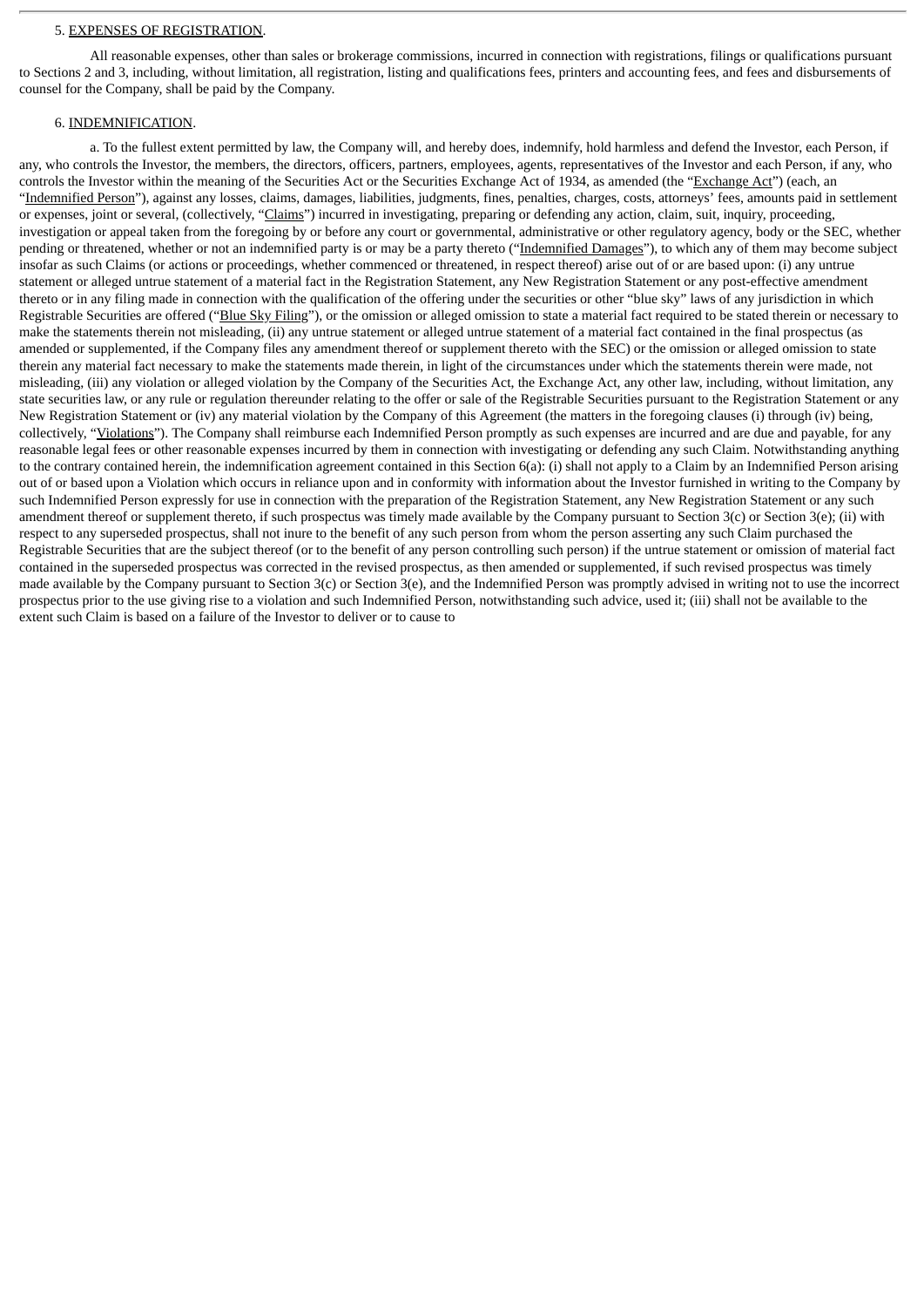5. <u>EXPENSES OF REGISTRATION</u>.

All reasonable expenses, other than sales or brokerage commissions, incurred in connection with registrations, filings or qualifications pursuant to Sections 2 and 3, including, without limitation, all registration, listing and qualifications fees, printers and accounting fees, and fees and disbursements of counsel for the Company, shall be paid by the Company.

6. <u>INDEMNIFICATION</u>.

a. To the fullest extent permitted by law, the Company will, and hereby does, indemnify, hold harmless and defend the Investor, each Person, if any, who controls the Investor, the members, the directors, officers, partners, employees, agents, representatives of the Investor and each Person, if any, who controls the Investor within the meaning of the Securities Act or the Securities Exchange Act of 1934, as amended (the "<u>Exchange Act</u>") (each, an "<u>Indemnified Person</u>"), against any losses, claims, damages, liabilities, judgments, fines, penalties, charges, costs, attorneys' fees, amounts paid in settlement or expenses, joint or several, (collectively, "<u>Claims</u>") incurred in investigating, preparing or defending any action, claim, suit, inquiry, proceeding, investigation or appeal taken from the foregoing by or before any court or governmental, administrative or other regulatory agency, body or the SEC, whether pending or threatened, whether or not an indemnified party is or may be a party thereto ("<u>Indemnified Damages</u>"), to which any of them may become subject insofar as such Claims (or actions or proceedings, whether commenced or threatened, in respect thereof) arise out of or are based upon: (i) any untrue statement or alleged untrue statement of a material fact in the Registration Statement, any New Registration Statement or any post-effective amendment thereto or in any filing made in connection with the qualification of the offering under the securities or other "blue sky" laws of any jurisdiction in which Registrable Securities are offered ("<u>Blue Sky Filing</u>"), or the omission or alleged omission to state a material fact required to be stated therein or necessary to make the statements therein not misleading, (ii) any untrue statement or alleged untrue statement of a material fact contained in the final prospectus (as amended or supplemented, if the Company files any amendment thereof or supplement thereto with the SEC) or the omission or alleged omission to state therein any material fact necessary to make the statements made therein, in light of the circumstances under which the statements therein were made, not misleading, (iii) any violation or alleged violation by the Company of the Securities Act, the Exchange Act, any other law, including, without limitation, any state securities law, or any rule or regulation thereunder relating to the offer or sale of the Registrable Securities pursuant to the Registration Statement or any New Registration Statement or (iv) any material violation by the Company of this Agreement (the matters in the foregoing clauses (i) through (iv) being, collectively, "<u>Violations</u>"). The Company shall reimburse each Indemnified Person promptly as such expenses are incurred and are due and payable, for any reasonable legal fees or other reasonable expenses incurred by them in connection with investigating or defending any such Claim. Notwithstanding anything to the contrary contained herein, the indemnification agreement contained in this Section 6(a): (i) shall not apply to a Claim by an Indemnified Person arising out of or based upon a Violation which occurs in reliance upon and in conformity with information about the Investor furnished in writing to the Company by such Indemnified Person expressly for use in connection with the preparation of the Registration Statement, any New Registration Statement or any such amendment thereof or supplement thereto, if such prospectus was timely made available by the Company pursuant to Section 3(c) or Section 3(e); (ii) with respect to any superseded prospectus, shall not inure to the benefit of any such person from whom the person asserting any such Claim purchased the Registrable Securities that are the subject thereof (or to the benefit of any person controlling such person) if the untrue statement or omission of material fact contained in the superseded prospectus was corrected in the revised prospectus, as then amended or supplemented, if such revised prospectus was timely made available by the Company pursuant to Section 3(c) or Section 3(e), and the Indemnified Person was promptly advised in writing not to use the incorrect prospectus prior to the use giving rise to a violation and such Indemnified Person, notwithstanding such advice, used it; (iii) shall not be available to the extent such Claim is based on a failure of the Investor to deliver or to cause to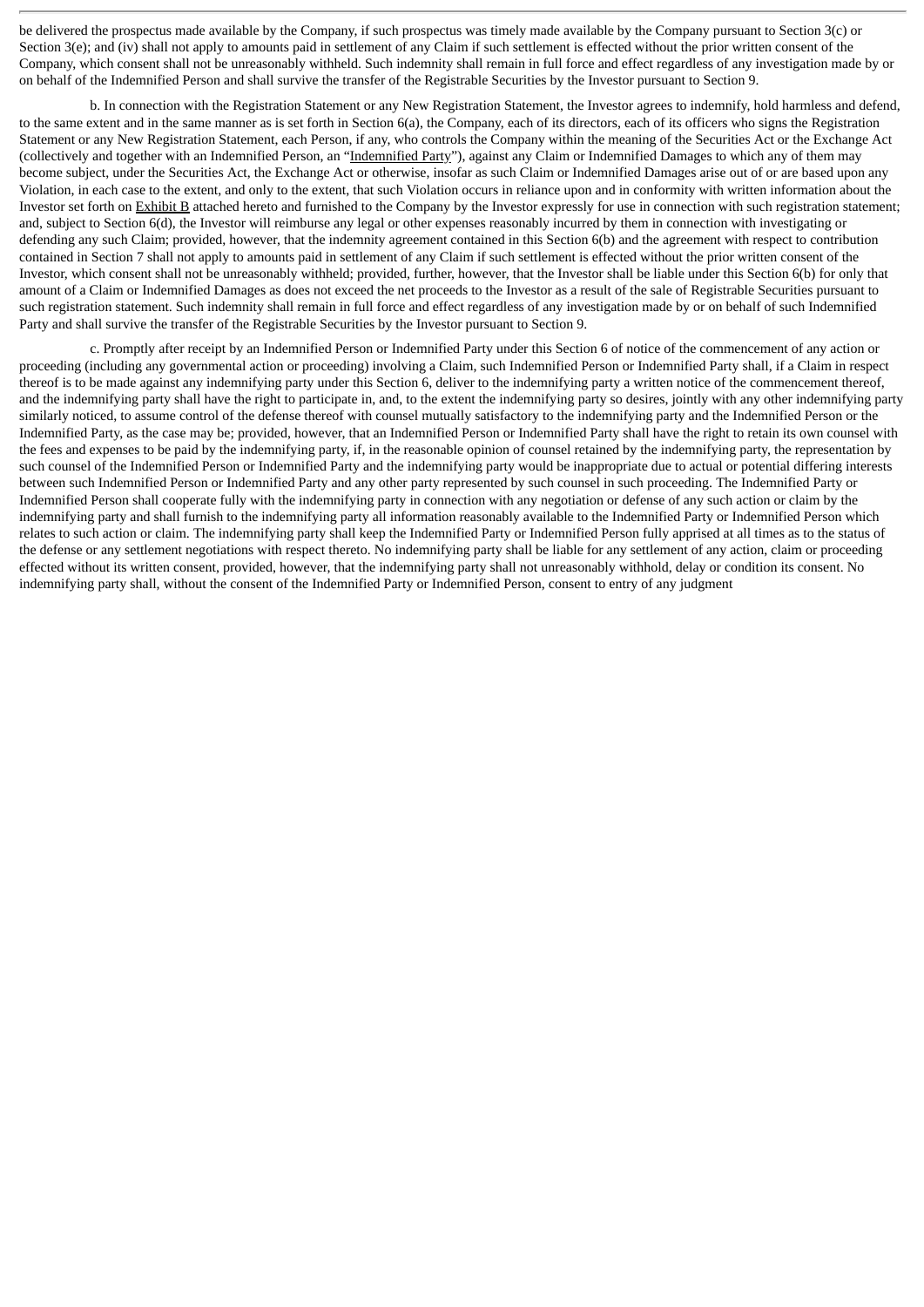be delivered the prospectus made available by the Company, if such prospectus was timely made available by the Company pursuant to Section 3(c) or Section 3(e); and (iv) shall not apply to amounts paid in settlement of any Claim if such settlement is effected without the prior written consent of the Company, which consent shall not be unreasonably withheld. Such indemnity shall remain in full force and effect regardless of any investigation made by or on behalf of the Indemnified Person and shall survive the transfer of the Registrable Securities by the Investor pursuant to Section 9.

b. In connection with the Registration Statement or any New Registration Statement, the Investor agrees to indemnify, hold harmless and defend, to the same extent and in the same manner as is set forth in Section 6(a), the Company, each of its directors, each of its officers who signs the Registration Statement or any New Registration Statement, each Person, if any, who controls the Company within the meaning of the Securities Act or the Exchange Act (collectively and together with an Indemnified Person, an "Indemnified Party"), against any Claim or Indemnified Damages to which any of them may become subject, under the Securities Act, the Exchange Act or otherwise, insofar as such Claim or Indemnified Damages arise out of or are based upon any Violation, in each case to the extent, and only to the extent, that such Violation occurs in reliance upon and in conformity with written information about the Investor set forth on Exhibit B attached hereto and furnished to the Company by the Investor expressly for use in connection with such registration statement; and, subject to Section 6(d), the Investor will reimburse any legal or other expenses reasonably incurred by them in connection with investigating or defending any such Claim; provided, however, that the indemnity agreement contained in this Section 6(b) and the agreement with respect to contribution contained in Section 7 shall not apply to amounts paid in settlement of any Claim if such settlement is effected without the prior written consent of the Investor, which consent shall not be unreasonably withheld; provided, further, however, that the Investor shall be liable under this Section 6(b) for only that amount of a Claim or Indemnified Damages as does not exceed the net proceeds to the Investor as a result of the sale of Registrable Securities pursuant to such registration statement. Such indemnity shall remain in full force and effect regardless of any investigation made by or on behalf of such Indemnified Party and shall survive the transfer of the Registrable Securities by the Investor pursuant to Section 9.

c. Promptly after receipt by an Indemnified Person or Indemnified Party under this Section 6 of notice of the commencement of any action or proceeding (including any governmental action or proceeding) involving a Claim, such Indemnified Person or Indemnified Party shall, if a Claim in respect thereof is to be made against any indemnifying party under this Section 6, deliver to the indemnifying party a written notice of the commencement thereof, and the indemnifying party shall have the right to participate in, and, to the extent the indemnifying party so desires, jointly with any other indemnifying party similarly noticed, to assume control of the defense thereof with counsel mutually satisfactory to the indemnifying party and the Indemnified Person or the Indemnified Party, as the case may be; provided, however, that an Indemnified Person or Indemnified Party shall have the right to retain its own counsel with the fees and expenses to be paid by the indemnifying party, if, in the reasonable opinion of counsel retained by the indemnifying party, the representation by such counsel of the Indemnified Person or Indemnified Party and the indemnifying party would be inappropriate due to actual or potential differing interests between such Indemnified Person or Indemnified Party and any other party represented by such counsel in such proceeding. The Indemnified Party or Indemnified Person shall cooperate fully with the indemnifying party in connection with any negotiation or defense of any such action or claim by the indemnifying party and shall furnish to the indemnifying party all information reasonably available to the Indemnified Party or Indemnified Person which relates to such action or claim. The indemnifying party shall keep the Indemnified Party or Indemnified Person fully apprised at all times as to the status of the defense or any settlement negotiations with respect thereto. No indemnifying party shall be liable for any settlement of any action, claim or proceeding effected without its written consent, provided, however, that the indemnifying party shall not unreasonably withhold, delay or condition its consent. No indemnifying party shall, without the consent of the Indemnified Party or Indemnified Person, consent to entry of any judgment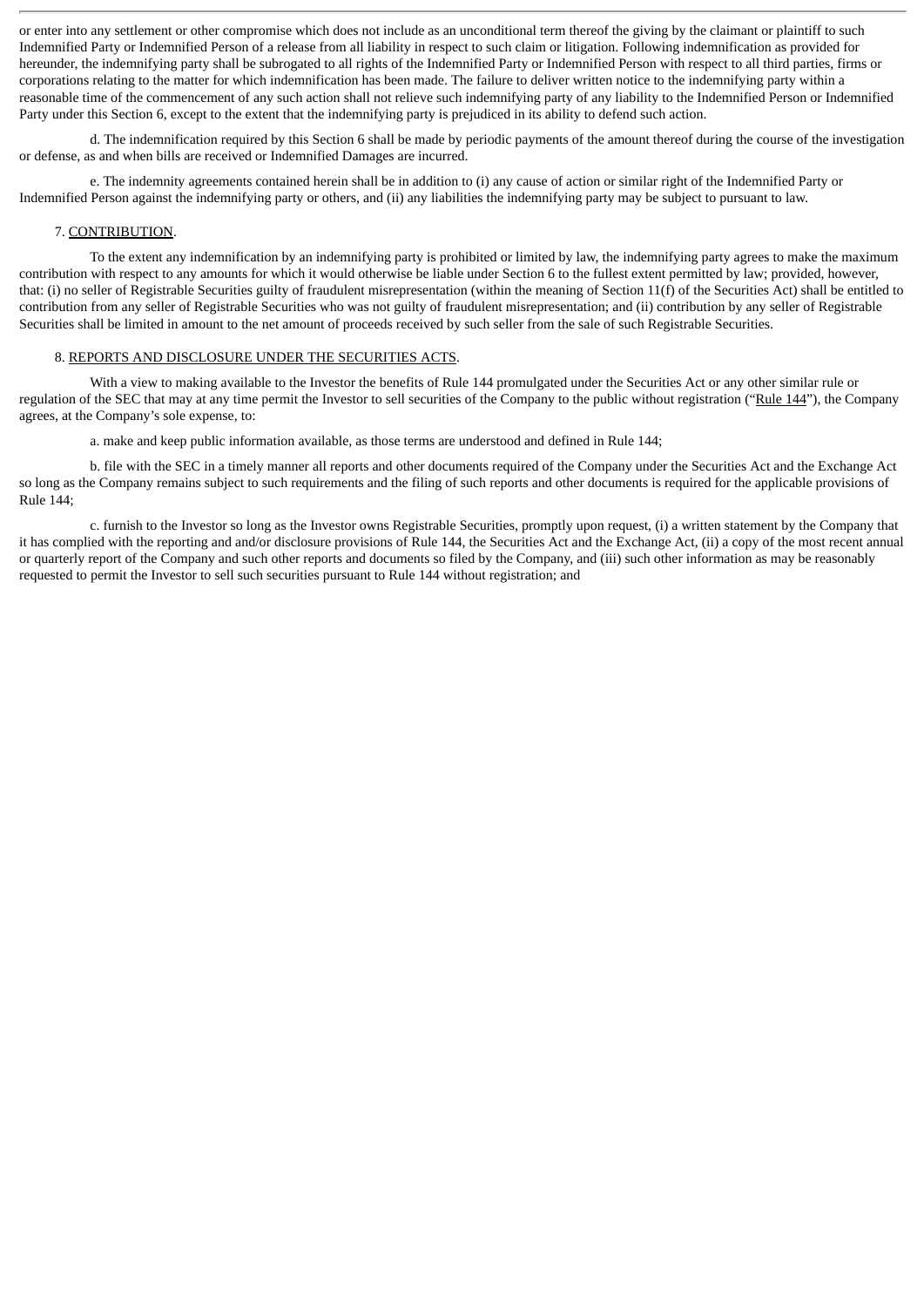or enter into any settlement or other compromise which does not include as an unconditional term thereof the giving by the claimant or plaintiff to such Indemnified Party or Indemnified Person of a release from all liability in respect to such claim or litigation. Following indemnification as provided for hereunder, the indemnifying party shall be subrogated to all rights of the Indemnified Party or Indemnified Person with respect to all third parties, firms or corporations relating to the matter for which indemnification has been made. The failure to deliver written notice to the indemnifying party within a reasonable time of the commencement of any such action shall not relieve such indemnifying party of any liability to the Indemnified Person or Indemnified Party under this Section 6, except to the extent that the indemnifying party is prejudiced in its ability to defend such action.

d. The indemnification required by this Section 6 shall be made by periodic payments of the amount thereof during the course of the investigation or defense, as and when bills are received or Indemnified Damages are incurred.

e. The indemnity agreements contained herein shall be in addition to (i) any cause of action or similar right of the Indemnified Party or Indemnified Person against the indemnifying party or others, and (ii) any liabilities the indemnifying party may be subject to pursuant to law.

7. CONTRIBUTION.

To the extent any indemnification by an indemnifying party is prohibited or limited by law, the indemnifying party agrees to make the maximum contribution with respect to any amounts for which it would otherwise be liable under Section 6 to the fullest extent permitted by law; provided, however, that: (i) no seller of Registrable Securities guilty of fraudulent misrepresentation (within the meaning of Section 11(f) of the Securities Act) shall be entitled to contribution from any seller of Registrable Securities who was not guilty of fraudulent misrepresentation; and (ii) contribution by any seller of Registrable Securities shall be limited in amount to the net amount of proceeds received by such seller from the sale of such Registrable Securities.

8. REPORTS AND DISCLOSURE UNDER THE SECURITIES ACTS.

With a view to making available to the Investor the benefits of Rule 144 promulgated under the Securities Act or any other similar rule or regulation of the SEC that may at any time permit the Investor to sell securities of the Company to the public without registration ("Rule 144"), the Company agrees, at the Company's sole expense, to:

a. make and keep public information available, as those terms are understood and defined in Rule 144;

b. file with the SEC in a timely manner all reports and other documents required of the Company under the Securities Act and the Exchange Act so long as the Company remains subject to such requirements and the filing of such reports and other documents is required for the applicable provisions of Rule 144;

c. furnish to the Investor so long as the Investor owns Registrable Securities, promptly upon request, (i) a written statement by the Company that it has complied with the reporting and and/or disclosure provisions of Rule 144, the Securities Act and the Exchange Act, (ii) a copy of the most recent annual or quarterly report of the Company and such other reports and documents so filed by the Company, and (iii) such other information as may be reasonably requested to permit the Investor to sell such securities pursuant to Rule 144 without registration; and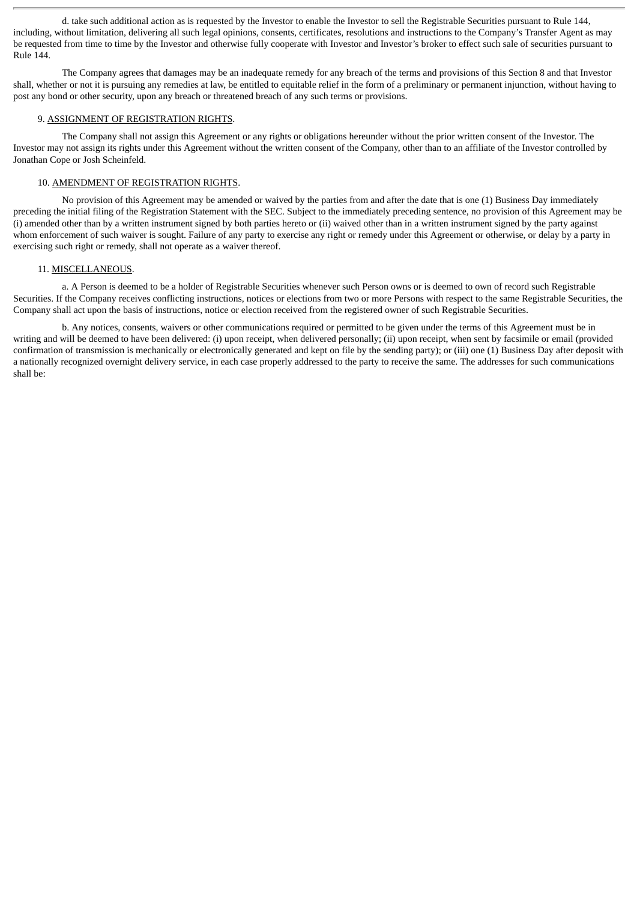d. take such additional action as is requested by the Investor to enable the Investor to sell the Registrable Securities pursuant to Rule 144, including, without limitation, delivering all such legal opinions, consents, certificates, resolutions and instructions to the Company's Transfer Agent as may be requested from time to time by the Investor and otherwise fully cooperate with Investor and Investor's broker to effect such sale of securities pursuant to Rule 144.

The Company agrees that damages may be an inadequate remedy for any breach of the terms and provisions of this Section 8 and that Investor shall, whether or not it is pursuing any remedies at law, be entitled to equitable relief in the form of a preliminary or permanent injunction, without having to post any bond or other security, upon any breach or threatened breach of any such terms or provisions.

9. <u>ASSIGNMENT OF REGISTRATION RIGHTS</u>.

The Company shall not assign this Agreement or any rights or obligations hereunder without the prior written consent of the Investor. The Investor may not assign its rights under this Agreement without the written consent of the Company, other than to an affiliate of the Investor controlled by Jonathan Cope or Josh Scheinfeld.

10. <u>AMENDMENT OF REGISTRATION RIGHTS</u>.

No provision of this Agreement may be amended or waived by the parties from and after the date that is one (1) Business Day immediately preceding the initial filing of the Registration Statement with the SEC. Subject to the immediately preceding sentence, no provision of this Agreement may be (i) amended other than by a written instrument signed by both parties hereto or (ii) waived other than in a written instrument signed by the party against whom enforcement of such waiver is sought. Failure of any party to exercise any right or remedy under this Agreement or otherwise, or delay by a party in exercising such right or remedy, shall not operate as a waiver thereof.

11. <u>MISCELLANEOUS</u>.

a. A Person is deemed to be a holder of Registrable Securities whenever such Person owns or is deemed to own of record such Registrable Securities. If the Company receives conflicting instructions, notices or elections from two or more Persons with respect to the same Registrable Securities, the Company shall act upon the basis of instructions, notice or election received from the registered owner of such Registrable Securities.

b. Any notices, consents, waivers or other communications required or permitted to be given under the terms of this Agreement must be in writing and will be deemed to have been delivered: (i) upon receipt, when delivered personally; (ii) upon receipt, when sent by facsimile or email (provided confirmation of transmission is mechanically or electronically generated and kept on file by the sending party); or (iii) one (1) Business Day after deposit with a nationally recognized overnight delivery service, in each case properly addressed to the party to receive the same. The addresses for such communications shall be: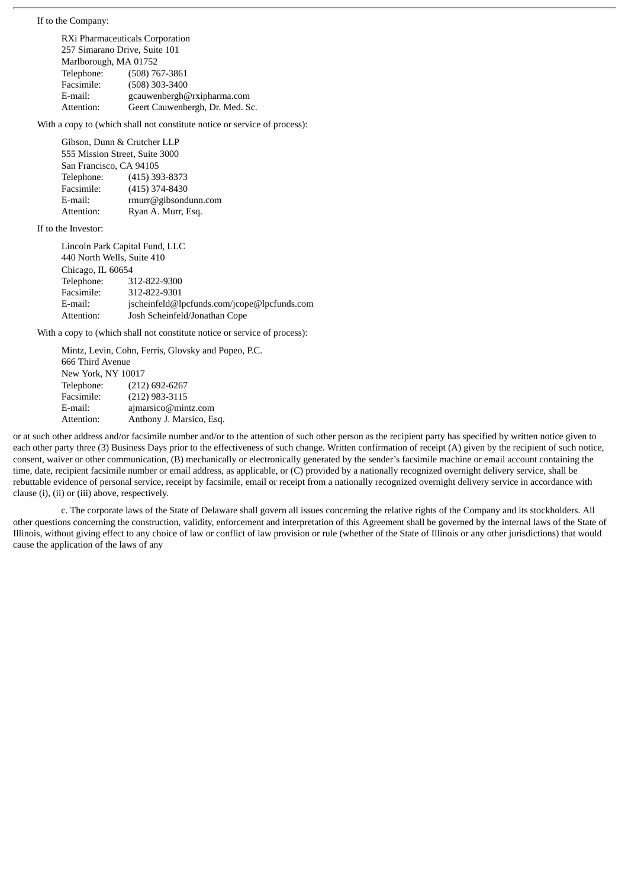If to the Company:

RXi Pharmaceuticals Corporation
257 Simarano Drive, Suite 101
Marlborough, MA 01752

| | |
|---|---|
| Telephone: | (508) 767-3861 |
| Facsimile: | (508) 303-3400 |
| E-mail: | gcauwenbergh@rxipharma.com |
| Attention: | Geert Cauwenbergh, Dr. Med. Sc. |

With a copy to (which shall not constitute notice or service of process):

Gibson, Dunn & Crutcher LLP
555 Mission Street, Suite 3000
San Francisco, CA 94105

| | |
|---|---|
| Telephone: | (415) 393-8373 |
| Facsimile: | (415) 374-8430 |
| E-mail: | rmurr@gibsondunn.com |
| Attention: | Ryan A. Murr, Esq. |

If to the Investor:

Lincoln Park Capital Fund, LLC
440 North Wells, Suite 410
Chicago, IL 60654

| | |
|---|---|
| Telephone: | 312-822-9300 |
| Facsimile: | 312-822-9301 |
| E-mail: | jscheinfeld@lpcfunds.com/jcope@lpcfunds.com |
| Attention: | Josh Scheinfeld/Jonathan Cope |

With a copy to (which shall not constitute notice or service of process):

Mintz, Levin, Cohn, Ferris, Glovsky and Popeo, P.C.
666 Third Avenue
New York, NY 10017

| | |
|---|---|
| Telephone: | (212) 692-6267 |
| Facsimile: | (212) 983-3115 |
| E-mail: | ajmarsico@mintz.com |
| Attention: | Anthony J. Marsico, Esq. |

or at such other address and/or facsimile number and/or to the attention of such other person as the recipient party has specified by written notice given to each other party three (3) Business Days prior to the effectiveness of such change. Written confirmation of receipt (A) given by the recipient of such notice, consent, waiver or other communication, (B) mechanically or electronically generated by the sender's facsimile machine or email account containing the time, date, recipient facsimile number or email address, as applicable, or (C) provided by a nationally recognized overnight delivery service, shall be rebuttable evidence of personal service, receipt by facsimile, email or receipt from a nationally recognized overnight delivery service in accordance with clause (i), (ii) or (iii) above, respectively.

c. The corporate laws of the State of Delaware shall govern all issues concerning the relative rights of the Company and its stockholders. All other questions concerning the construction, validity, enforcement and interpretation of this Agreement shall be governed by the internal laws of the State of Illinois, without giving effect to any choice of law or conflict of law provision or rule (whether of the State of Illinois or any other jurisdictions) that would cause the application of the laws of any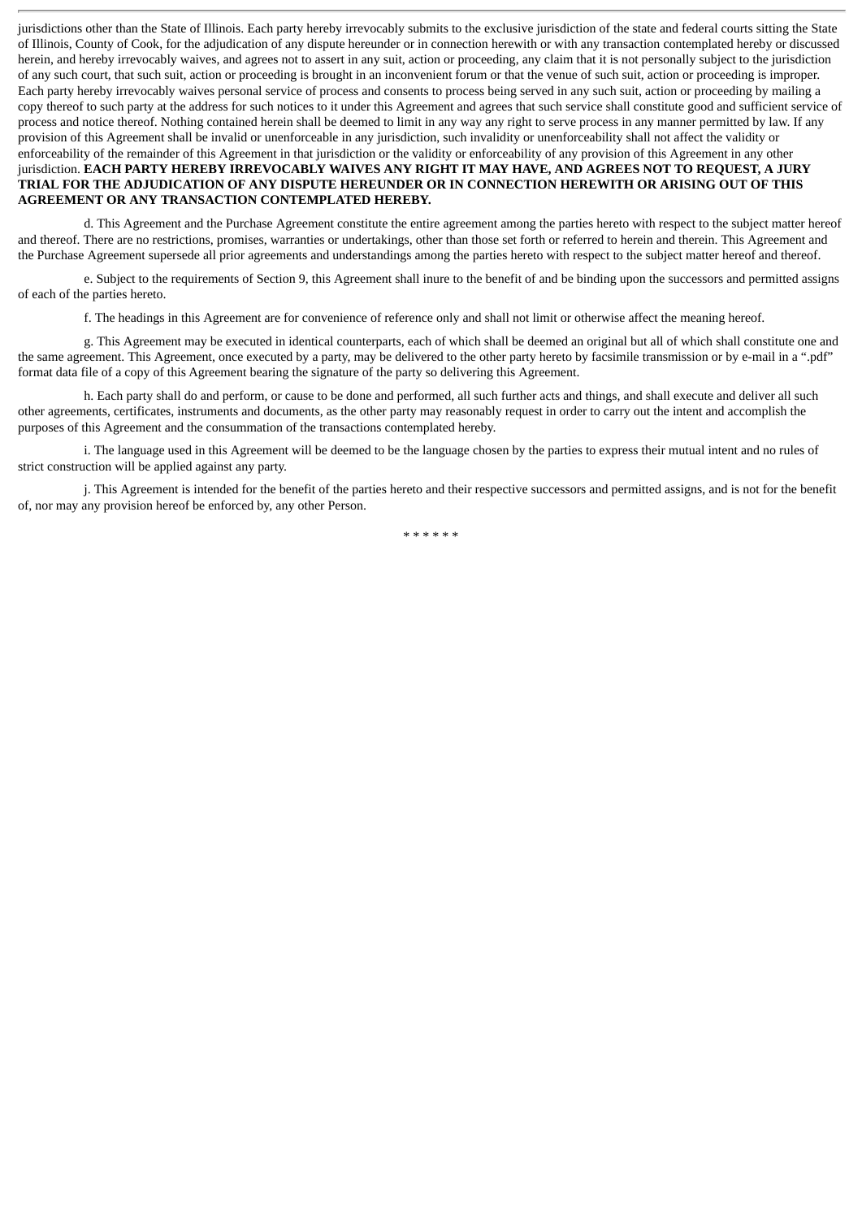jurisdictions other than the State of Illinois. Each party hereby irrevocably submits to the exclusive jurisdiction of the state and federal courts sitting the State of Illinois, County of Cook, for the adjudication of any dispute hereunder or in connection herewith or with any transaction contemplated hereby or discussed herein, and hereby irrevocably waives, and agrees not to assert in any suit, action or proceeding, any claim that it is not personally subject to the jurisdiction of any such court, that such suit, action or proceeding is brought in an inconvenient forum or that the venue of such suit, action or proceeding is improper. Each party hereby irrevocably waives personal service of process and consents to process being served in any such suit, action or proceeding by mailing a copy thereof to such party at the address for such notices to it under this Agreement and agrees that such service shall constitute good and sufficient service of process and notice thereof. Nothing contained herein shall be deemed to limit in any way any right to serve process in any manner permitted by law. If any provision of this Agreement shall be invalid or unenforceable in any jurisdiction, such invalidity or unenforceability shall not affect the validity or enforceability of the remainder of this Agreement in that jurisdiction or the validity or enforceability of any provision of this Agreement in any other jurisdiction. **EACH PARTY HEREBY IRREVOCABLY WAIVES ANY RIGHT IT MAY HAVE, AND AGREES NOT TO REQUEST, A JURY TRIAL FOR THE ADJUDICATION OF ANY DISPUTE HEREUNDER OR IN CONNECTION HEREWITH OR ARISING OUT OF THIS AGREEMENT OR ANY TRANSACTION CONTEMPLATED HEREBY.**

d. This Agreement and the Purchase Agreement constitute the entire agreement among the parties hereto with respect to the subject matter hereof and thereof. There are no restrictions, promises, warranties or undertakings, other than those set forth or referred to herein and therein. This Agreement and the Purchase Agreement supersede all prior agreements and understandings among the parties hereto with respect to the subject matter hereof and thereof.

e. Subject to the requirements of Section 9, this Agreement shall inure to the benefit of and be binding upon the successors and permitted assigns of each of the parties hereto.

f. The headings in this Agreement are for convenience of reference only and shall not limit or otherwise affect the meaning hereof.

g. This Agreement may be executed in identical counterparts, each of which shall be deemed an original but all of which shall constitute one and the same agreement. This Agreement, once executed by a party, may be delivered to the other party hereto by facsimile transmission or by e-mail in a ".pdf" format data file of a copy of this Agreement bearing the signature of the party so delivering this Agreement.

h. Each party shall do and perform, or cause to be done and performed, all such further acts and things, and shall execute and deliver all such other agreements, certificates, instruments and documents, as the other party may reasonably request in order to carry out the intent and accomplish the purposes of this Agreement and the consummation of the transactions contemplated hereby.

i. The language used in this Agreement will be deemed to be the language chosen by the parties to express their mutual intent and no rules of strict construction will be applied against any party.

j. This Agreement is intended for the benefit of the parties hereto and their respective successors and permitted assigns, and is not for the benefit of, nor may any provision hereof be enforced by, any other Person.

* * * * * *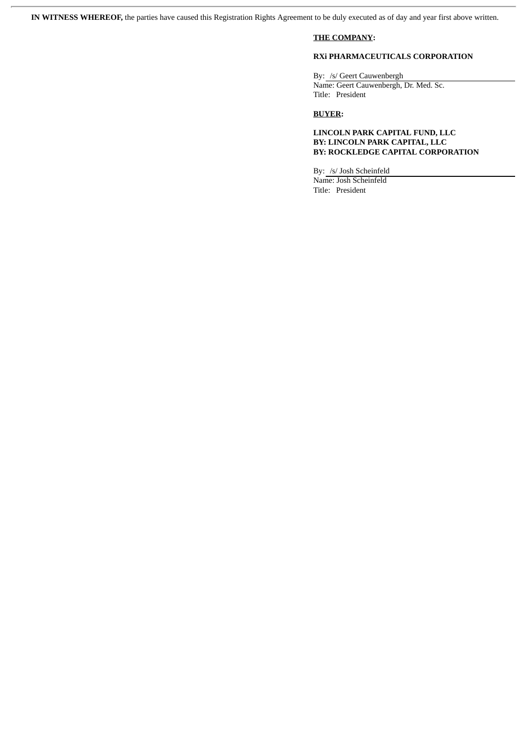**IN WITNESS WHEREOF,** the parties have caused this Registration Rights Agreement to be duly executed as of day and year first above written.

**THE COMPANY:**

**RXi PHARMACEUTICALS CORPORATION**

By: /s/ Geert Cauwenbergh
Name: Geert Cauwenbergh, Dr. Med. Sc.
Title: President

**BUYER:**

**LINCOLN PARK CAPITAL FUND, LLC**
**BY: LINCOLN PARK CAPITAL, LLC**
**BY: ROCKLEDGE CAPITAL CORPORATION**

By: /s/ Josh Scheinfeld
Name: Josh Scheinfeld
Title: President